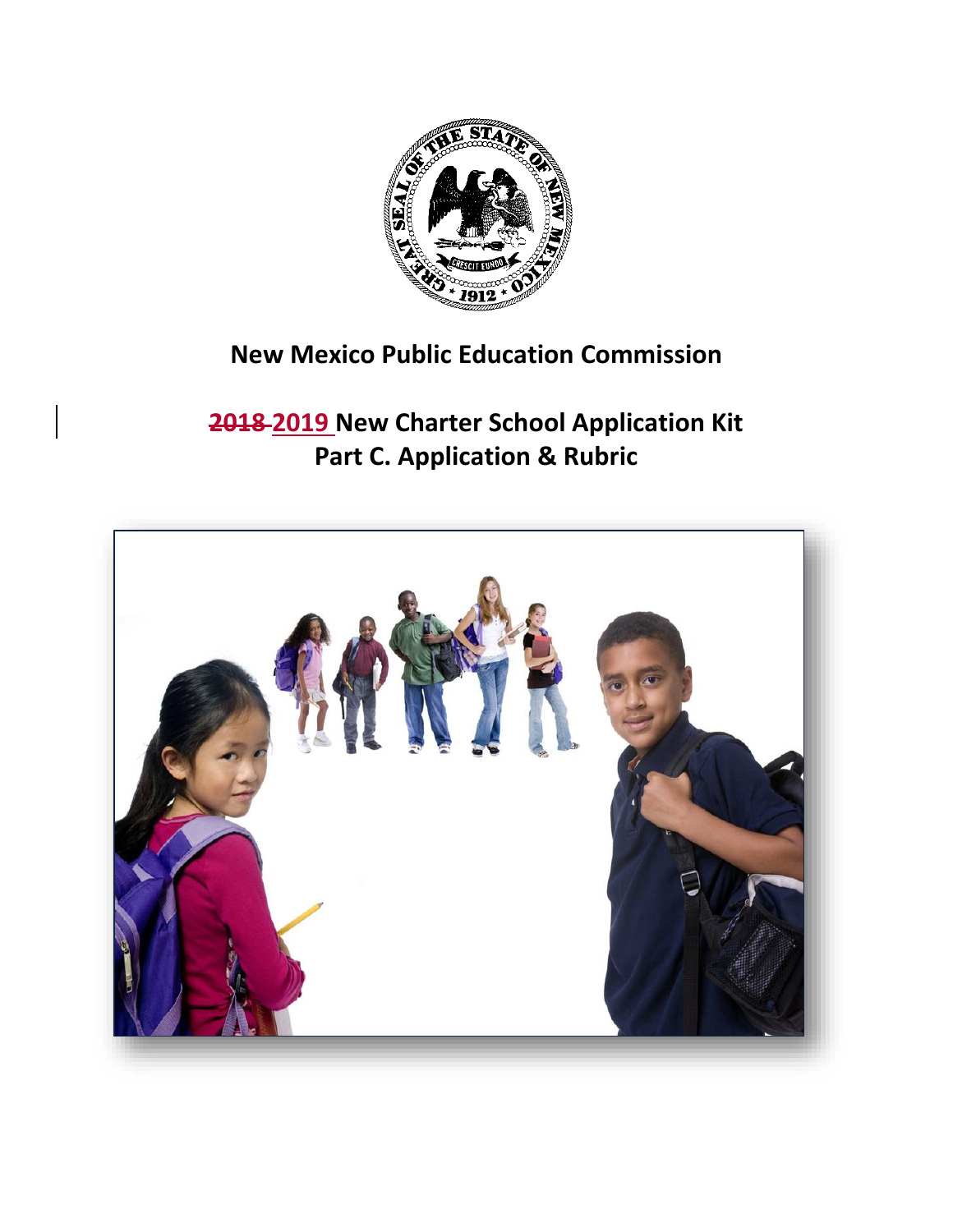# New Mexico Public Education Commission

## ~~2018~~ 2019 New Charter School Application Kit
## Part C. Application & Rubric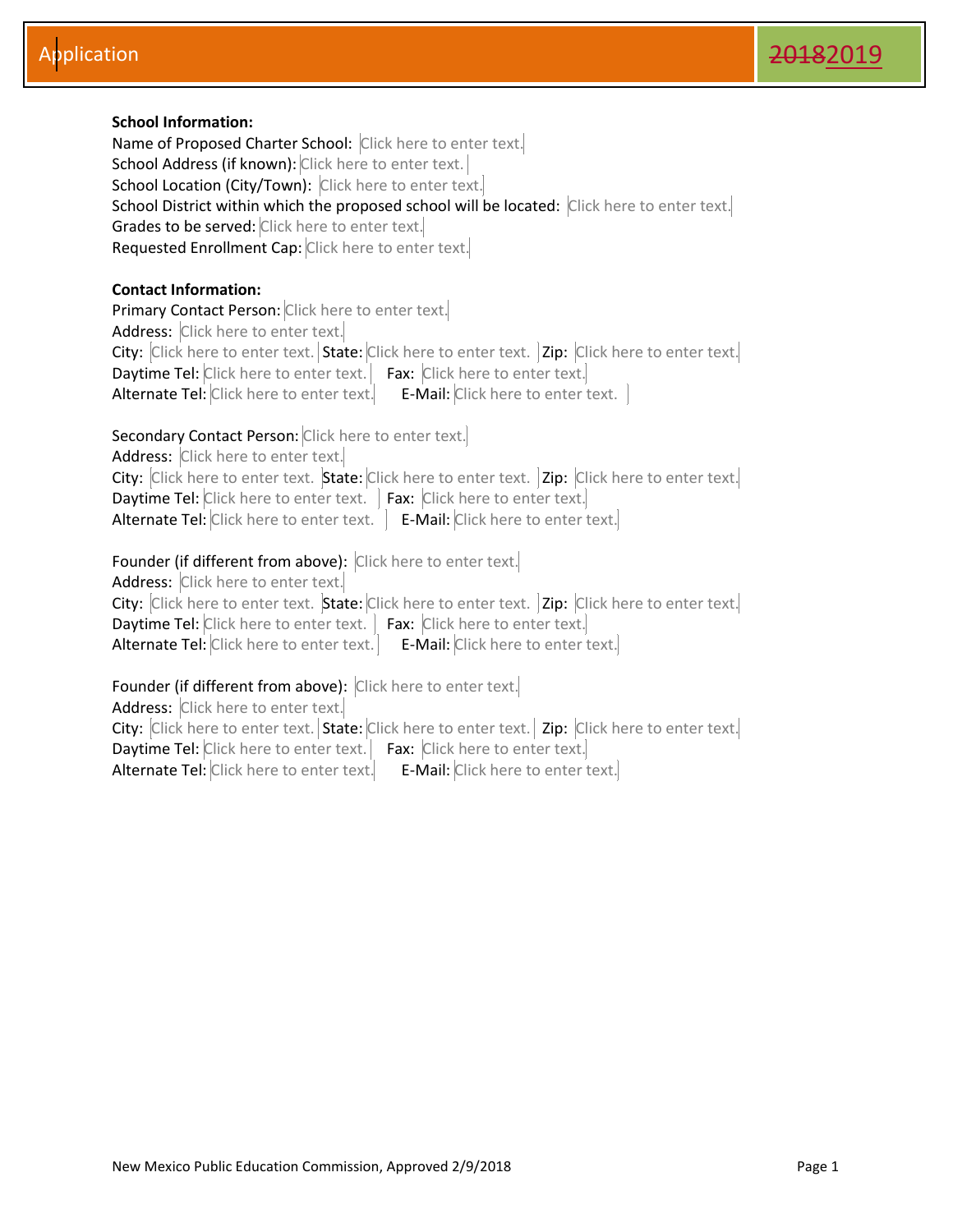# Application

~~2018~~2019

**School Information:**

Name of Proposed Charter School: Click here to enter text.
School Address (if known): Click here to enter text.
School Location (City/Town): Click here to enter text.
School District within which the proposed school will be located: Click here to enter text.
Grades to be served: Click here to enter text.
Requested Enrollment Cap: Click here to enter text.

**Contact Information:**

Primary Contact Person: Click here to enter text.
Address: Click here to enter text.
City: Click here to enter text. State: Click here to enter text. Zip: Click here to enter text.
Daytime Tel: Click here to enter text. Fax: Click here to enter text.
Alternate Tel: Click here to enter text. E-Mail: Click here to enter text.

Secondary Contact Person: Click here to enter text.
Address: Click here to enter text.
City: Click here to enter text. State: Click here to enter text. Zip: Click here to enter text.
Daytime Tel: Click here to enter text. Fax: Click here to enter text.
Alternate Tel: Click here to enter text. E-Mail: Click here to enter text.

Founder (if different from above): Click here to enter text.
Address: Click here to enter text.
City: Click here to enter text. State: Click here to enter text. Zip: Click here to enter text.
Daytime Tel: Click here to enter text. Fax: Click here to enter text.
Alternate Tel: Click here to enter text. E-Mail: Click here to enter text.

Founder (if different from above): Click here to enter text.
Address: Click here to enter text.
City: Click here to enter text. State: Click here to enter text. Zip: Click here to enter text.
Daytime Tel: Click here to enter text. Fax: Click here to enter text.
Alternate Tel: Click here to enter text. E-Mail: Click here to enter text.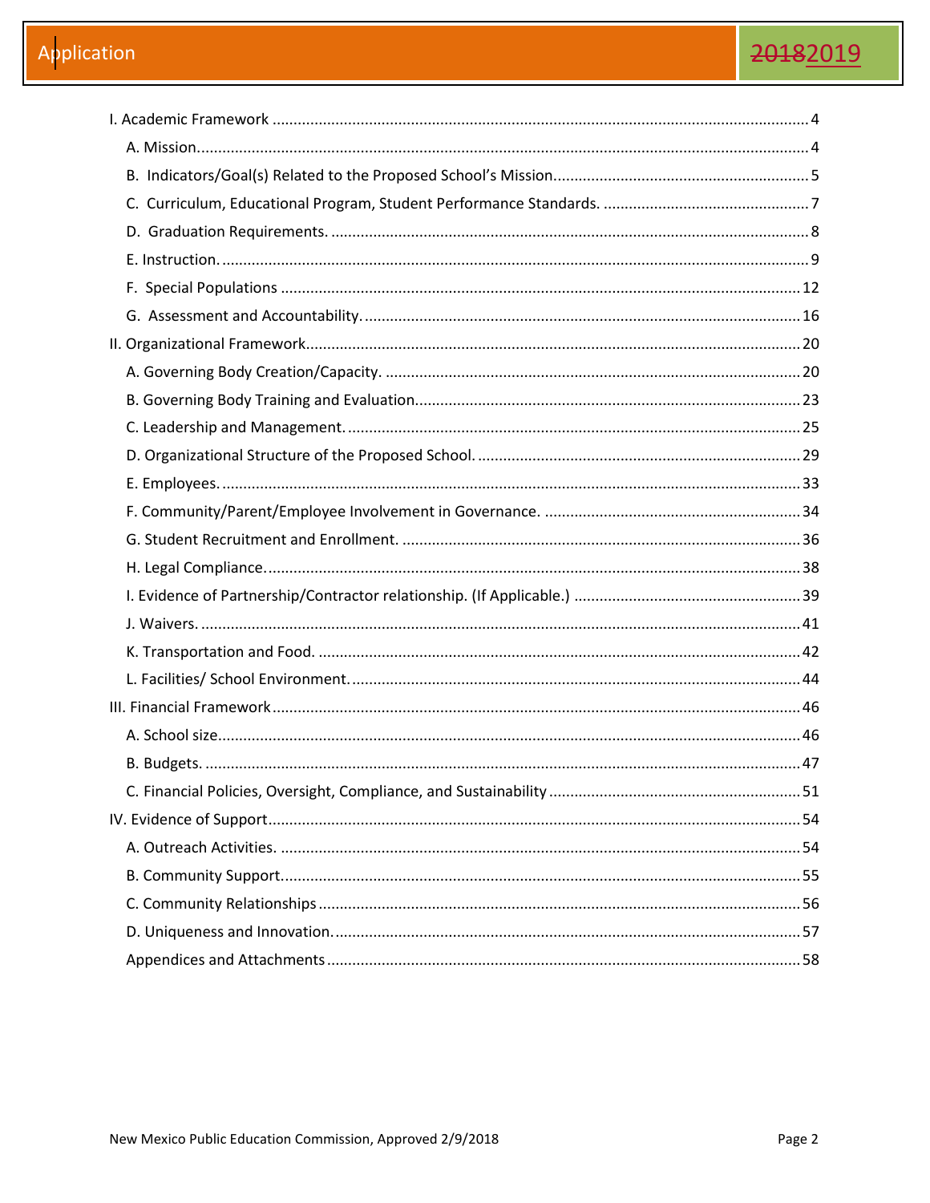I. Academic Framework ........................................................................................................... 4

A. Mission........................................................................................................................... 4

B. Indicators/Goal(s) Related to the Proposed School's Mission............................................................ 5

C. Curriculum, Educational Program, Student Performance Standards. ................................................. 7

D. Graduation Requirements. .................................................................................................. 8

E. Instruction. ....................................................................................................................... 9

F. Special Populations ........................................................................................................... 12

G. Assessment and Accountability. ........................................................................................ 16

II. Organizational Framework..................................................................................................... 20

A. Governing Body Creation/Capacity. .................................................................................... 20

B. Governing Body Training and Evaluation............................................................................. 23

C. Leadership and Management. ........................................................................................... 25

D. Organizational Structure of the Proposed School. .............................................................. 29

E. Employees. ...................................................................................................................... 33

F. Community/Parent/Employee Involvement in Governance. ................................................... 34

G. Student Recruitment and Enrollment. ................................................................................. 36

H. Legal Compliance. ............................................................................................................ 38

I. Evidence of Partnership/Contractor relationship. (If Applicable.) ............................................ 39

J. Waivers. ........................................................................................................................... 41

K. Transportation and Food. .................................................................................................. 42

L. Facilities/ School Environment. .......................................................................................... 44

III. Financial Framework............................................................................................................. 46

A. School size........................................................................................................................ 46

B. Budgets. .......................................................................................................................... 47

C. Financial Policies, Oversight, Compliance, and Sustainability .............................................. 51

IV. Evidence of Support............................................................................................................... 54

A. Outreach Activities. .......................................................................................................... 54

B. Community Support........................................................................................................... 55

C. Community Relationships .................................................................................................. 56

D. Uniqueness and Innovation. .............................................................................................. 57

Appendices and Attachments .................................................................................................... 58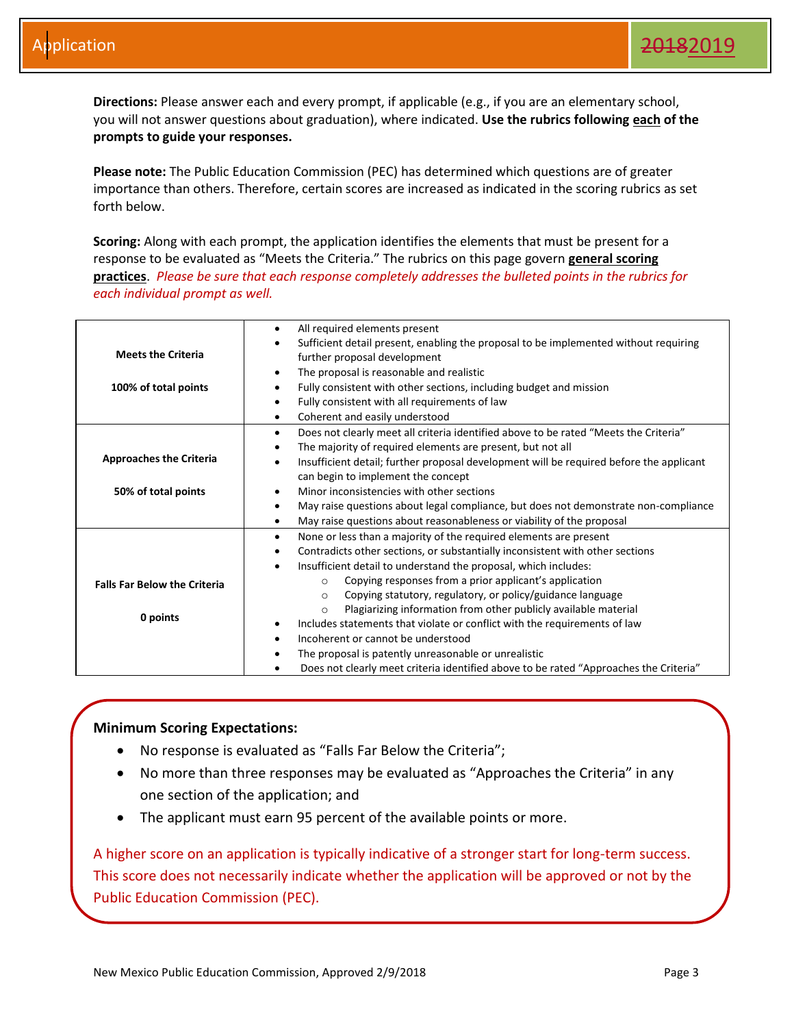Directions: Please answer each and every prompt, if applicable (e.g., if you are an elementary school, you will not answer questions about graduation), where indicated. **Use the rubrics following each of the prompts to guide your responses.**

**Please note:** The Public Education Commission (PEC) has determined which questions are of greater importance than others. Therefore, certain scores are increased as indicated in the scoring rubrics as set forth below.

**Scoring:** Along with each prompt, the application identifies the elements that must be present for a response to be evaluated as "Meets the Criteria." The rubrics on this page govern **general scoring practices**. *Please be sure that each response completely addresses the bulleted points in the rubrics for each individual prompt as well.*

| Rating | Criteria |
|---|---|
| **Meets the Criteria**<br><br>**100% of total points** | • All required elements present<br>• Sufficient detail present, enabling the proposal to be implemented without requiring further proposal development<br>• The proposal is reasonable and realistic<br>• Fully consistent with other sections, including budget and mission<br>• Fully consistent with all requirements of law<br>• Coherent and easily understood |
| **Approaches the Criteria**<br><br>**50% of total points** | • Does not clearly meet all criteria identified above to be rated "Meets the Criteria"<br>• The majority of required elements are present, but not all<br>• Insufficient detail; further proposal development will be required before the applicant can begin to implement the concept<br>• Minor inconsistencies with other sections<br>• May raise questions about legal compliance, but does not demonstrate non-compliance<br>• May raise questions about reasonableness or viability of the proposal |
| **Falls Far Below the Criteria**<br><br>**0 points** | • None or less than a majority of the required elements are present<br>• Contradicts other sections, or substantially inconsistent with other sections<br>• Insufficient detail to understand the proposal, which includes:<br>  ○ Copying responses from a prior applicant's application<br>  ○ Copying statutory, regulatory, or policy/guidance language<br>  ○ Plagiarizing information from other publicly available material<br>• Includes statements that violate or conflict with the requirements of law<br>• Incoherent or cannot be understood<br>• The proposal is patently unreasonable or unrealistic<br>• Does not clearly meet criteria identified above to be rated "Approaches the Criteria" |

**Minimum Scoring Expectations:**

- No response is evaluated as "Falls Far Below the Criteria";
- No more than three responses may be evaluated as "Approaches the Criteria" in any one section of the application; and
- The applicant must earn 95 percent of the available points or more.

A higher score on an application is typically indicative of a stronger start for long-term success. This score does not necessarily indicate whether the application will be approved or not by the Public Education Commission (PEC).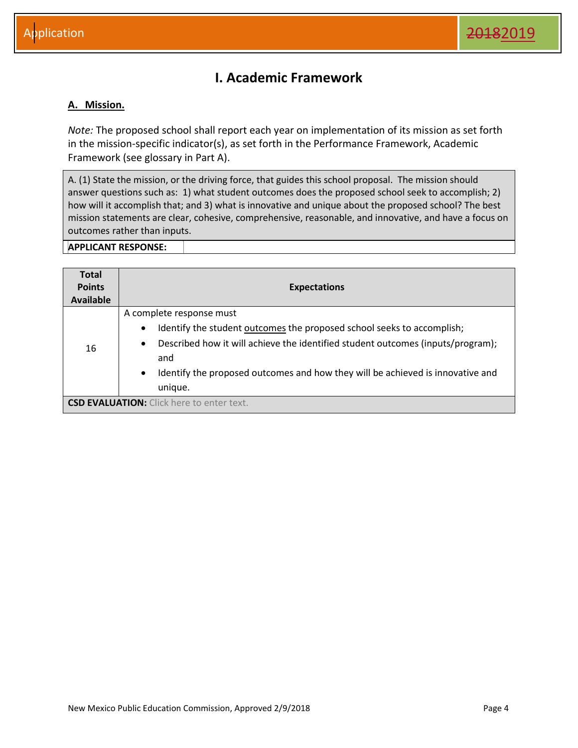# I. Academic Framework

## A. Mission.

*Note:* The proposed school shall report each year on implementation of its mission as set forth in the mission-specific indicator(s), as set forth in the Performance Framework, Academic Framework (see glossary in Part A).

A. (1) State the mission, or the driving force, that guides this school proposal. The mission should answer questions such as: 1) what student outcomes does the proposed school seek to accomplish; 2) how will it accomplish that; and 3) what is innovative and unique about the proposed school? The best mission statements are clear, cohesive, comprehensive, reasonable, and innovative, and have a focus on outcomes rather than inputs.

**APPLICANT RESPONSE:**

| Total Points Available | Expectations |
|---|---|
| 16 | A complete response must<br>• Identify the student outcomes the proposed school seeks to accomplish;<br>• Described how it will achieve the identified student outcomes (inputs/program); and<br>• Identify the proposed outcomes and how they will be achieved is innovative and unique. |

**CSD EVALUATION:** Click here to enter text.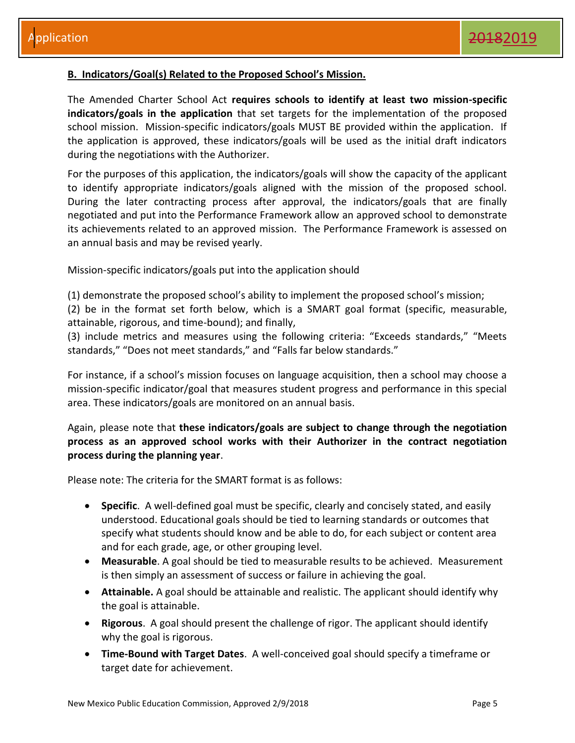**B. Indicators/Goal(s) Related to the Proposed School's Mission.**

The Amended Charter School Act **requires schools to identify at least two mission-specific indicators/goals in the application** that set targets for the implementation of the proposed school mission. Mission-specific indicators/goals MUST BE provided within the application. If the application is approved, these indicators/goals will be used as the initial draft indicators during the negotiations with the Authorizer.

For the purposes of this application, the indicators/goals will show the capacity of the applicant to identify appropriate indicators/goals aligned with the mission of the proposed school. During the later contracting process after approval, the indicators/goals that are finally negotiated and put into the Performance Framework allow an approved school to demonstrate its achievements related to an approved mission. The Performance Framework is assessed on an annual basis and may be revised yearly.

Mission-specific indicators/goals put into the application should

(1) demonstrate the proposed school's ability to implement the proposed school's mission;
(2) be in the format set forth below, which is a SMART goal format (specific, measurable, attainable, rigorous, and time-bound); and finally,
(3) include metrics and measures using the following criteria: "Exceeds standards," "Meets standards," "Does not meet standards," and "Falls far below standards."

For instance, if a school's mission focuses on language acquisition, then a school may choose a mission-specific indicator/goal that measures student progress and performance in this special area. These indicators/goals are monitored on an annual basis.

Again, please note that **these indicators/goals are subject to change through the negotiation process as an approved school works with their Authorizer in the contract negotiation process during the planning year**.

Please note: The criteria for the SMART format is as follows:

- **Specific**. A well-defined goal must be specific, clearly and concisely stated, and easily understood. Educational goals should be tied to learning standards or outcomes that specify what students should know and be able to do, for each subject or content area and for each grade, age, or other grouping level.
- **Measurable**. A goal should be tied to measurable results to be achieved. Measurement is then simply an assessment of success or failure in achieving the goal.
- **Attainable.** A goal should be attainable and realistic. The applicant should identify why the goal is attainable.
- **Rigorous**. A goal should present the challenge of rigor. The applicant should identify why the goal is rigorous.
- **Time-Bound with Target Dates**. A well-conceived goal should specify a timeframe or target date for achievement.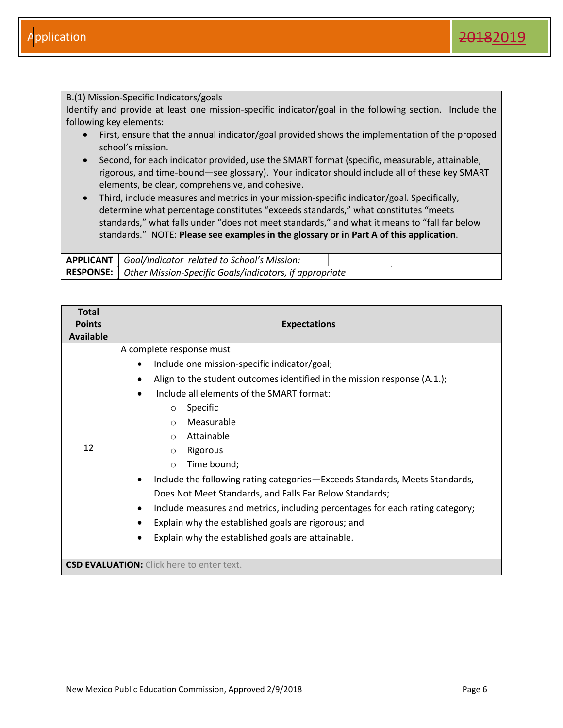B.(1) Mission-Specific Indicators/goals

Identify and provide at least one mission-specific indicator/goal in the following section. Include the following key elements:

- First, ensure that the annual indicator/goal provided shows the implementation of the proposed school's mission.
- Second, for each indicator provided, use the SMART format (specific, measurable, attainable, rigorous, and time-bound—see glossary). Your indicator should include all of these key SMART elements, be clear, comprehensive, and cohesive.
- Third, include measures and metrics in your mission-specific indicator/goal. Specifically, determine what percentage constitutes "exceeds standards," what constitutes "meets standards," what falls under "does not meet standards," and what it means to "fall far below standards." NOTE: **Please see examples in the glossary or in Part A of this application**.

| **APPLICANT RESPONSE:** | *Goal/Indicator related to School's Mission:* | |
|---|---|---|
| | *Other Mission-Specific Goals/indicators, if appropriate* | |

| Total Points Available | Expectations |
|---|---|
| 12 | A complete response must<br>• Include one mission-specific indicator/goal;<br>• Align to the student outcomes identified in the mission response (A.1.);<br>• Include all elements of the SMART format:<br>  ○ Specific<br>  ○ Measurable<br>  ○ Attainable<br>  ○ Rigorous<br>  ○ Time bound;<br>• Include the following rating categories—Exceeds Standards, Meets Standards, Does Not Meet Standards, and Falls Far Below Standards;<br>• Include measures and metrics, including percentages for each rating category;<br>• Explain why the established goals are rigorous; and<br>• Explain why the established goals are attainable. |
| **CSD EVALUATION:** Click here to enter text. | |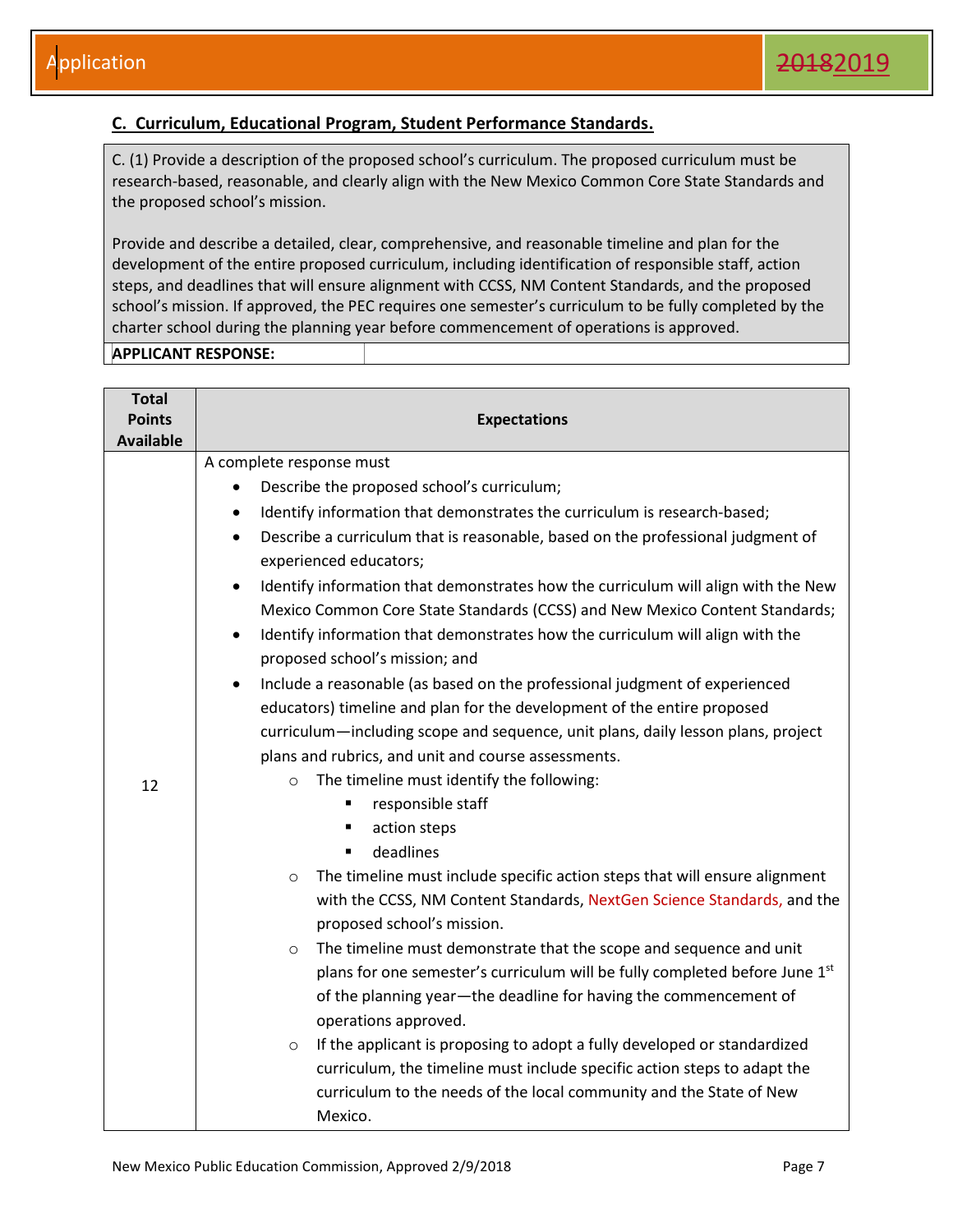## C. Curriculum, Educational Program, Student Performance Standards.

C. (1) Provide a description of the proposed school's curriculum. The proposed curriculum must be research-based, reasonable, and clearly align with the New Mexico Common Core State Standards and the proposed school's mission.

Provide and describe a detailed, clear, comprehensive, and reasonable timeline and plan for the development of the entire proposed curriculum, including identification of responsible staff, action steps, and deadlines that will ensure alignment with CCSS, NM Content Standards, and the proposed school's mission. If approved, the PEC requires one semester's curriculum to be fully completed by the charter school during the planning year before commencement of operations is approved.

**APPLICANT RESPONSE:**

| Total Points Available | Expectations |
|---|---|
| 12 | A complete response must<br>• Describe the proposed school's curriculum;<br>• Identify information that demonstrates the curriculum is research-based;<br>• Describe a curriculum that is reasonable, based on the professional judgment of experienced educators;<br>• Identify information that demonstrates how the curriculum will align with the New Mexico Common Core State Standards (CCSS) and New Mexico Content Standards;<br>• Identify information that demonstrates how the curriculum will align with the proposed school's mission; and<br>• Include a reasonable (as based on the professional judgment of experienced educators) timeline and plan for the development of the entire proposed curriculum—including scope and sequence, unit plans, daily lesson plans, project plans and rubrics, and unit and course assessments.<br>&nbsp;&nbsp;○ The timeline must identify the following:<br>&nbsp;&nbsp;&nbsp;&nbsp;▪ responsible staff<br>&nbsp;&nbsp;&nbsp;&nbsp;▪ action steps<br>&nbsp;&nbsp;&nbsp;&nbsp;▪ deadlines<br>&nbsp;&nbsp;○ The timeline must include specific action steps that will ensure alignment with the CCSS, NM Content Standards, NextGen Science Standards, and the proposed school's mission.<br>&nbsp;&nbsp;○ The timeline must demonstrate that the scope and sequence and unit plans for one semester's curriculum will be fully completed before June 1st of the planning year—the deadline for having the commencement of operations approved.<br>&nbsp;&nbsp;○ If the applicant is proposing to adopt a fully developed or standardized curriculum, the timeline must include specific action steps to adapt the curriculum to the needs of the local community and the State of New Mexico. |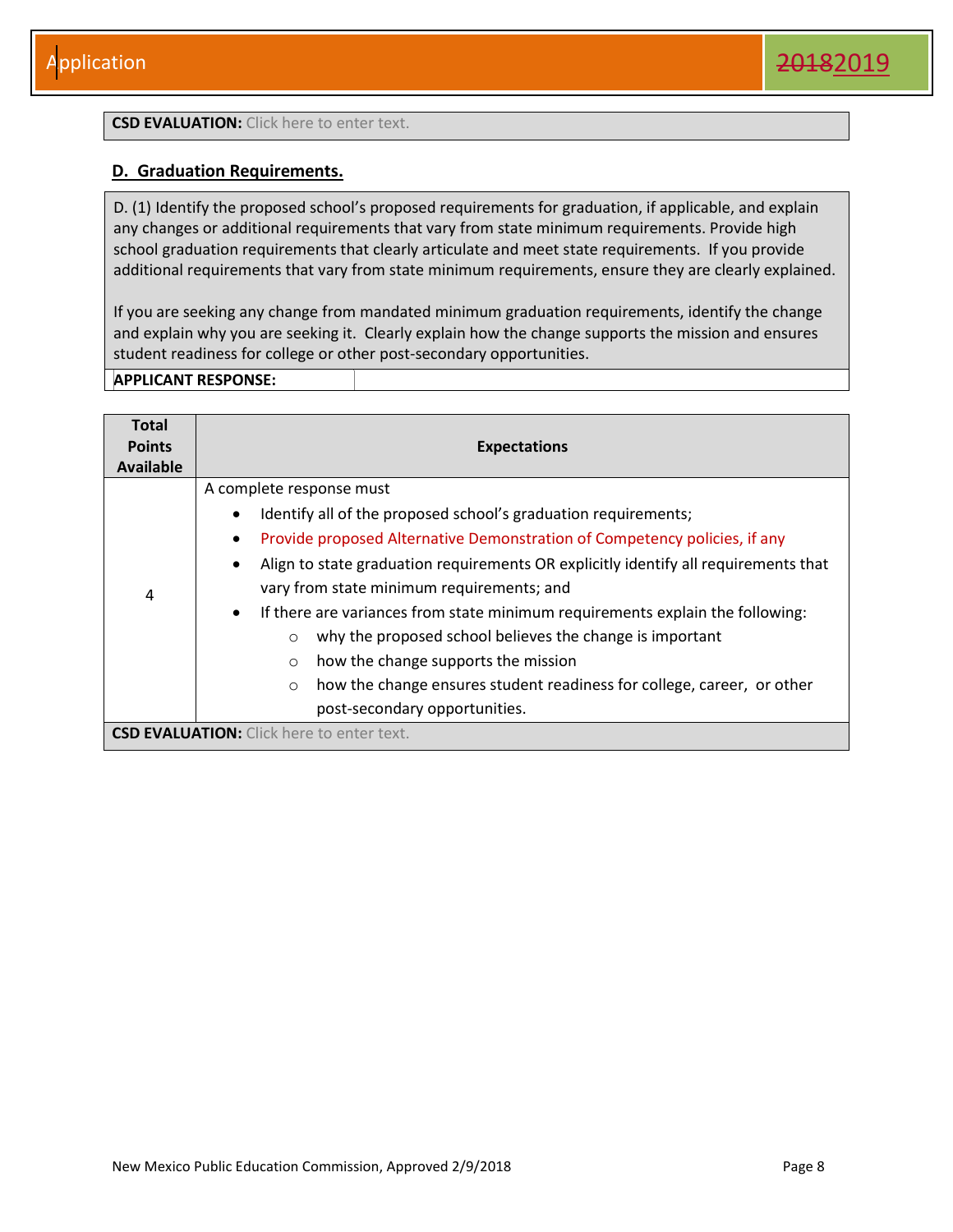**CSD EVALUATION:** Click here to enter text.

### D. Graduation Requirements.

D. (1) Identify the proposed school's proposed requirements for graduation, if applicable, and explain any changes or additional requirements that vary from state minimum requirements. Provide high school graduation requirements that clearly articulate and meet state requirements. If you provide additional requirements that vary from state minimum requirements, ensure they are clearly explained.

If you are seeking any change from mandated minimum graduation requirements, identify the change and explain why you are seeking it. Clearly explain how the change supports the mission and ensures student readiness for college or other post-secondary opportunities.

**APPLICANT RESPONSE:**

| Total Points Available | Expectations |
|---|---|
| 4 | A complete response must<br>• Identify all of the proposed school's graduation requirements;<br>• Provide proposed Alternative Demonstration of Competency policies, if any<br>• Align to state graduation requirements OR explicitly identify all requirements that vary from state minimum requirements; and<br>• If there are variances from state minimum requirements explain the following:<br>&nbsp;&nbsp;○ why the proposed school believes the change is important<br>&nbsp;&nbsp;○ how the change supports the mission<br>&nbsp;&nbsp;○ how the change ensures student readiness for college, career, or other post-secondary opportunities. |

**CSD EVALUATION:** Click here to enter text.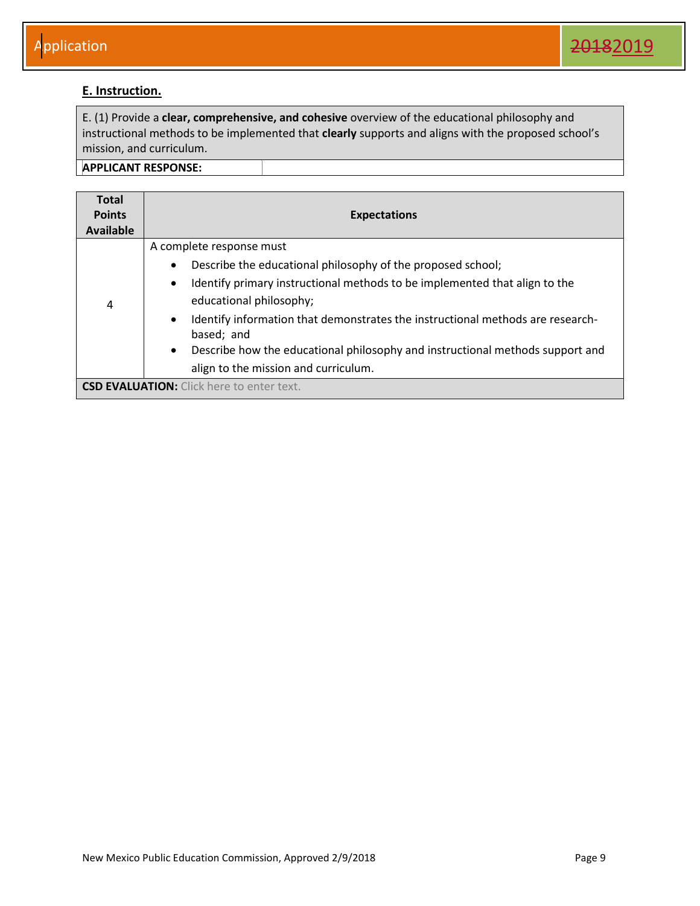## E. Instruction.

E. (1) Provide a **clear, comprehensive, and cohesive** overview of the educational philosophy and instructional methods to be implemented that **clearly** supports and aligns with the proposed school's mission, and curriculum.

**APPLICANT RESPONSE:**

| Total Points Available | Expectations |
|---|---|
| 4 | A complete response must<br>• Describe the educational philosophy of the proposed school;<br>• Identify primary instructional methods to be implemented that align to the educational philosophy;<br>• Identify information that demonstrates the instructional methods are research-based; and<br>• Describe how the educational philosophy and instructional methods support and align to the mission and curriculum. |

**CSD EVALUATION:** Click here to enter text.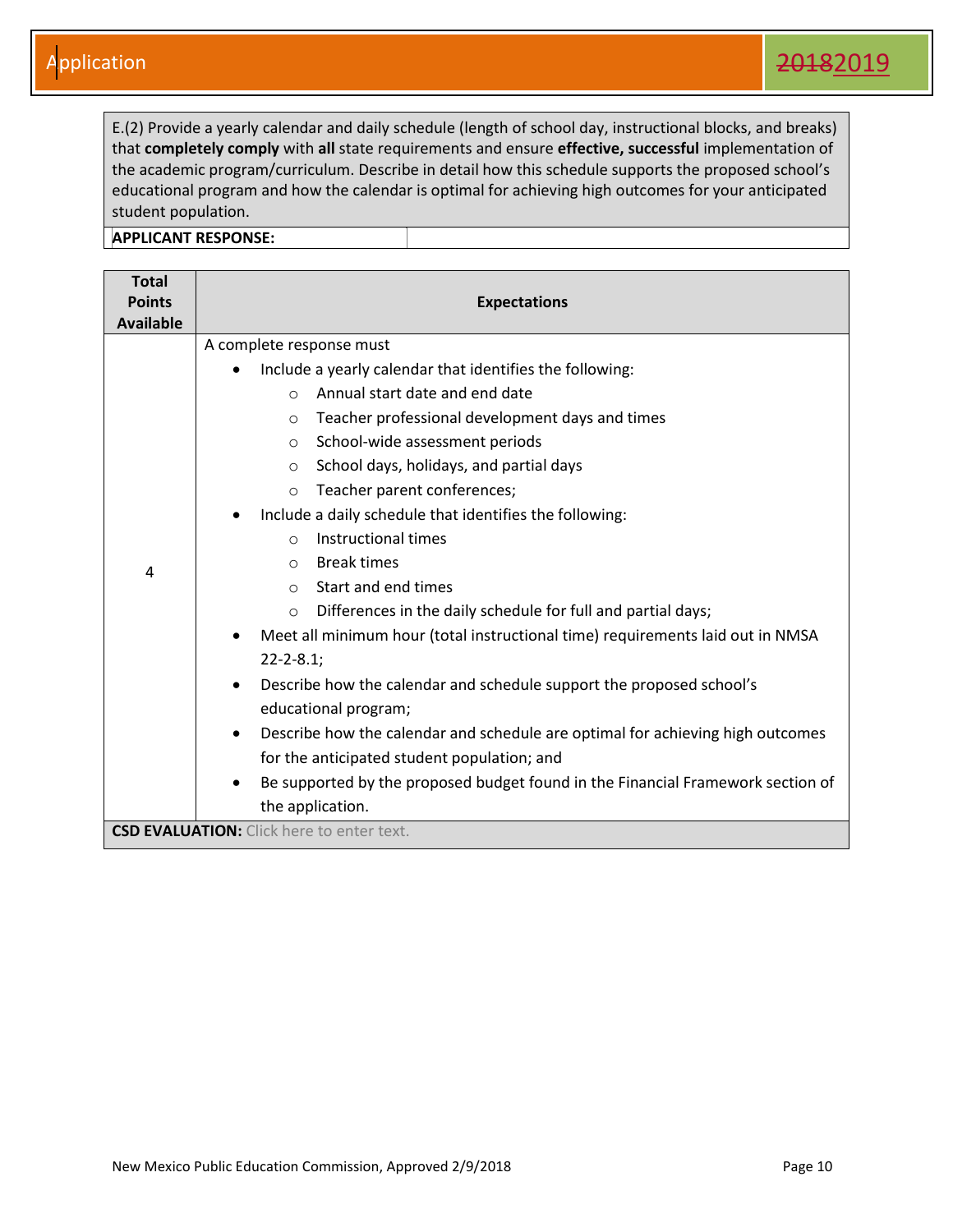E.(2) Provide a yearly calendar and daily schedule (length of school day, instructional blocks, and breaks) that **completely comply** with **all** state requirements and ensure **effective, successful** implementation of the academic program/curriculum. Describe in detail how this schedule supports the proposed school's educational program and how the calendar is optimal for achieving high outcomes for your anticipated student population.

**APPLICANT RESPONSE:**

| Total Points Available | Expectations |
|---|---|
| 4 | A complete response must<br>• Include a yearly calendar that identifies the following:<br>&nbsp;&nbsp;○ Annual start date and end date<br>&nbsp;&nbsp;○ Teacher professional development days and times<br>&nbsp;&nbsp;○ School-wide assessment periods<br>&nbsp;&nbsp;○ School days, holidays, and partial days<br>&nbsp;&nbsp;○ Teacher parent conferences;<br>• Include a daily schedule that identifies the following:<br>&nbsp;&nbsp;○ Instructional times<br>&nbsp;&nbsp;○ Break times<br>&nbsp;&nbsp;○ Start and end times<br>&nbsp;&nbsp;○ Differences in the daily schedule for full and partial days;<br>• Meet all minimum hour (total instructional time) requirements laid out in NMSA 22-2-8.1;<br>• Describe how the calendar and schedule support the proposed school's educational program;<br>• Describe how the calendar and schedule are optimal for achieving high outcomes for the anticipated student population; and<br>• Be supported by the proposed budget found in the Financial Framework section of the application. |

**CSD EVALUATION:** Click here to enter text.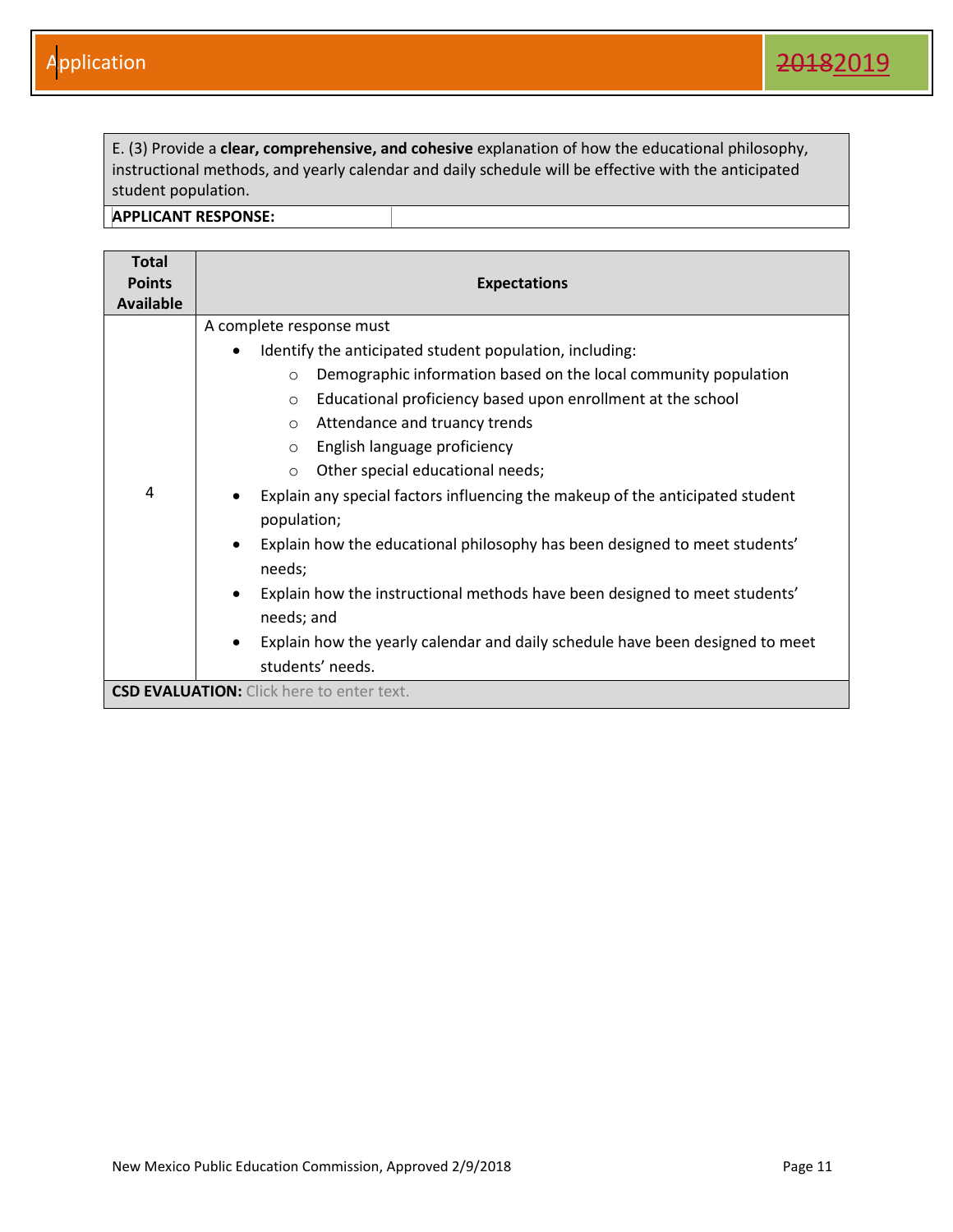E. (3) Provide a **clear, comprehensive, and cohesive** explanation of how the educational philosophy, instructional methods, and yearly calendar and daily schedule will be effective with the anticipated student population.

**APPLICANT RESPONSE:**

| Total Points Available | Expectations |
|---|---|
| 4 | A complete response must<br>• Identify the anticipated student population, including:<br>  ○ Demographic information based on the local community population<br>  ○ Educational proficiency based upon enrollment at the school<br>  ○ Attendance and truancy trends<br>  ○ English language proficiency<br>  ○ Other special educational needs;<br>• Explain any special factors influencing the makeup of the anticipated student population;<br>• Explain how the educational philosophy has been designed to meet students' needs;<br>• Explain how the instructional methods have been designed to meet students' needs; and<br>• Explain how the yearly calendar and daily schedule have been designed to meet students' needs. |

**CSD EVALUATION:** Click here to enter text.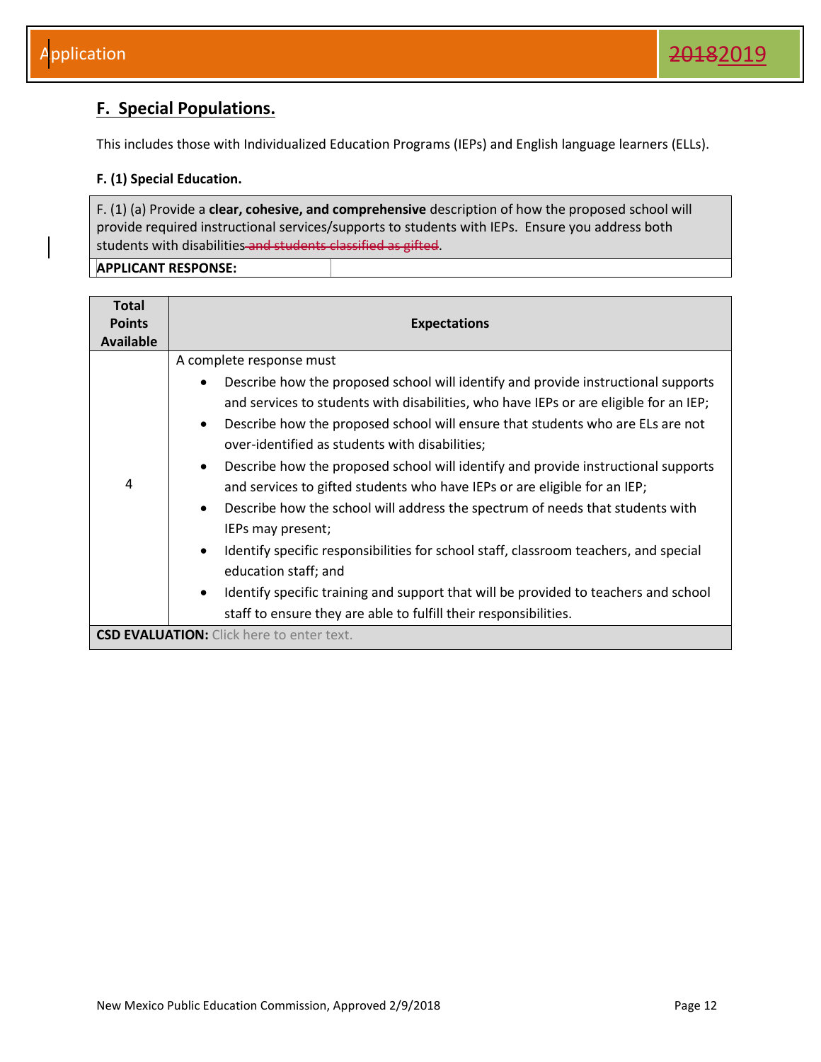## F. Special Populations.

This includes those with Individualized Education Programs (IEPs) and English language learners (ELLs).

### F. (1) Special Education.

| F. (1) (a) Provide a **clear, cohesive, and comprehensive** description of how the proposed school will provide required instructional services/supports to students with IEPs. Ensure you address both students with disabilities~~ and students classified as gifted~~. | |
|---|---|
| **APPLICANT RESPONSE:** | |

| Total Points Available | Expectations |
|---|---|
| 4 | A complete response must<br>• Describe how the proposed school will identify and provide instructional supports and services to students with disabilities, who have IEPs or are eligible for an IEP;<br>• Describe how the proposed school will ensure that students who are ELs are not over-identified as students with disabilities;<br>• Describe how the proposed school will identify and provide instructional supports and services to gifted students who have IEPs or are eligible for an IEP;<br>• Describe how the school will address the spectrum of needs that students with IEPs may present;<br>• Identify specific responsibilities for school staff, classroom teachers, and special education staff; and<br>• Identify specific training and support that will be provided to teachers and school staff to ensure they are able to fulfill their responsibilities. |
| **CSD EVALUATION:** Click here to enter text. | |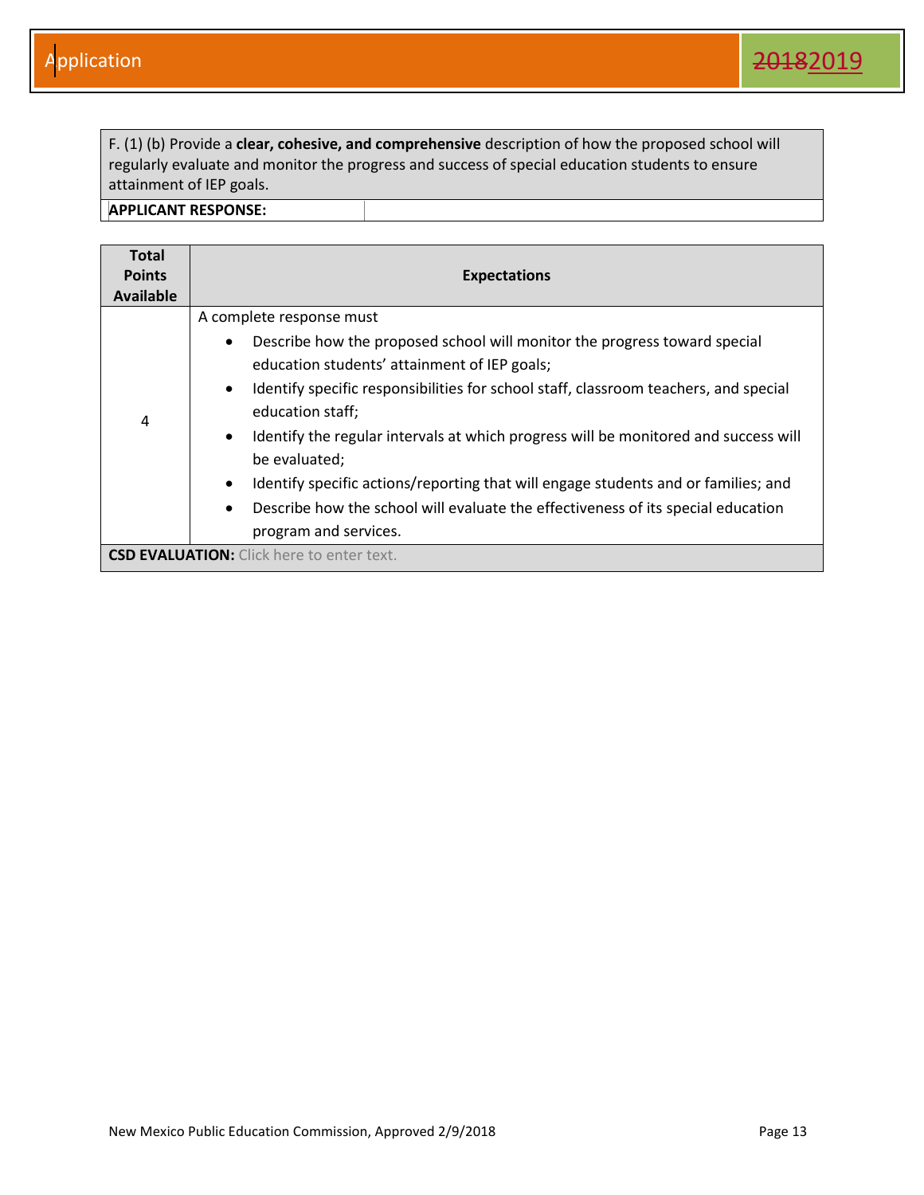F. (1) (b) Provide a **clear, cohesive, and comprehensive** description of how the proposed school will regularly evaluate and monitor the progress and success of special education students to ensure attainment of IEP goals.

| **APPLICANT RESPONSE:** | |
|---|---|

| Total Points Available | Expectations |
|---|---|
| 4 | A complete response must<br>• Describe how the proposed school will monitor the progress toward special education students' attainment of IEP goals;<br>• Identify specific responsibilities for school staff, classroom teachers, and special education staff;<br>• Identify the regular intervals at which progress will be monitored and success will be evaluated;<br>• Identify specific actions/reporting that will engage students and or families; and<br>• Describe how the school will evaluate the effectiveness of its special education program and services. |
| **CSD EVALUATION:** Click here to enter text. | |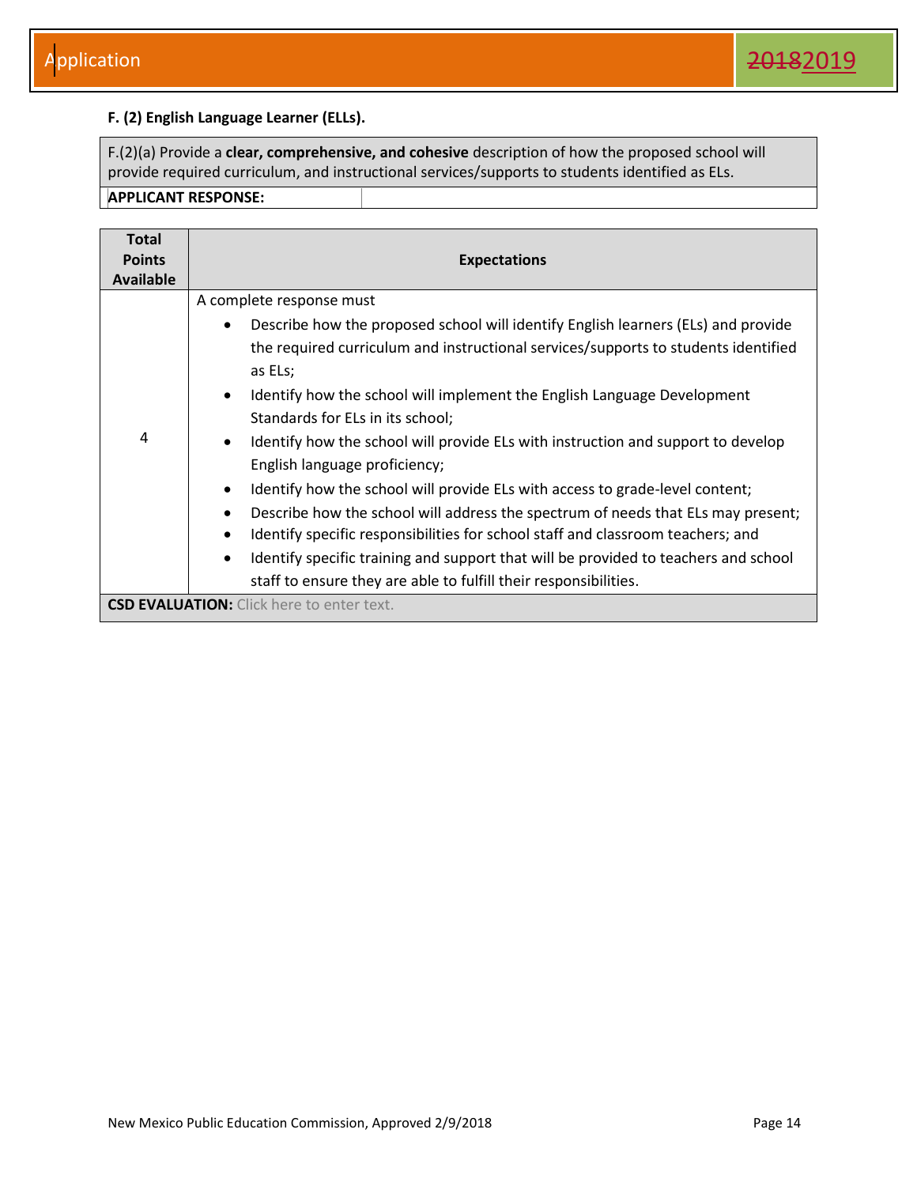### F. (2) English Language Learner (ELLs).

| F.(2)(a) Provide a **clear, comprehensive, and cohesive** description of how the proposed school will provide required curriculum, and instructional services/supports to students identified as ELs. | |
|---|---|
| **APPLICANT RESPONSE:** | |

| Total Points Available | Expectations |
|---|---|
| 4 | A complete response must<br>• Describe how the proposed school will identify English learners (ELs) and provide the required curriculum and instructional services/supports to students identified as ELs;<br>• Identify how the school will implement the English Language Development Standards for ELs in its school;<br>• Identify how the school will provide ELs with instruction and support to develop English language proficiency;<br>• Identify how the school will provide ELs with access to grade-level content;<br>• Describe how the school will address the spectrum of needs that ELs may present;<br>• Identify specific responsibilities for school staff and classroom teachers; and<br>• Identify specific training and support that will be provided to teachers and school staff to ensure they are able to fulfill their responsibilities. |
| **CSD EVALUATION:** Click here to enter text. | |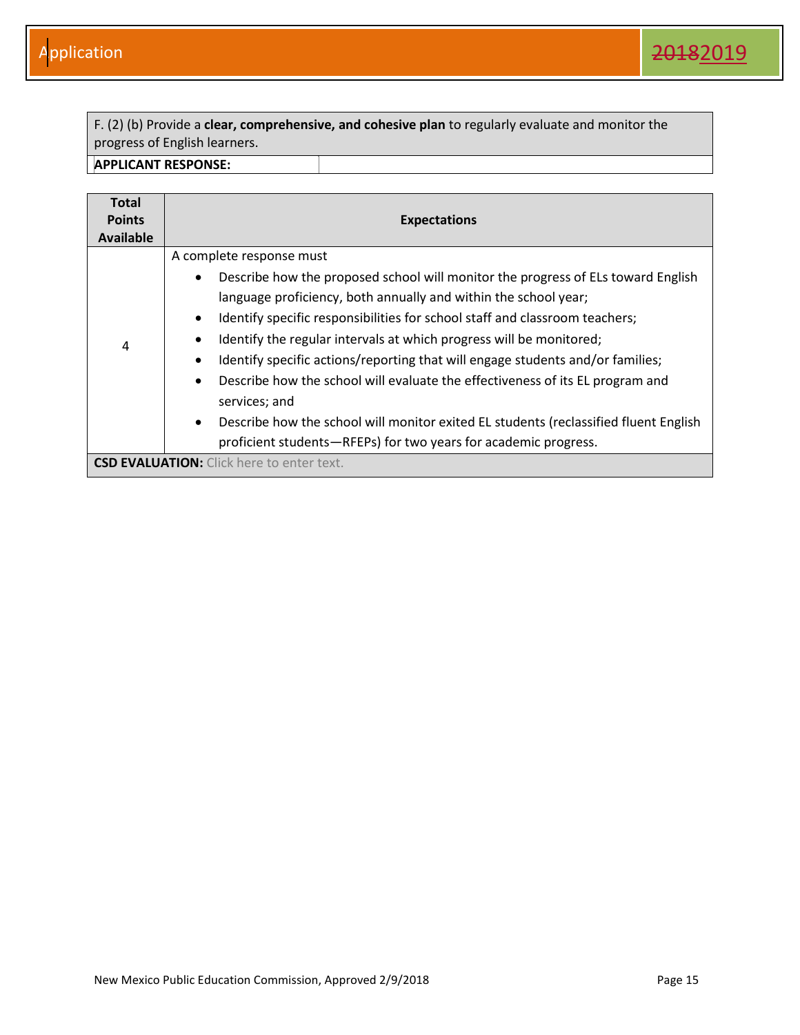| F. (2) (b) Provide a **clear, comprehensive, and cohesive plan** to regularly evaluate and monitor the progress of English learners. | |
|---|---|
| **APPLICANT RESPONSE:** | |

| Total Points Available | Expectations |
|---|---|
| 4 | A complete response must<br>• Describe how the proposed school will monitor the progress of ELs toward English language proficiency, both annually and within the school year;<br>• Identify specific responsibilities for school staff and classroom teachers;<br>• Identify the regular intervals at which progress will be monitored;<br>• Identify specific actions/reporting that will engage students and/or families;<br>• Describe how the school will evaluate the effectiveness of its EL program and services; and<br>• Describe how the school will monitor exited EL students (reclassified fluent English proficient students—RFEPs) for two years for academic progress. |
| **CSD EVALUATION:** Click here to enter text. | |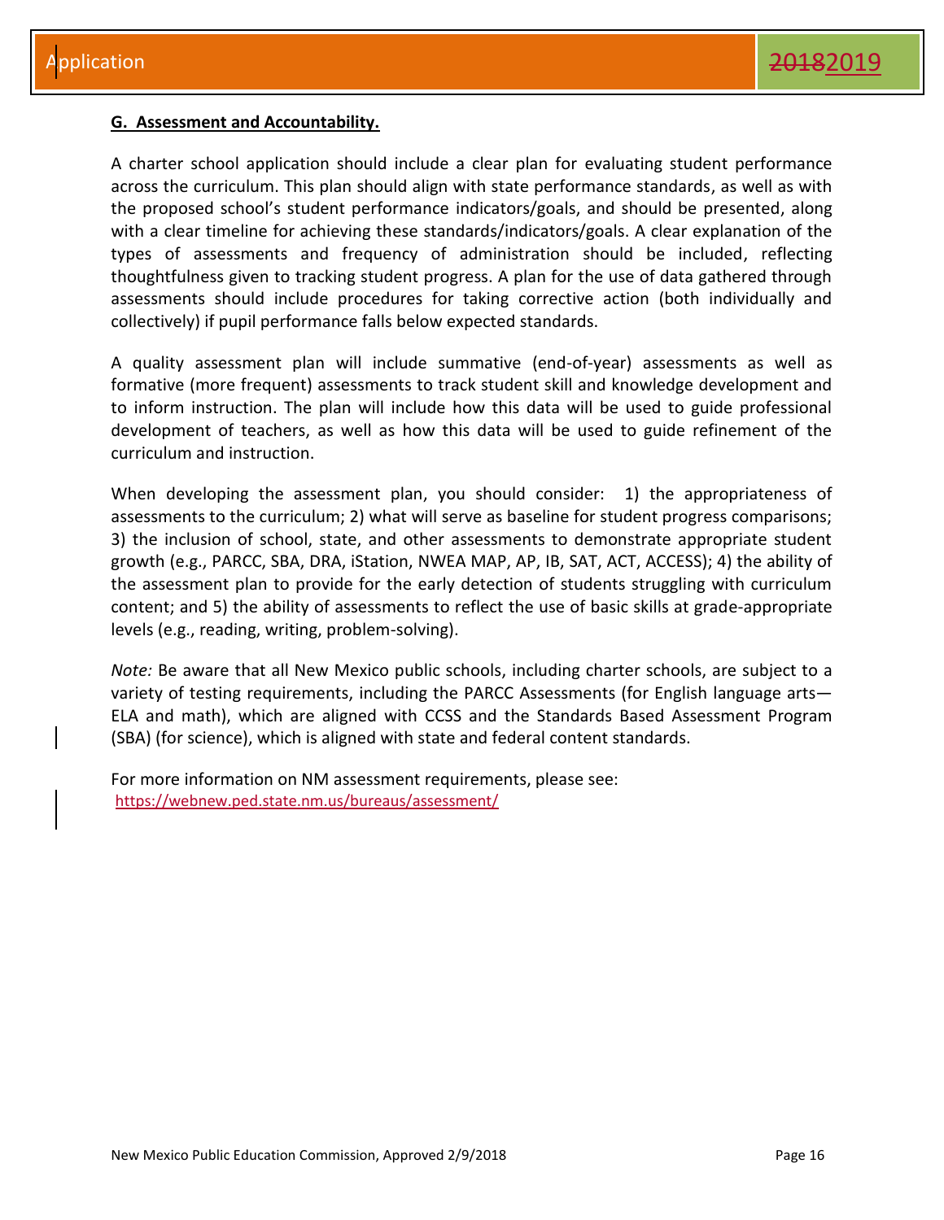**G. Assessment and Accountability.**

A charter school application should include a clear plan for evaluating student performance across the curriculum. This plan should align with state performance standards, as well as with the proposed school's student performance indicators/goals, and should be presented, along with a clear timeline for achieving these standards/indicators/goals. A clear explanation of the types of assessments and frequency of administration should be included, reflecting thoughtfulness given to tracking student progress. A plan for the use of data gathered through assessments should include procedures for taking corrective action (both individually and collectively) if pupil performance falls below expected standards.

A quality assessment plan will include summative (end-of-year) assessments as well as formative (more frequent) assessments to track student skill and knowledge development and to inform instruction. The plan will include how this data will be used to guide professional development of teachers, as well as how this data will be used to guide refinement of the curriculum and instruction.

When developing the assessment plan, you should consider: 1) the appropriateness of assessments to the curriculum; 2) what will serve as baseline for student progress comparisons; 3) the inclusion of school, state, and other assessments to demonstrate appropriate student growth (e.g., PARCC, SBA, DRA, iStation, NWEA MAP, AP, IB, SAT, ACT, ACCESS); 4) the ability of the assessment plan to provide for the early detection of students struggling with curriculum content; and 5) the ability of assessments to reflect the use of basic skills at grade-appropriate levels (e.g., reading, writing, problem-solving).

*Note:* Be aware that all New Mexico public schools, including charter schools, are subject to a variety of testing requirements, including the PARCC Assessments (for English language arts—ELA and math), which are aligned with CCSS and the Standards Based Assessment Program (SBA) (for science), which is aligned with state and federal content standards.

For more information on NM assessment requirements, please see:
https://webnew.ped.state.nm.us/bureaus/assessment/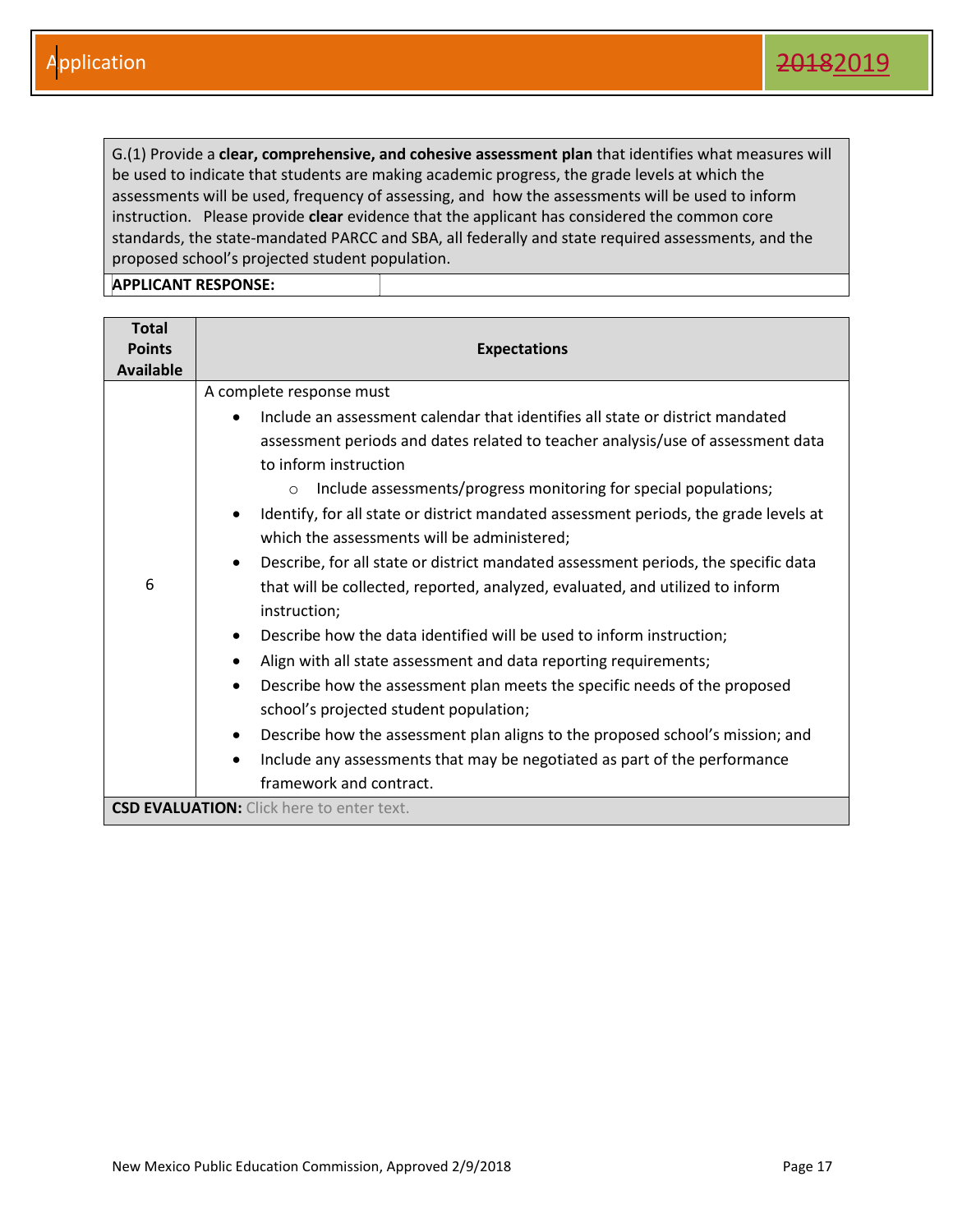G.(1) Provide a **clear, comprehensive, and cohesive assessment plan** that identifies what measures will be used to indicate that students are making academic progress, the grade levels at which the assessments will be used, frequency of assessing, and how the assessments will be used to inform instruction. Please provide **clear** evidence that the applicant has considered the common core standards, the state-mandated PARCC and SBA, all federally and state required assessments, and the proposed school's projected student population.

**APPLICANT RESPONSE:**

| Total Points Available | Expectations |
|---|---|
| 6 | A complete response must<br>• Include an assessment calendar that identifies all state or district mandated assessment periods and dates related to teacher analysis/use of assessment data to inform instruction<br>  ○ Include assessments/progress monitoring for special populations;<br>• Identify, for all state or district mandated assessment periods, the grade levels at which the assessments will be administered;<br>• Describe, for all state or district mandated assessment periods, the specific data that will be collected, reported, analyzed, evaluated, and utilized to inform instruction;<br>• Describe how the data identified will be used to inform instruction;<br>• Align with all state assessment and data reporting requirements;<br>• Describe how the assessment plan meets the specific needs of the proposed school's projected student population;<br>• Describe how the assessment plan aligns to the proposed school's mission; and<br>• Include any assessments that may be negotiated as part of the performance framework and contract. |
| **CSD EVALUATION:** Click here to enter text. | |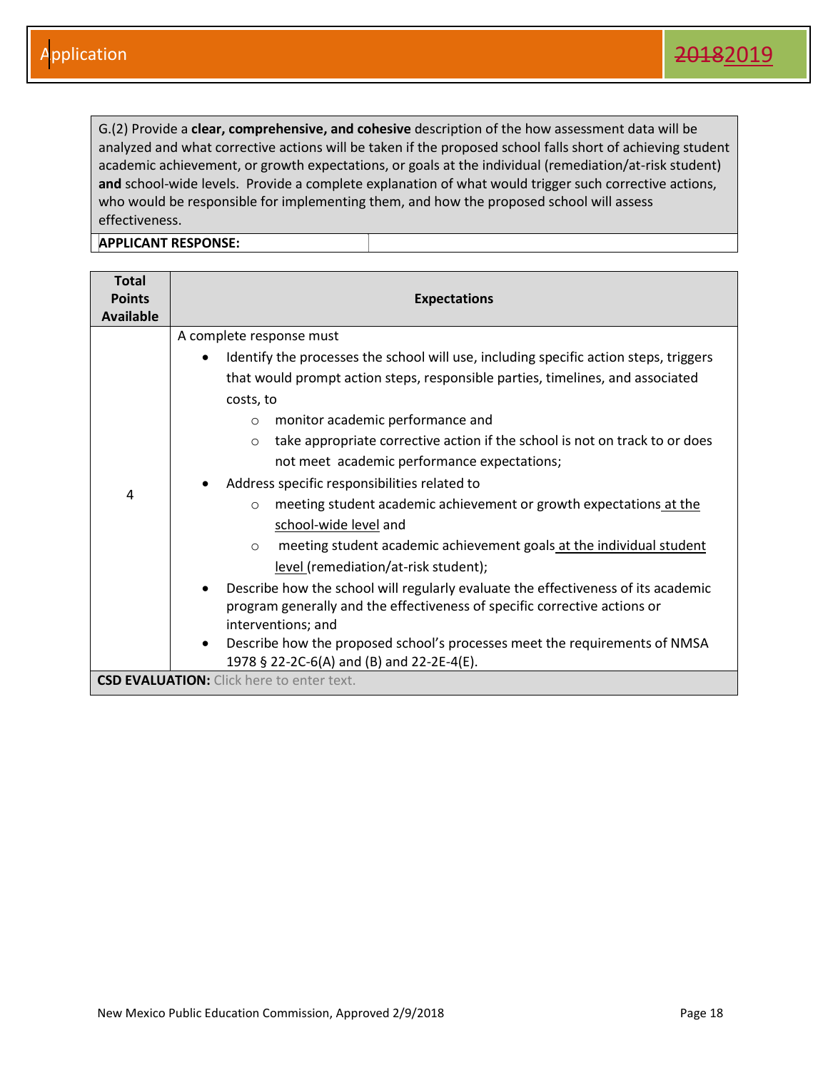G.(2) Provide a **clear, comprehensive, and cohesive** description of the how assessment data will be analyzed and what corrective actions will be taken if the proposed school falls short of achieving student academic achievement, or growth expectations, or goals at the individual (remediation/at-risk student) **and** school-wide levels. Provide a complete explanation of what would trigger such corrective actions, who would be responsible for implementing them, and how the proposed school will assess effectiveness.

**APPLICANT RESPONSE:**

| Total Points Available | Expectations |
|---|---|
| 4 | A complete response must<br>• Identify the processes the school will use, including specific action steps, triggers that would prompt action steps, responsible parties, timelines, and associated costs, to<br>  ○ monitor academic performance and<br>  ○ take appropriate corrective action if the school is not on track to or does not meet academic performance expectations;<br>• Address specific responsibilities related to<br>  ○ meeting student academic achievement or growth expectations at the school-wide level and<br>  ○ meeting student academic achievement goals at the individual student level (remediation/at-risk student);<br>• Describe how the school will regularly evaluate the effectiveness of its academic program generally and the effectiveness of specific corrective actions or interventions; and<br>• Describe how the proposed school's processes meet the requirements of NMSA 1978 § 22-2C-6(A) and (B) and 22-2E-4(E). |

**CSD EVALUATION:** Click here to enter text.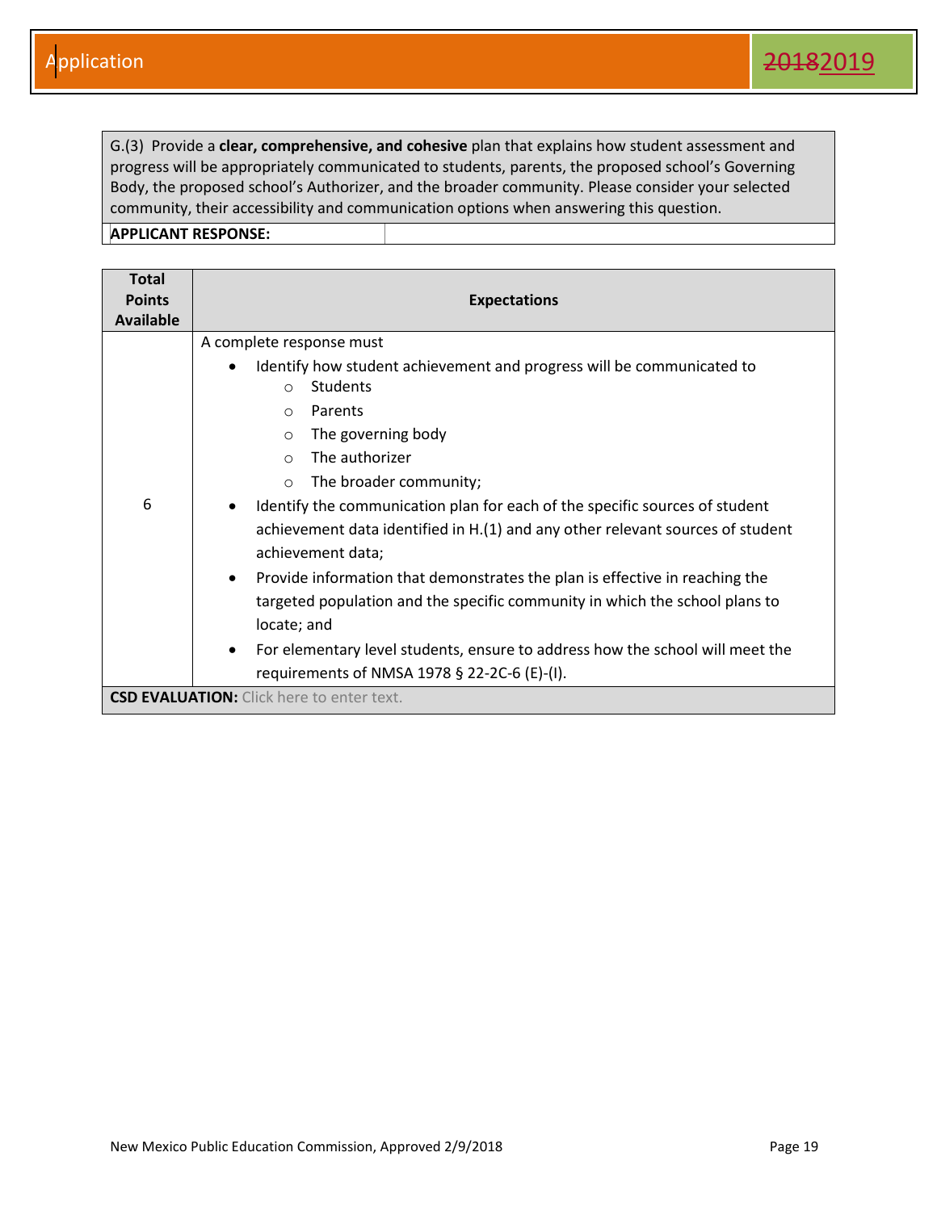| G.(3) Provide a **clear, comprehensive, and cohesive** plan that explains how student assessment and progress will be appropriately communicated to students, parents, the proposed school's Governing Body, the proposed school's Authorizer, and the broader community. Please consider your selected community, their accessibility and communication options when answering this question. | |
|---|---|
| **APPLICANT RESPONSE:** | |

| Total Points Available | Expectations |
|---|---|
| 6 | A complete response must<br>• Identify how student achievement and progress will be communicated to<br>  ○ Students<br>  ○ Parents<br>  ○ The governing body<br>  ○ The authorizer<br>  ○ The broader community;<br>• Identify the communication plan for each of the specific sources of student achievement data identified in H.(1) and any other relevant sources of student achievement data;<br>• Provide information that demonstrates the plan is effective in reaching the targeted population and the specific community in which the school plans to locate; and<br>• For elementary level students, ensure to address how the school will meet the requirements of NMSA 1978 § 22-2C-6 (E)-(I). |
| **CSD EVALUATION:** Click here to enter text. | |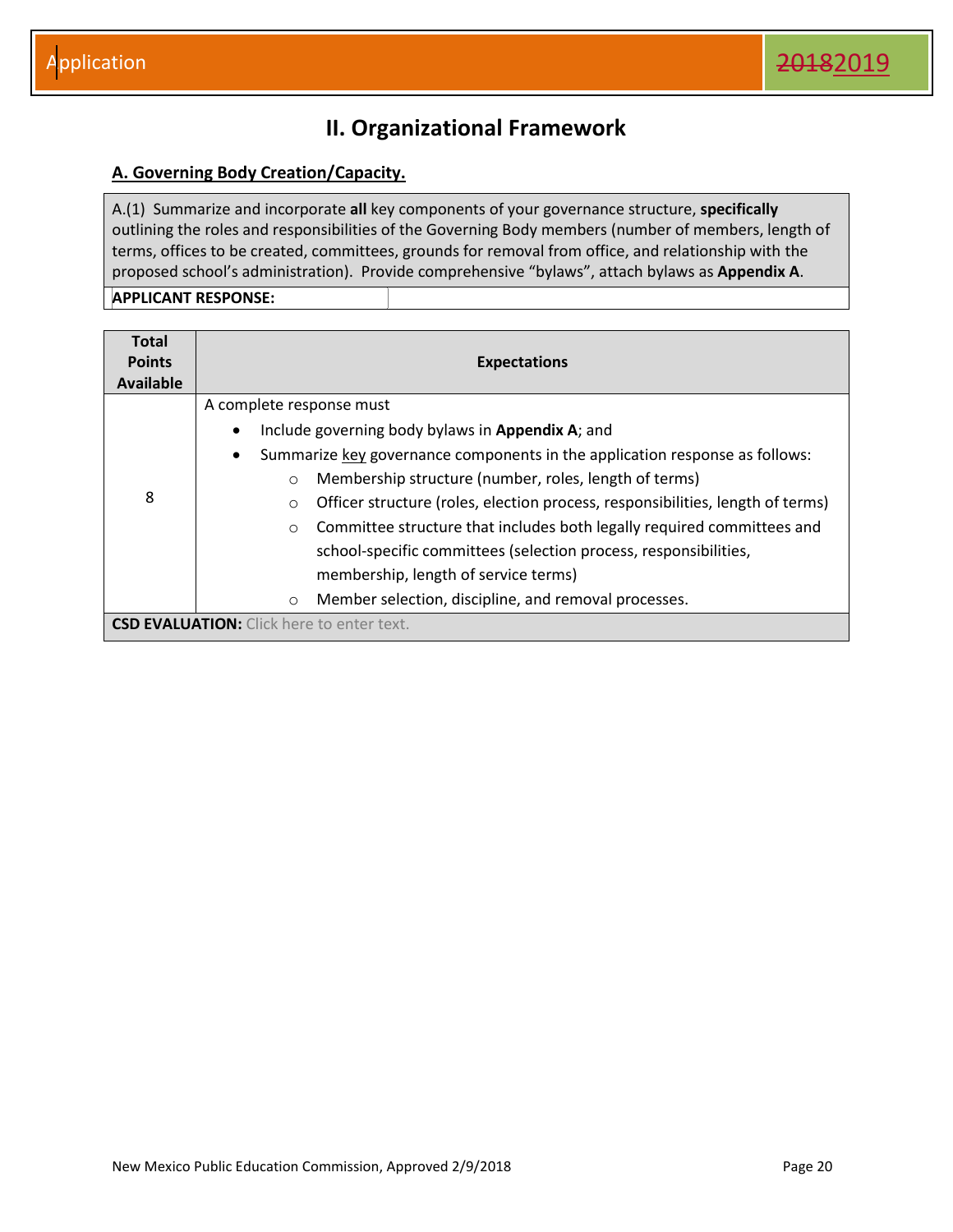# II. Organizational Framework

## A. Governing Body Creation/Capacity.

| A.(1) Summarize and incorporate **all** key components of your governance structure, **specifically** outlining the roles and responsibilities of the Governing Body members (number of members, length of terms, offices to be created, committees, grounds for removal from office, and relationship with the proposed school's administration). Provide comprehensive "bylaws", attach bylaws as **Appendix A**. |
|---|
| **APPLICANT RESPONSE:** |

| Total Points Available | Expectations |
|---|---|
| 8 | A complete response must<br>• Include governing body bylaws in **Appendix A**; and<br>• Summarize key governance components in the application response as follows:<br>  ○ Membership structure (number, roles, length of terms)<br>  ○ Officer structure (roles, election process, responsibilities, length of terms)<br>  ○ Committee structure that includes both legally required committees and school-specific committees (selection process, responsibilities, membership, length of service terms)<br>  ○ Member selection, discipline, and removal processes. |
| **CSD EVALUATION:** Click here to enter text. | |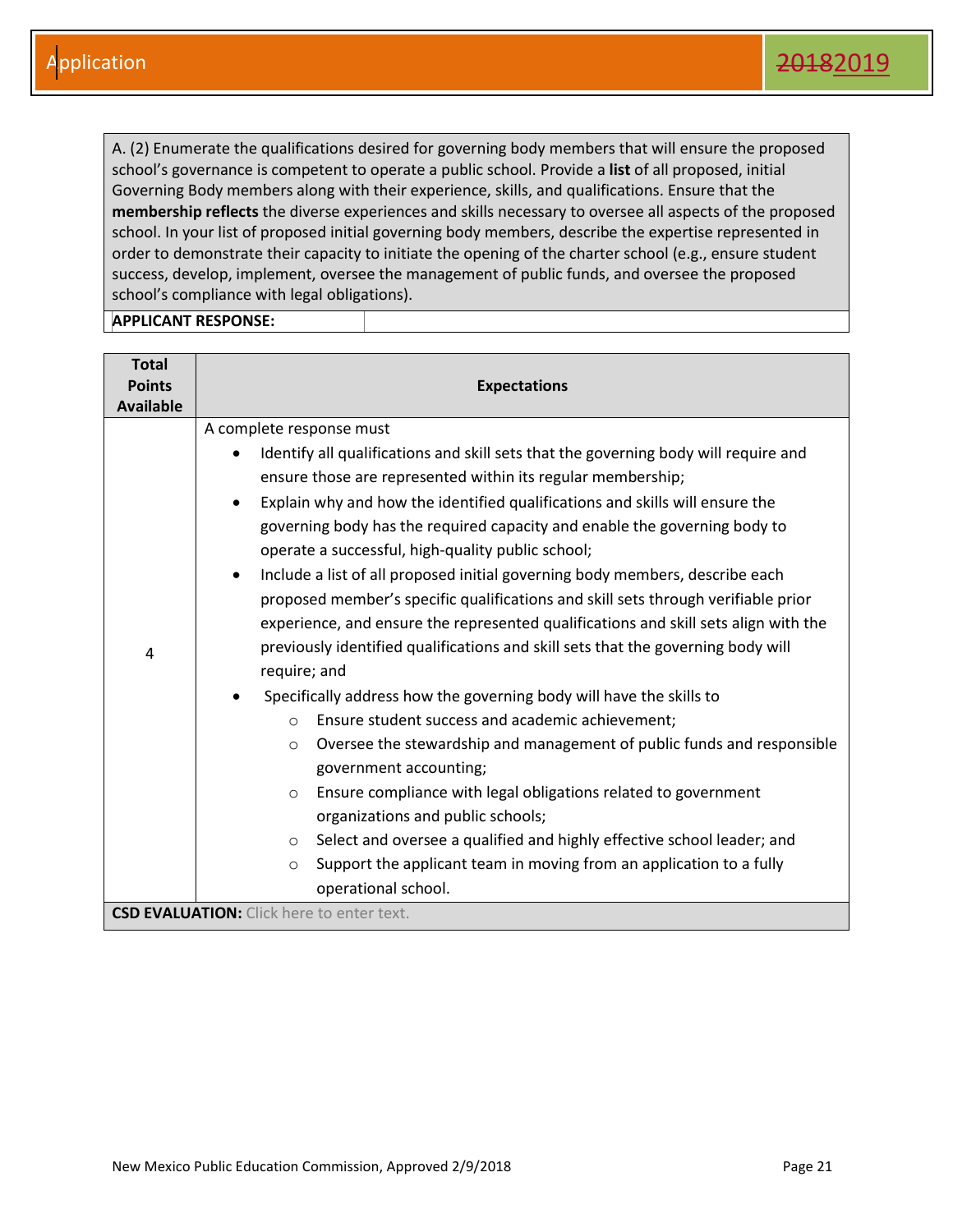A. (2) Enumerate the qualifications desired for governing body members that will ensure the proposed school's governance is competent to operate a public school. Provide a **list** of all proposed, initial Governing Body members along with their experience, skills, and qualifications. Ensure that the **membership reflects** the diverse experiences and skills necessary to oversee all aspects of the proposed school. In your list of proposed initial governing body members, describe the expertise represented in order to demonstrate their capacity to initiate the opening of the charter school (e.g., ensure student success, develop, implement, oversee the management of public funds, and oversee the proposed school's compliance with legal obligations).

| **APPLICANT RESPONSE:** | |
|---|---|

| **Total Points Available** | **Expectations** |
|---|---|
| 4 | A complete response must<br>• Identify all qualifications and skill sets that the governing body will require and ensure those are represented within its regular membership;<br>• Explain why and how the identified qualifications and skills will ensure the governing body has the required capacity and enable the governing body to operate a successful, high-quality public school;<br>• Include a list of all proposed initial governing body members, describe each proposed member's specific qualifications and skill sets through verifiable prior experience, and ensure the represented qualifications and skill sets align with the previously identified qualifications and skill sets that the governing body will require; and<br>• Specifically address how the governing body will have the skills to<br>  ○ Ensure student success and academic achievement;<br>  ○ Oversee the stewardship and management of public funds and responsible government accounting;<br>  ○ Ensure compliance with legal obligations related to government organizations and public schools;<br>  ○ Select and oversee a qualified and highly effective school leader; and<br>  ○ Support the applicant team in moving from an application to a fully operational school. |
| **CSD EVALUATION:** Click here to enter text. | |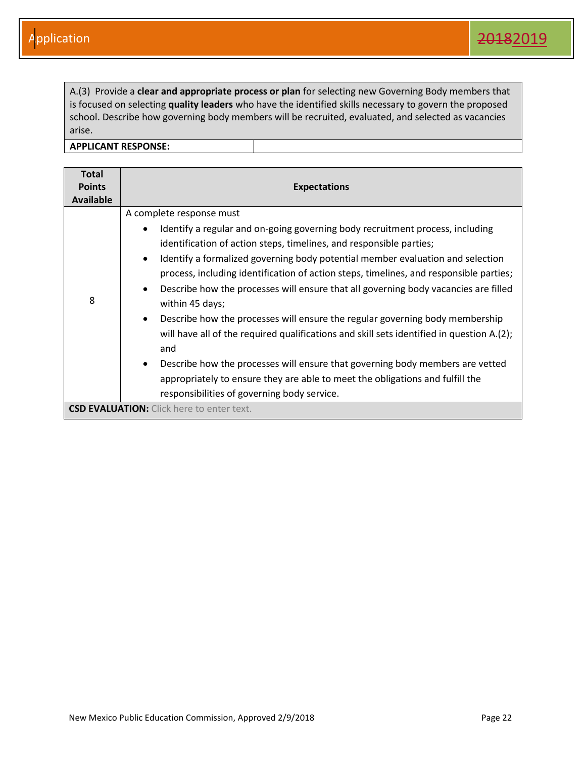A.(3) Provide a **clear and appropriate process or plan** for selecting new Governing Body members that is focused on selecting **quality leaders** who have the identified skills necessary to govern the proposed school. Describe how governing body members will be recruited, evaluated, and selected as vacancies arise.

**APPLICANT RESPONSE:**

| Total Points Available | Expectations |
|---|---|
| 8 | A complete response must<br>• Identify a regular and on-going governing body recruitment process, including identification of action steps, timelines, and responsible parties;<br>• Identify a formalized governing body potential member evaluation and selection process, including identification of action steps, timelines, and responsible parties;<br>• Describe how the processes will ensure that all governing body vacancies are filled within 45 days;<br>• Describe how the processes will ensure the regular governing body membership will have all of the required qualifications and skill sets identified in question A.(2); and<br>• Describe how the processes will ensure that governing body members are vetted appropriately to ensure they are able to meet the obligations and fulfill the responsibilities of governing body service. |

**CSD EVALUATION:** Click here to enter text.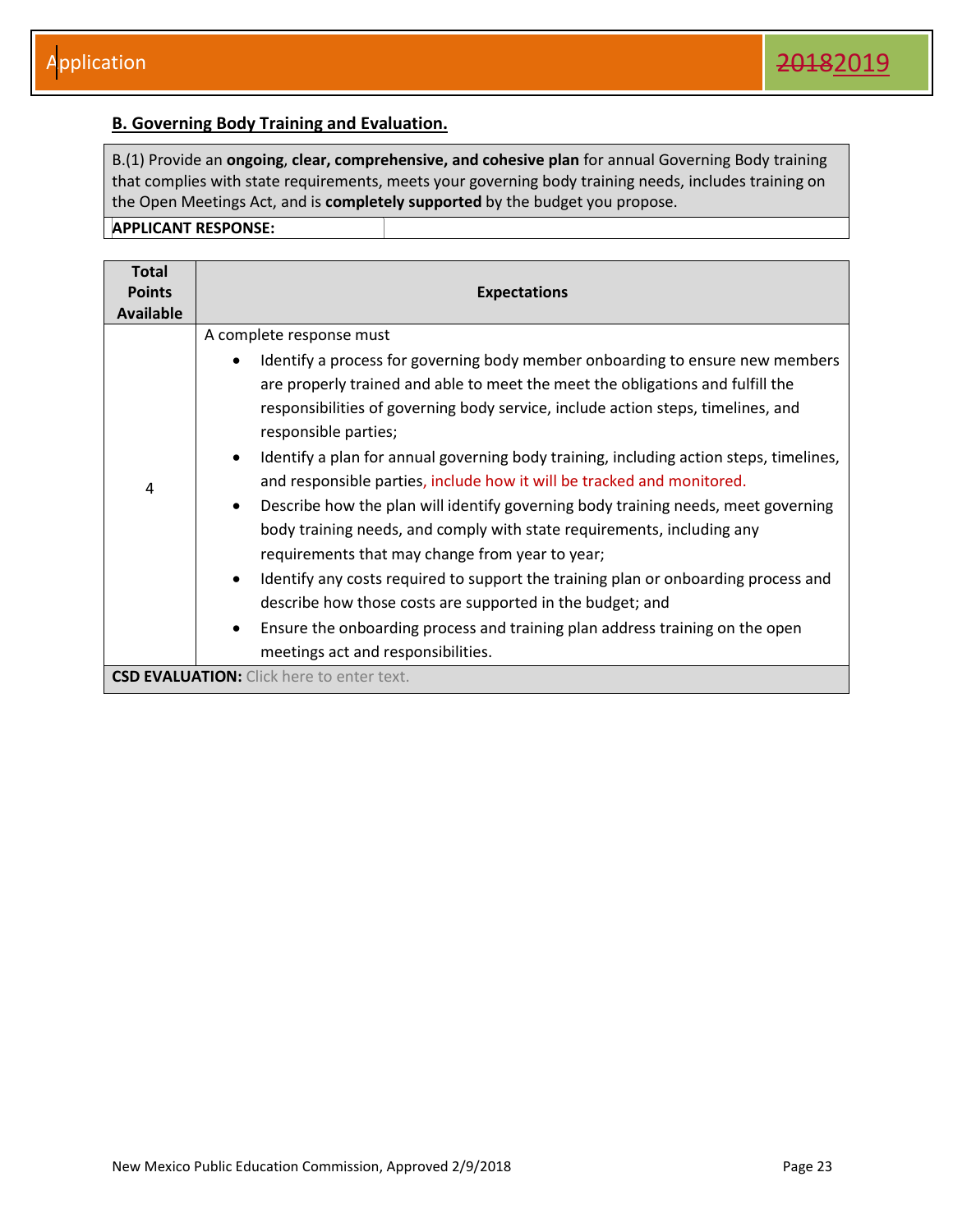## B. Governing Body Training and Evaluation.

| B.(1) Provide an **ongoing**, **clear, comprehensive, and cohesive plan** for annual Governing Body training that complies with state requirements, meets your governing body training needs, includes training on the Open Meetings Act, and is **completely supported** by the budget you propose. | |
|---|---|
| **APPLICANT RESPONSE:** | |

| Total Points Available | Expectations |
|---|---|
| 4 | A complete response must<br>• Identify a process for governing body member onboarding to ensure new members are properly trained and able to meet the meet the obligations and fulfill the responsibilities of governing body service, include action steps, timelines, and responsible parties;<br>• Identify a plan for annual governing body training, including action steps, timelines, and responsible parties, include how it will be tracked and monitored.<br>• Describe how the plan will identify governing body training needs, meet governing body training needs, and comply with state requirements, including any requirements that may change from year to year;<br>• Identify any costs required to support the training plan or onboarding process and describe how those costs are supported in the budget; and<br>• Ensure the onboarding process and training plan address training on the open meetings act and responsibilities. |
| **CSD EVALUATION:** Click here to enter text. | |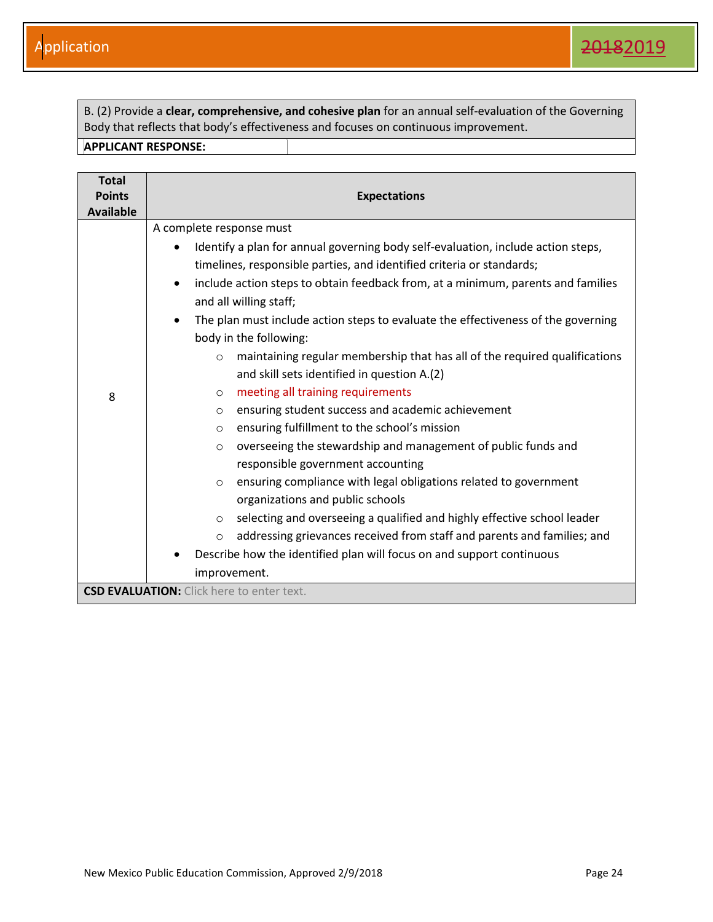| B. (2) Provide a **clear, comprehensive, and cohesive plan** for an annual self-evaluation of the Governing Body that reflects that body's effectiveness and focuses on continuous improvement. | |
|---|---|
| **APPLICANT RESPONSE:** | |

| Total Points Available | Expectations |
|---|---|
| 8 | A complete response must<br>• Identify a plan for annual governing body self-evaluation, include action steps, timelines, responsible parties, and identified criteria or standards;<br>• include action steps to obtain feedback from, at a minimum, parents and families and all willing staff;<br>• The plan must include action steps to evaluate the effectiveness of the governing body in the following:<br>○ maintaining regular membership that has all of the required qualifications and skill sets identified in question A.(2)<br>○ meeting all training requirements<br>○ ensuring student success and academic achievement<br>○ ensuring fulfillment to the school's mission<br>○ overseeing the stewardship and management of public funds and responsible government accounting<br>○ ensuring compliance with legal obligations related to government organizations and public schools<br>○ selecting and overseeing a qualified and highly effective school leader<br>○ addressing grievances received from staff and parents and families; and<br>• Describe how the identified plan will focus on and support continuous improvement. |
| **CSD EVALUATION:** Click here to enter text. | |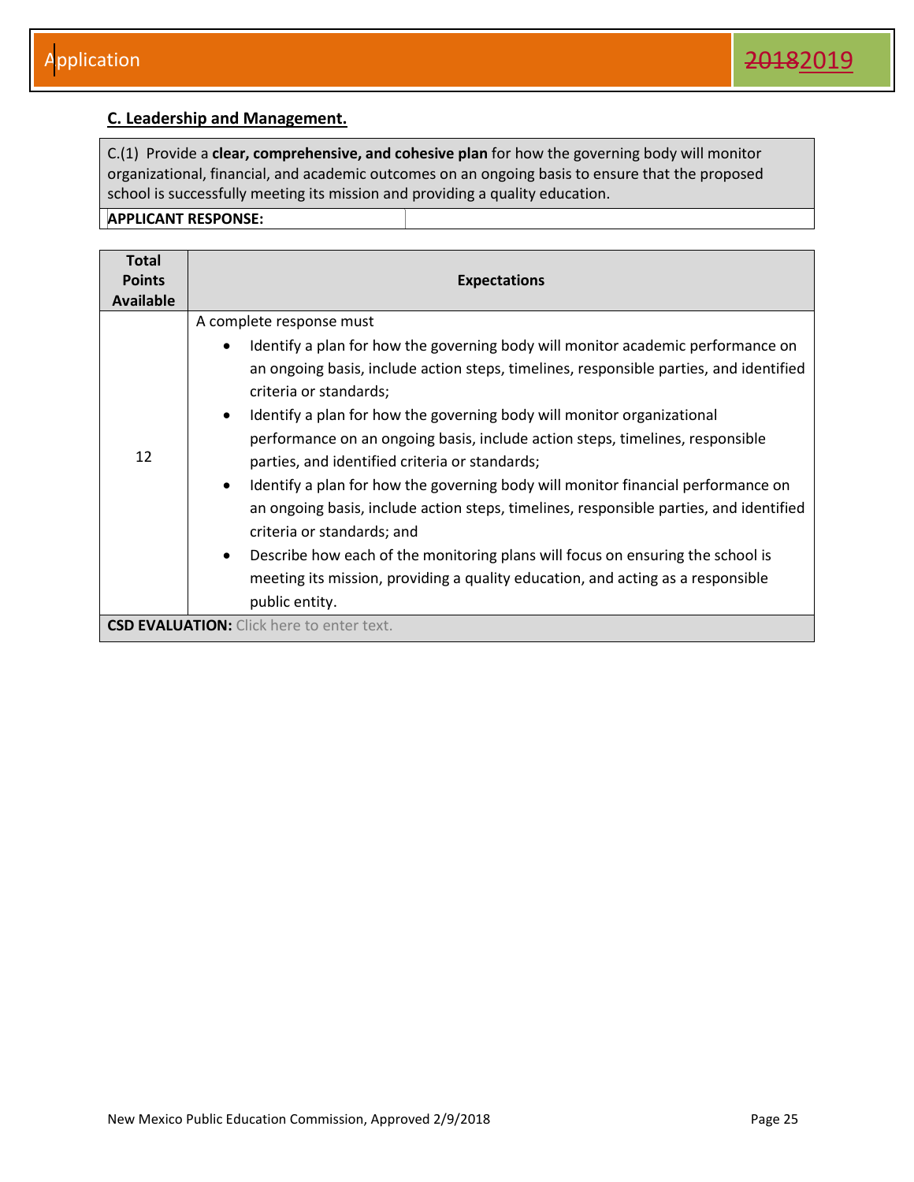## C. Leadership and Management.

| C.(1) Provide a **clear, comprehensive, and cohesive plan** for how the governing body will monitor organizational, financial, and academic outcomes on an ongoing basis to ensure that the proposed school is successfully meeting its mission and providing a quality education. | |
|---|---|
| **APPLICANT RESPONSE:** | |

| Total Points Available | Expectations |
|---|---|
| 12 | A complete response must<br>• Identify a plan for how the governing body will monitor academic performance on an ongoing basis, include action steps, timelines, responsible parties, and identified criteria or standards;<br>• Identify a plan for how the governing body will monitor organizational performance on an ongoing basis, include action steps, timelines, responsible parties, and identified criteria or standards;<br>• Identify a plan for how the governing body will monitor financial performance on an ongoing basis, include action steps, timelines, responsible parties, and identified criteria or standards; and<br>• Describe how each of the monitoring plans will focus on ensuring the school is meeting its mission, providing a quality education, and acting as a responsible public entity. |
| **CSD EVALUATION:** Click here to enter text. | |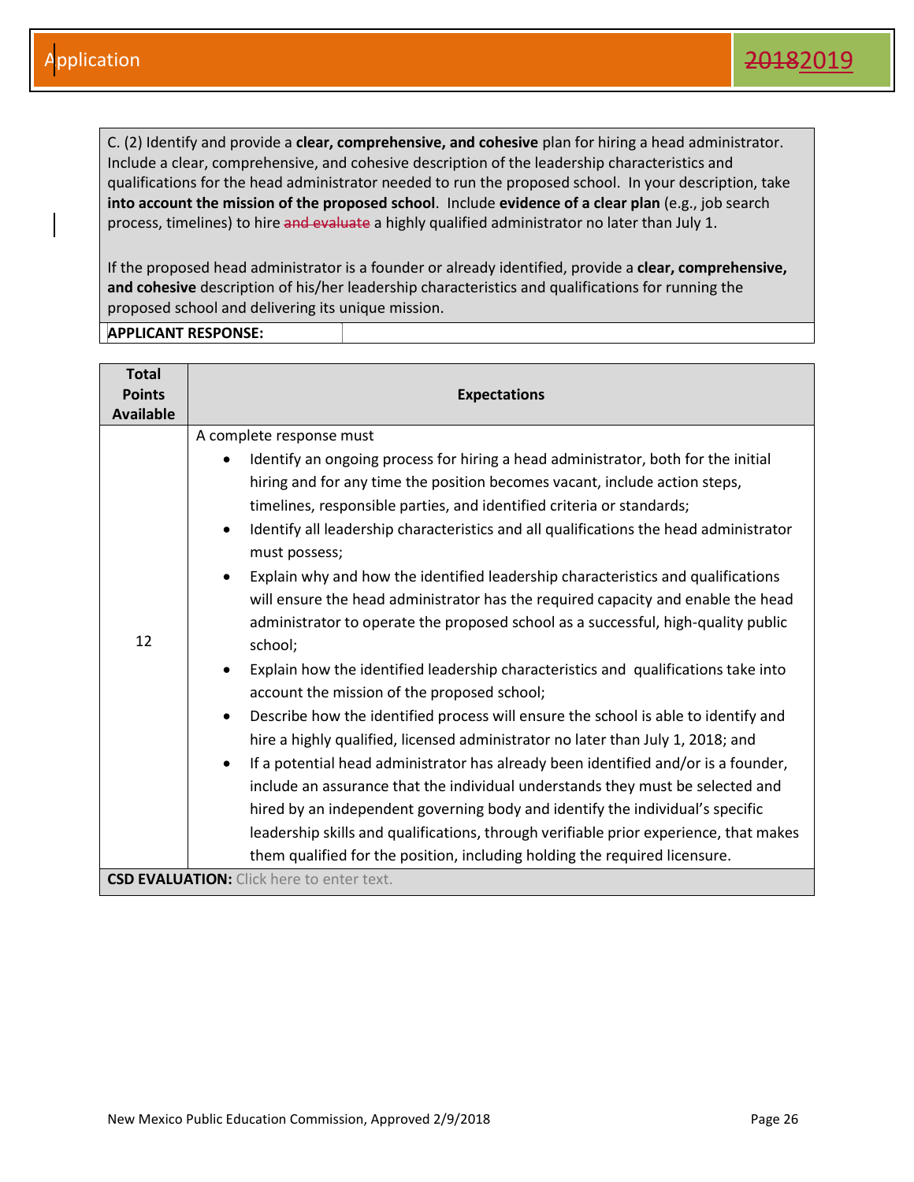C. (2) Identify and provide a **clear, comprehensive, and cohesive** plan for hiring a head administrator. Include a clear, comprehensive, and cohesive description of the leadership characteristics and qualifications for the head administrator needed to run the proposed school. In your description, take **into account the mission of the proposed school**. Include **evidence of a clear plan** (e.g., job search process, timelines) to hire ~~and evaluate~~ a highly qualified administrator no later than July 1.

If the proposed head administrator is a founder or already identified, provide a **clear, comprehensive, and cohesive** description of his/her leadership characteristics and qualifications for running the proposed school and delivering its unique mission.

**APPLICANT RESPONSE:**

| Total Points Available | Expectations |
|---|---|
| 12 | A complete response must<br>• Identify an ongoing process for hiring a head administrator, both for the initial hiring and for any time the position becomes vacant, include action steps, timelines, responsible parties, and identified criteria or standards;<br>• Identify all leadership characteristics and all qualifications the head administrator must possess;<br>• Explain why and how the identified leadership characteristics and qualifications will ensure the head administrator has the required capacity and enable the head administrator to operate the proposed school as a successful, high-quality public school;<br>• Explain how the identified leadership characteristics and qualifications take into account the mission of the proposed school;<br>• Describe how the identified process will ensure the school is able to identify and hire a highly qualified, licensed administrator no later than July 1, 2018; and<br>• If a potential head administrator has already been identified and/or is a founder, include an assurance that the individual understands they must be selected and hired by an independent governing body and identify the individual's specific leadership skills and qualifications, through verifiable prior experience, that makes them qualified for the position, including holding the required licensure. |

**CSD EVALUATION:** Click here to enter text.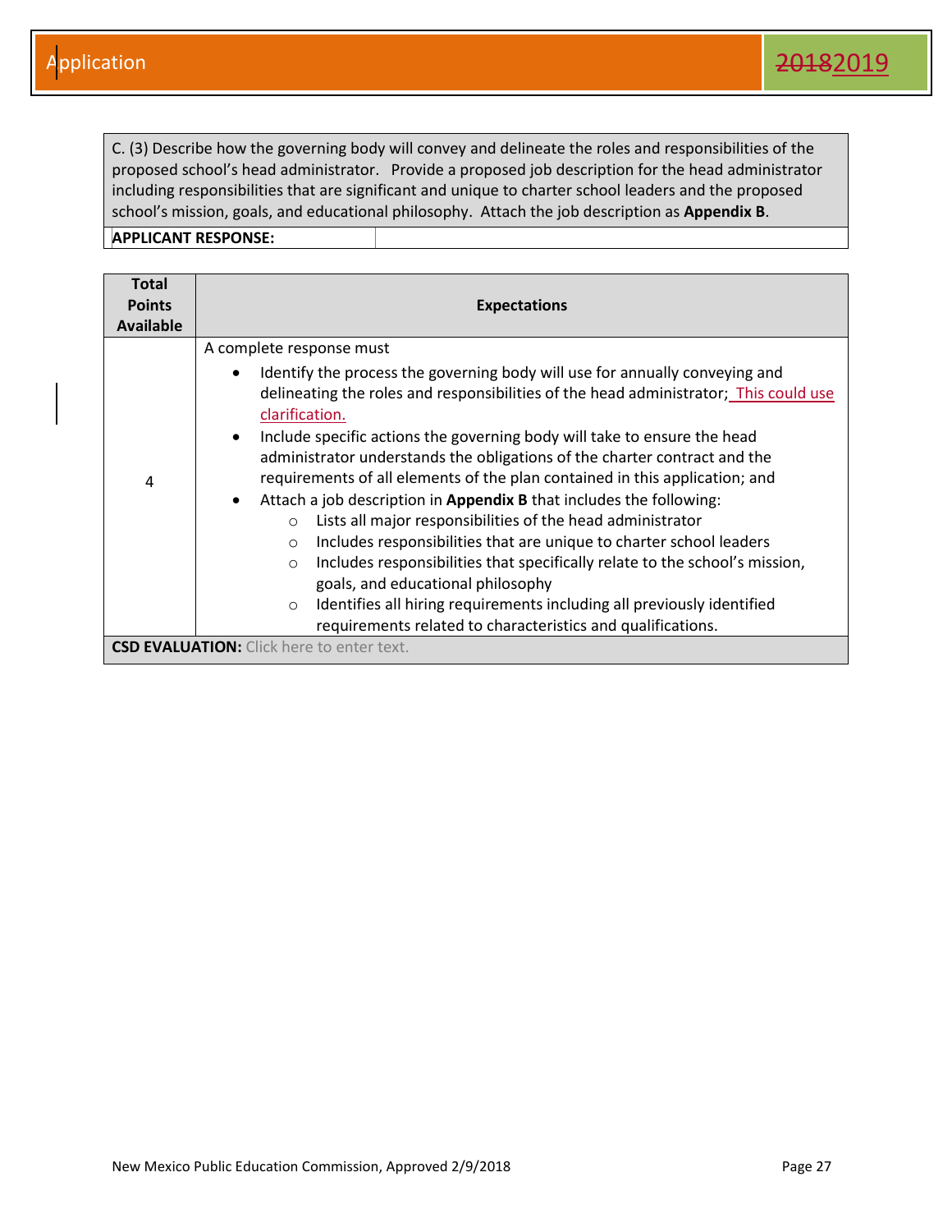| C. (3) Describe how the governing body will convey and delineate the roles and responsibilities of the proposed school's head administrator. Provide a proposed job description for the head administrator including responsibilities that are significant and unique to charter school leaders and the proposed school's mission, goals, and educational philosophy. Attach the job description as **Appendix B**. | |
|---|---|
| **APPLICANT RESPONSE:** | |

| Total Points Available | Expectations |
|---|---|
| 4 | A complete response must<br>• Identify the process the governing body will use for annually conveying and delineating the roles and responsibilities of the head administrator; This could use clarification.<br>• Include specific actions the governing body will take to ensure the head administrator understands the obligations of the charter contract and the requirements of all elements of the plan contained in this application; and<br>• Attach a job description in **Appendix B** that includes the following:<br>&nbsp;&nbsp;&nbsp;&nbsp;○ Lists all major responsibilities of the head administrator<br>&nbsp;&nbsp;&nbsp;&nbsp;○ Includes responsibilities that are unique to charter school leaders<br>&nbsp;&nbsp;&nbsp;&nbsp;○ Includes responsibilities that specifically relate to the school's mission, goals, and educational philosophy<br>&nbsp;&nbsp;&nbsp;&nbsp;○ Identifies all hiring requirements including all previously identified requirements related to characteristics and qualifications. |
| **CSD EVALUATION:** Click here to enter text. | |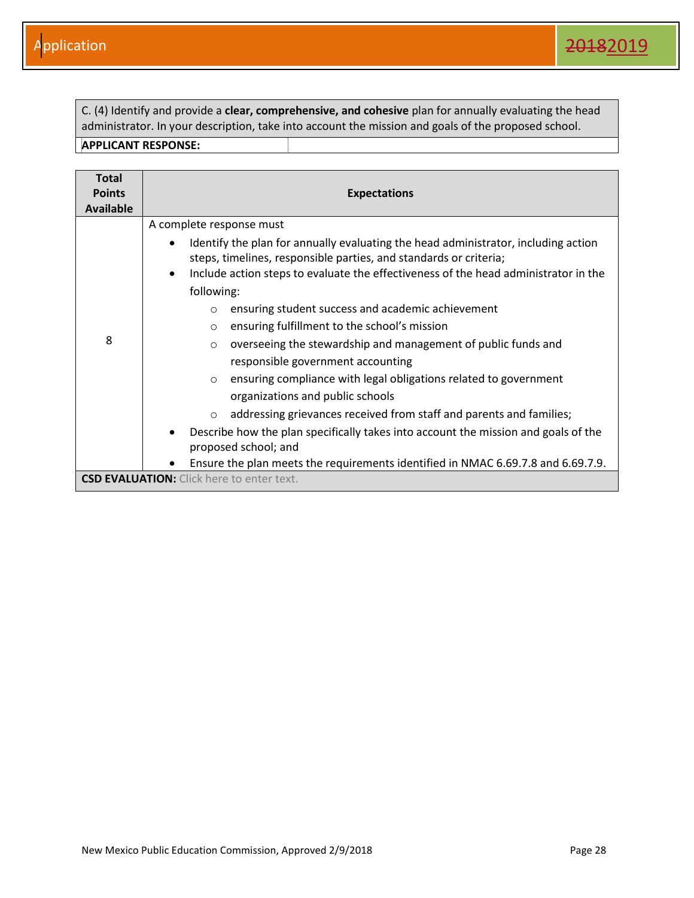| C. (4) Identify and provide a **clear, comprehensive, and cohesive** plan for annually evaluating the head administrator. In your description, take into account the mission and goals of the proposed school. | |
|---|---|
| **APPLICANT RESPONSE:** | |

| Total Points Available | Expectations |
|---|---|
| 8 | A complete response must<br>• Identify the plan for annually evaluating the head administrator, including action steps, timelines, responsible parties, and standards or criteria;<br>• Include action steps to evaluate the effectiveness of the head administrator in the following:<br>  ○ ensuring student success and academic achievement<br>  ○ ensuring fulfillment to the school's mission<br>  ○ overseeing the stewardship and management of public funds and responsible government accounting<br>  ○ ensuring compliance with legal obligations related to government organizations and public schools<br>  ○ addressing grievances received from staff and parents and families;<br>• Describe how the plan specifically takes into account the mission and goals of the proposed school; and<br>• Ensure the plan meets the requirements identified in NMAC 6.69.7.8 and 6.69.7.9. |
| **CSD EVALUATION:** Click here to enter text. | |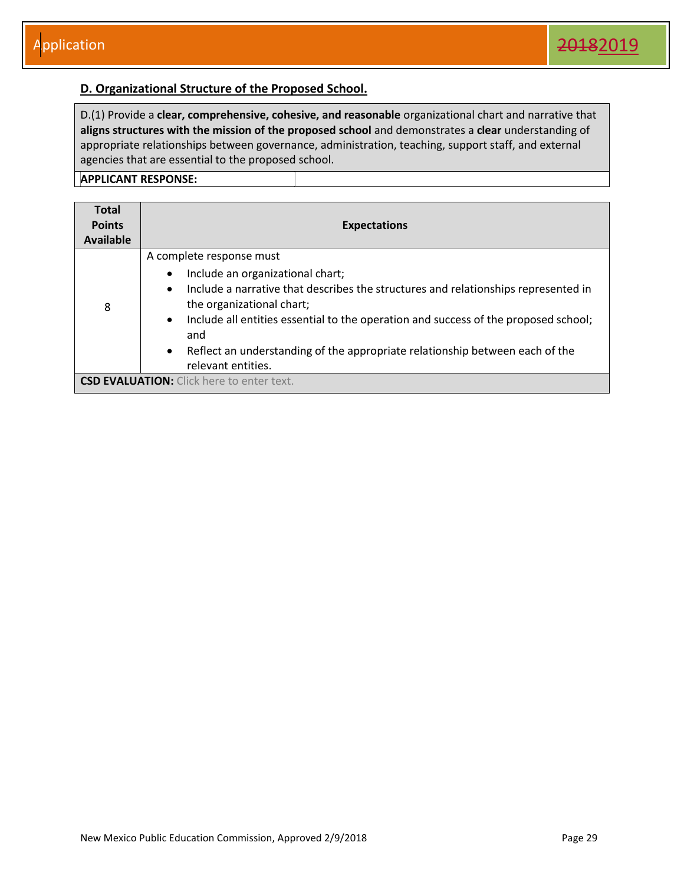## D. Organizational Structure of the Proposed School.

D.(1) Provide a **clear, comprehensive, cohesive, and reasonable** organizational chart and narrative that **aligns structures with the mission of the proposed school** and demonstrates a **clear** understanding of appropriate relationships between governance, administration, teaching, support staff, and external agencies that are essential to the proposed school.

**APPLICANT RESPONSE:**

| Total Points Available | Expectations |
|---|---|
| 8 | A complete response must<br>• Include an organizational chart;<br>• Include a narrative that describes the structures and relationships represented in the organizational chart;<br>• Include all entities essential to the operation and success of the proposed school; and<br>• Reflect an understanding of the appropriate relationship between each of the relevant entities. |

**CSD EVALUATION:** Click here to enter text.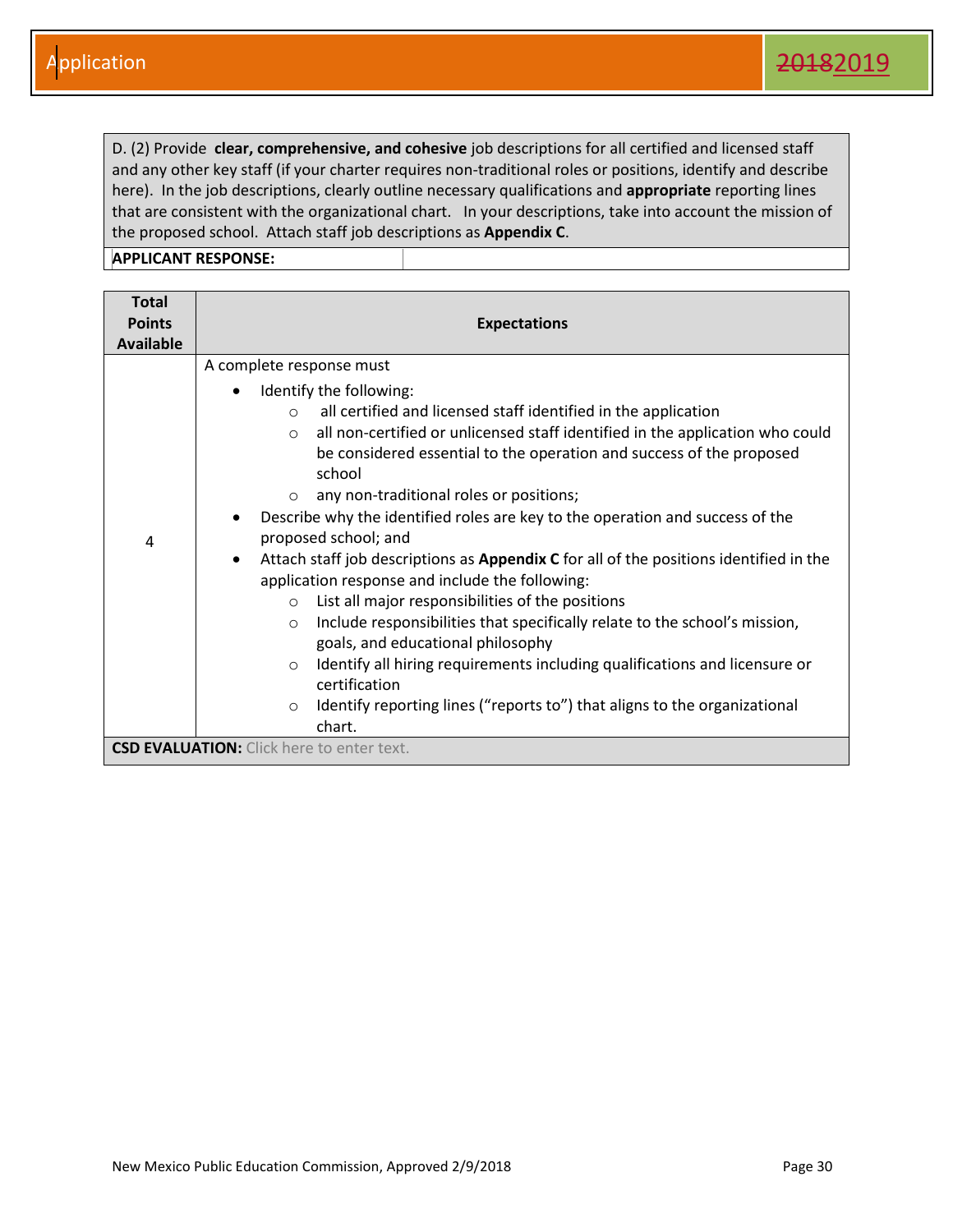D. (2) Provide **clear, comprehensive, and cohesive** job descriptions for all certified and licensed staff and any other key staff (if your charter requires non-traditional roles or positions, identify and describe here). In the job descriptions, clearly outline necessary qualifications and **appropriate** reporting lines that are consistent with the organizational chart. In your descriptions, take into account the mission of the proposed school. Attach staff job descriptions as **Appendix C**.

**APPLICANT RESPONSE:**

| Total Points Available | Expectations |
|---|---|
| 4 | A complete response must<br>• Identify the following:<br>  ○ all certified and licensed staff identified in the application<br>  ○ all non-certified or unlicensed staff identified in the application who could be considered essential to the operation and success of the proposed school<br>  ○ any non-traditional roles or positions;<br>• Describe why the identified roles are key to the operation and success of the proposed school; and<br>• Attach staff job descriptions as **Appendix C** for all of the positions identified in the application response and include the following:<br>  ○ List all major responsibilities of the positions<br>  ○ Include responsibilities that specifically relate to the school's mission, goals, and educational philosophy<br>  ○ Identify all hiring requirements including qualifications and licensure or certification<br>  ○ Identify reporting lines ("reports to") that aligns to the organizational chart. |

**CSD EVALUATION:** Click here to enter text.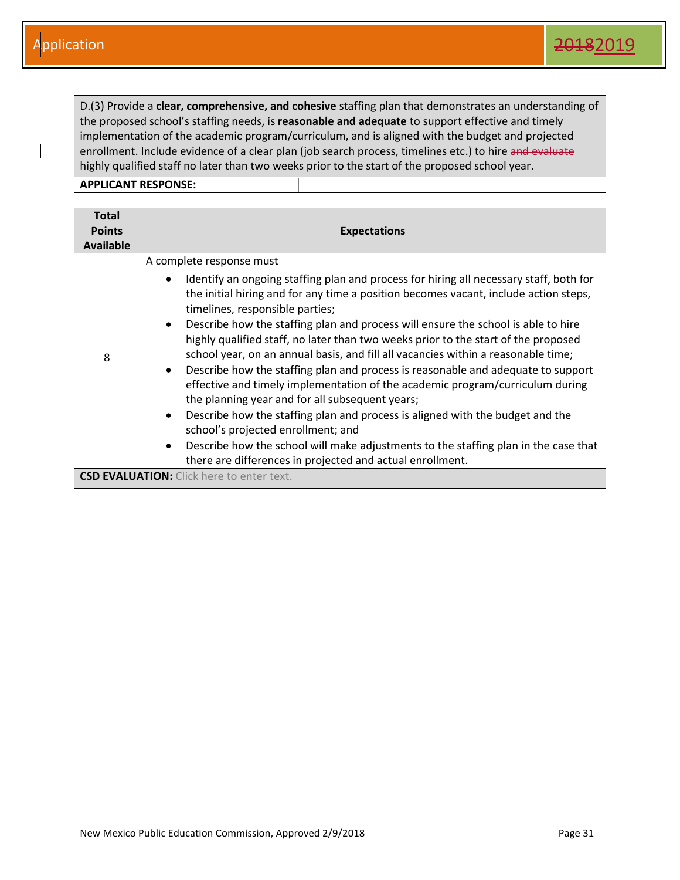D.(3) Provide a **clear, comprehensive, and cohesive** staffing plan that demonstrates an understanding of the proposed school's staffing needs, is **reasonable and adequate** to support effective and timely implementation of the academic program/curriculum, and is aligned with the budget and projected enrollment. Include evidence of a clear plan (job search process, timelines etc.) to hire ~~and evaluate~~ highly qualified staff no later than two weeks prior to the start of the proposed school year.

**APPLICANT RESPONSE:**

| Total Points Available | Expectations |
|---|---|
| 8 | A complete response must<br>• Identify an ongoing staffing plan and process for hiring all necessary staff, both for the initial hiring and for any time a position becomes vacant, include action steps, timelines, responsible parties;<br>• Describe how the staffing plan and process will ensure the school is able to hire highly qualified staff, no later than two weeks prior to the start of the proposed school year, on an annual basis, and fill all vacancies within a reasonable time;<br>• Describe how the staffing plan and process is reasonable and adequate to support effective and timely implementation of the academic program/curriculum during the planning year and for all subsequent years;<br>• Describe how the staffing plan and process is aligned with the budget and the school's projected enrollment; and<br>• Describe how the school will make adjustments to the staffing plan in the case that there are differences in projected and actual enrollment. |

**CSD EVALUATION:** Click here to enter text.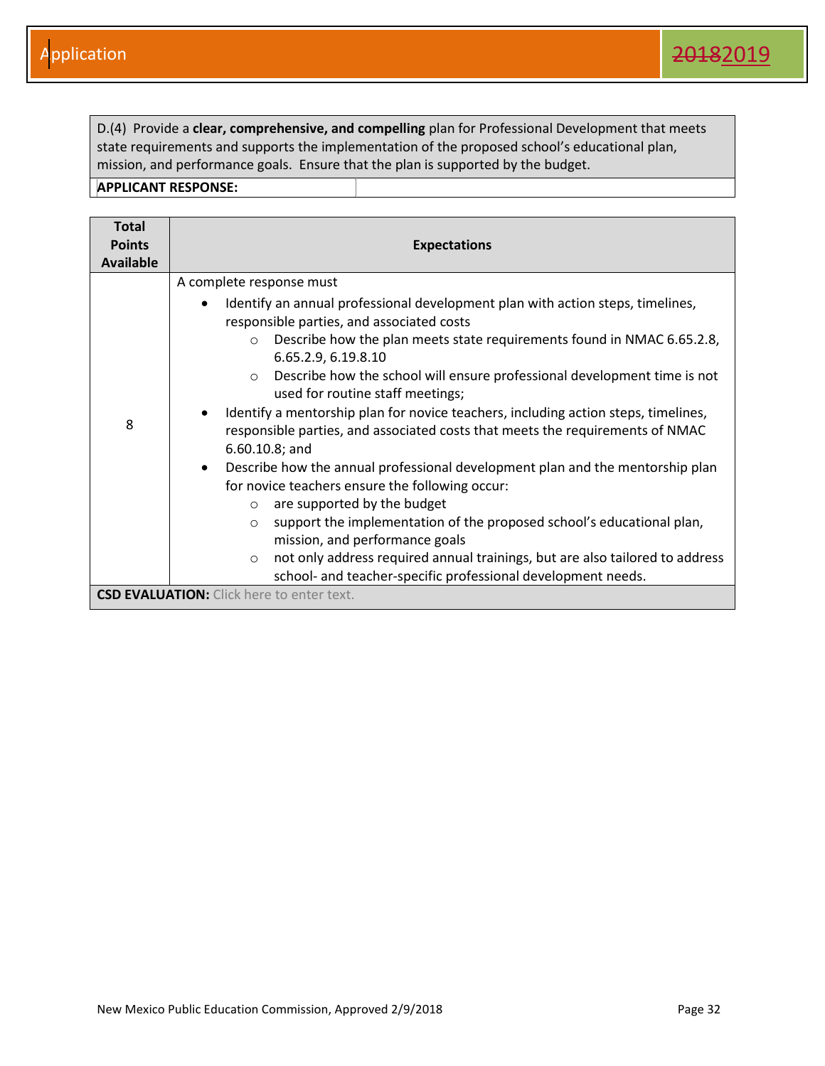D.(4) Provide a **clear, comprehensive, and compelling** plan for Professional Development that meets state requirements and supports the implementation of the proposed school's educational plan, mission, and performance goals. Ensure that the plan is supported by the budget.

**APPLICANT RESPONSE:**

| Total Points Available | Expectations |
|---|---|
| 8 | A complete response must<br>• Identify an annual professional development plan with action steps, timelines, responsible parties, and associated costs<br>&nbsp;&nbsp;&nbsp;&nbsp;○ Describe how the plan meets state requirements found in NMAC 6.65.2.8, 6.65.2.9, 6.19.8.10<br>&nbsp;&nbsp;&nbsp;&nbsp;○ Describe how the school will ensure professional development time is not used for routine staff meetings;<br>• Identify a mentorship plan for novice teachers, including action steps, timelines, responsible parties, and associated costs that meets the requirements of NMAC 6.60.10.8; and<br>• Describe how the annual professional development plan and the mentorship plan for novice teachers ensure the following occur:<br>&nbsp;&nbsp;&nbsp;&nbsp;○ are supported by the budget<br>&nbsp;&nbsp;&nbsp;&nbsp;○ support the implementation of the proposed school's educational plan, mission, and performance goals<br>&nbsp;&nbsp;&nbsp;&nbsp;○ not only address required annual trainings, but are also tailored to address school- and teacher-specific professional development needs. |

**CSD EVALUATION:** Click here to enter text.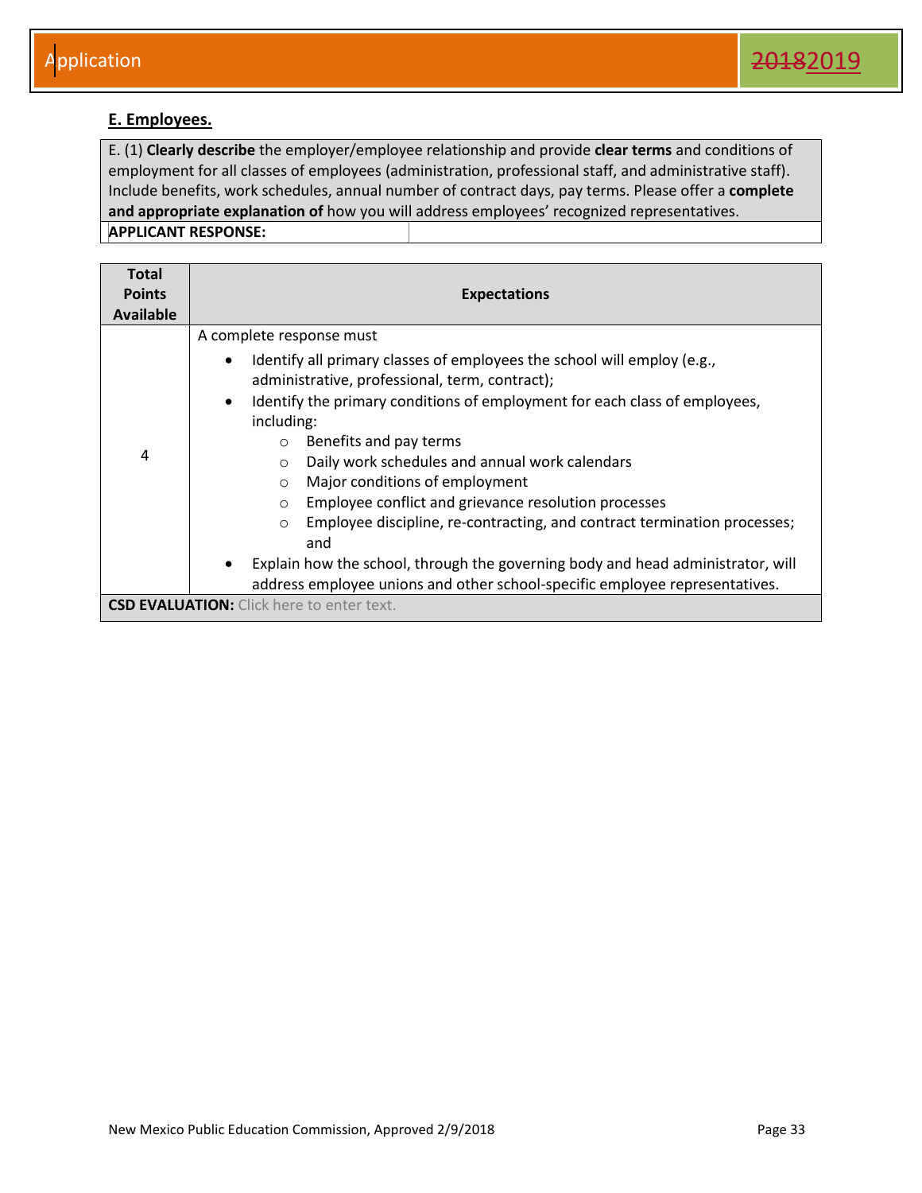## E. Employees.

| E. (1) **Clearly describe** the employer/employee relationship and provide **clear terms** and conditions of employment for all classes of employees (administration, professional staff, and administrative staff). Include benefits, work schedules, annual number of contract days, pay terms. Please offer a **complete and appropriate explanation of** how you will address employees' recognized representatives. | |
|---|---|
| **APPLICANT RESPONSE:** | |

| Total Points Available | Expectations |
|---|---|
| 4 | A complete response must<br>• Identify all primary classes of employees the school will employ (e.g., administrative, professional, term, contract);<br>• Identify the primary conditions of employment for each class of employees, including:<br>&nbsp;&nbsp;○ Benefits and pay terms<br>&nbsp;&nbsp;○ Daily work schedules and annual work calendars<br>&nbsp;&nbsp;○ Major conditions of employment<br>&nbsp;&nbsp;○ Employee conflict and grievance resolution processes<br>&nbsp;&nbsp;○ Employee discipline, re-contracting, and contract termination processes; and<br>• Explain how the school, through the governing body and head administrator, will address employee unions and other school-specific employee representatives. |
| **CSD EVALUATION:** Click here to enter text. | |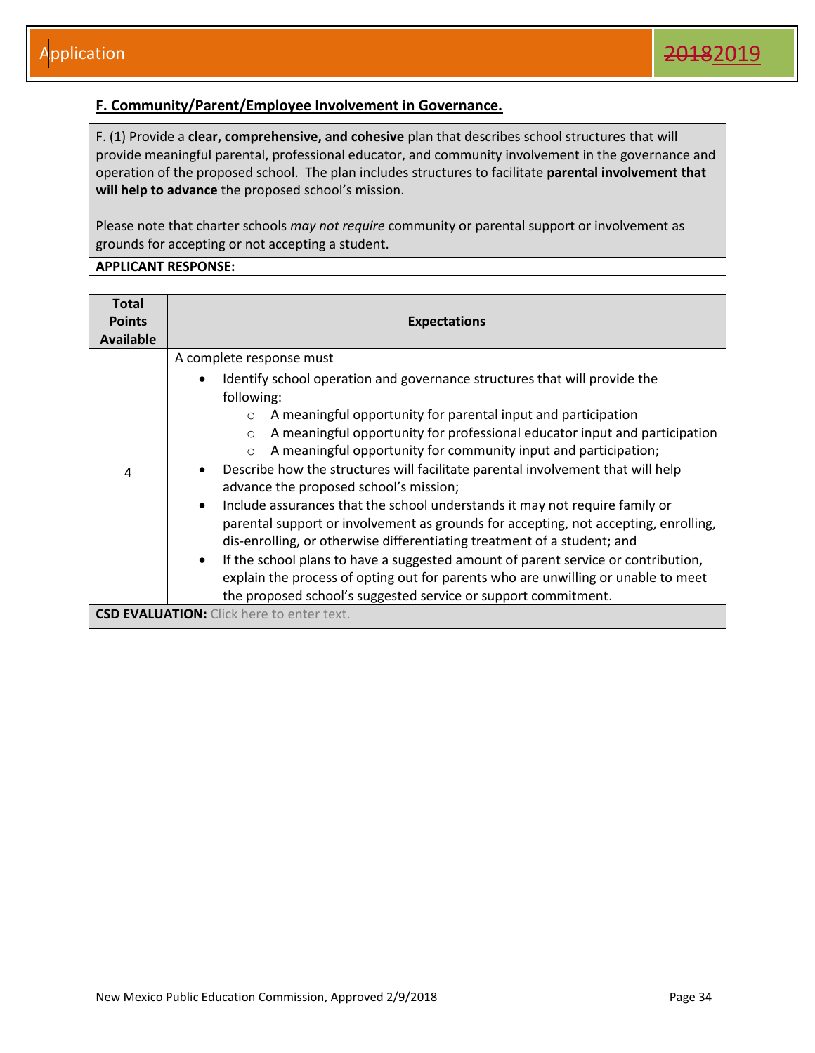## F. Community/Parent/Employee Involvement in Governance.

F. (1) Provide a **clear, comprehensive, and cohesive** plan that describes school structures that will provide meaningful parental, professional educator, and community involvement in the governance and operation of the proposed school. The plan includes structures to facilitate **parental involvement that will help to advance** the proposed school's mission.

Please note that charter schools *may not require* community or parental support or involvement as grounds for accepting or not accepting a student.

**APPLICANT RESPONSE:**

| Total Points Available | Expectations |
|---|---|
| 4 | A complete response must<br>• Identify school operation and governance structures that will provide the following:<br>  ○ A meaningful opportunity for parental input and participation<br>  ○ A meaningful opportunity for professional educator input and participation<br>  ○ A meaningful opportunity for community input and participation;<br>• Describe how the structures will facilitate parental involvement that will help advance the proposed school's mission;<br>• Include assurances that the school understands it may not require family or parental support or involvement as grounds for accepting, not accepting, enrolling, dis-enrolling, or otherwise differentiating treatment of a student; and<br>• If the school plans to have a suggested amount of parent service or contribution, explain the process of opting out for parents who are unwilling or unable to meet the proposed school's suggested service or support commitment. |

**CSD EVALUATION:** Click here to enter text.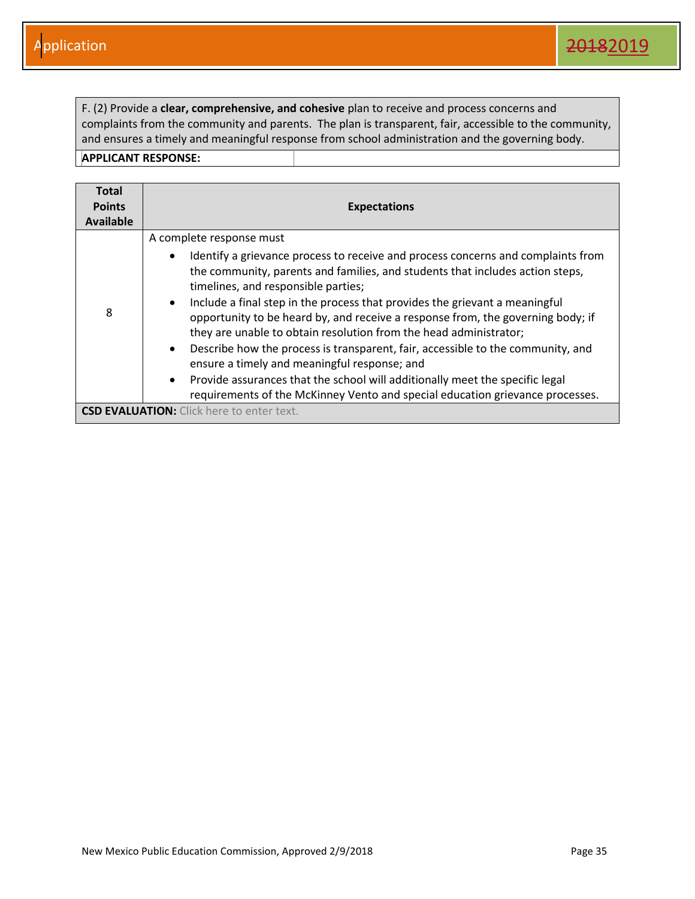F. (2) Provide a **clear, comprehensive, and cohesive** plan to receive and process concerns and complaints from the community and parents. The plan is transparent, fair, accessible to the community, and ensures a timely and meaningful response from school administration and the governing body.

**APPLICANT RESPONSE:**

| Total Points Available | Expectations |
|---|---|
| 8 | A complete response must<br>• Identify a grievance process to receive and process concerns and complaints from the community, parents and families, and students that includes action steps, timelines, and responsible parties;<br>• Include a final step in the process that provides the grievant a meaningful opportunity to be heard by, and receive a response from, the governing body; if they are unable to obtain resolution from the head administrator;<br>• Describe how the process is transparent, fair, accessible to the community, and ensure a timely and meaningful response; and<br>• Provide assurances that the school will additionally meet the specific legal requirements of the McKinney Vento and special education grievance processes. |
| **CSD EVALUATION:** Click here to enter text. | |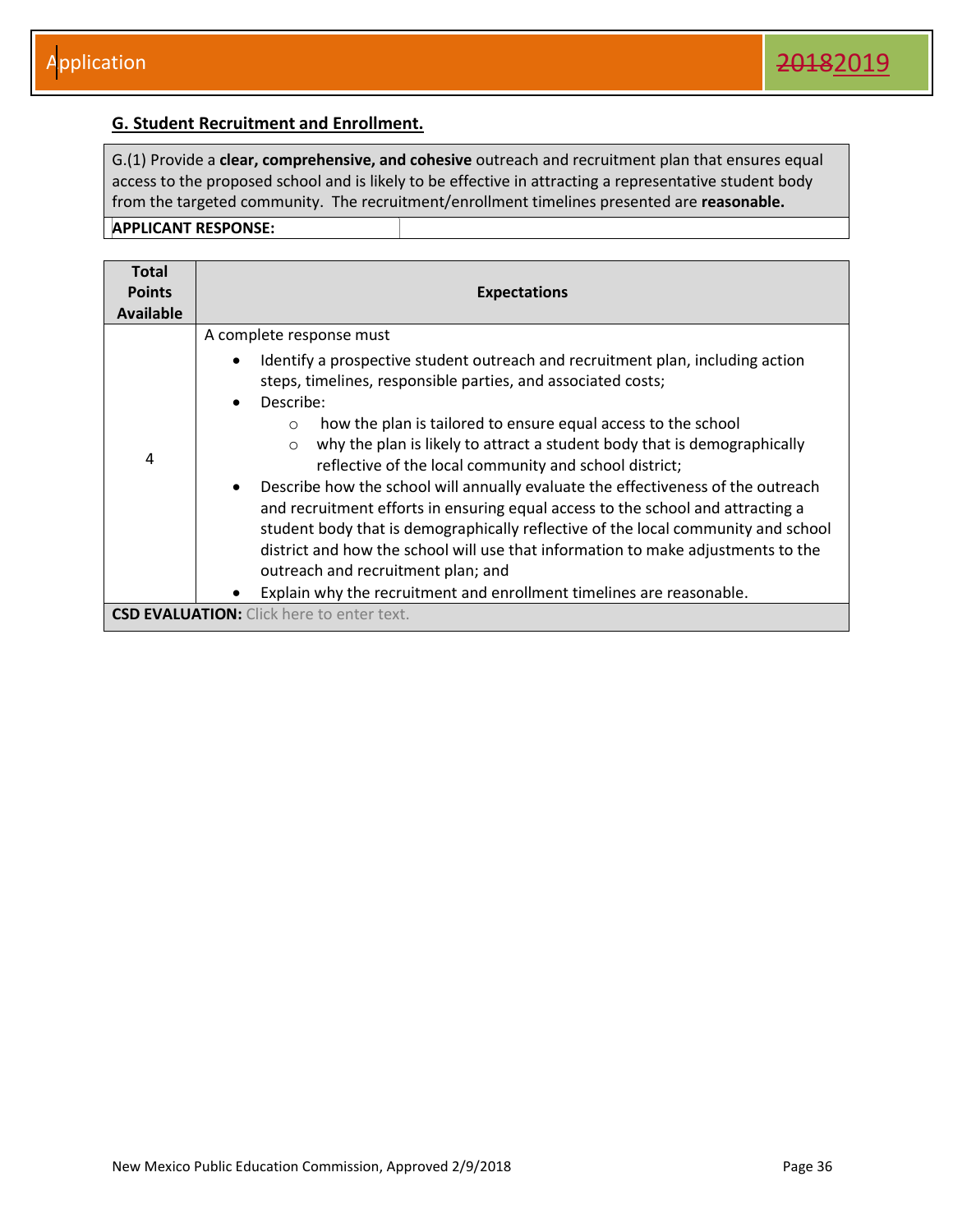## G. Student Recruitment and Enrollment.

| G.(1) Provide a **clear, comprehensive, and cohesive** outreach and recruitment plan that ensures equal access to the proposed school and is likely to be effective in attracting a representative student body from the targeted community. The recruitment/enrollment timelines presented are **reasonable.** |
|---|
| **APPLICANT RESPONSE:** |

| Total Points Available | Expectations |
|---|---|
| 4 | A complete response must<br>• Identify a prospective student outreach and recruitment plan, including action steps, timelines, responsible parties, and associated costs;<br>• Describe:<br>  ○ how the plan is tailored to ensure equal access to the school<br>  ○ why the plan is likely to attract a student body that is demographically reflective of the local community and school district;<br>• Describe how the school will annually evaluate the effectiveness of the outreach and recruitment efforts in ensuring equal access to the school and attracting a student body that is demographically reflective of the local community and school district and how the school will use that information to make adjustments to the outreach and recruitment plan; and<br>• Explain why the recruitment and enrollment timelines are reasonable. |
| **CSD EVALUATION:** Click here to enter text. | |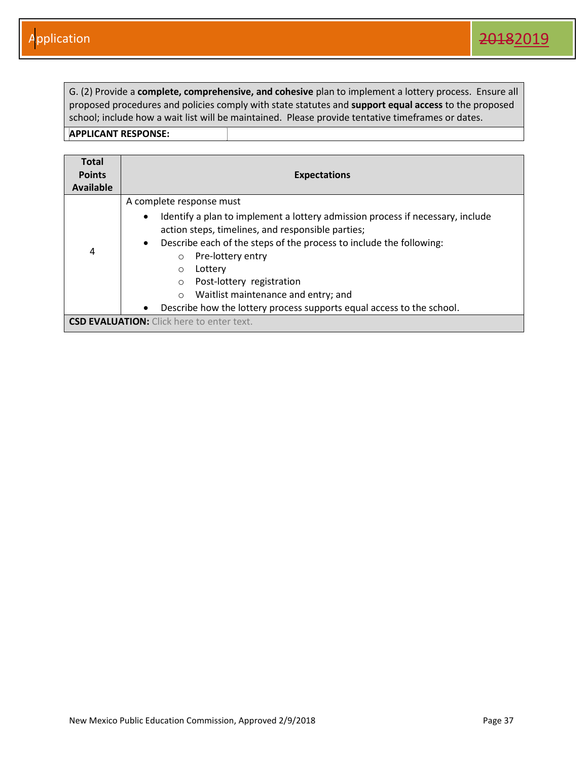G. (2) Provide a **complete, comprehensive, and cohesive** plan to implement a lottery process. Ensure all proposed procedures and policies comply with state statutes and **support equal access** to the proposed school; include how a wait list will be maintained. Please provide tentative timeframes or dates.

**APPLICANT RESPONSE:**

| Total Points Available | Expectations |
|---|---|
| 4 | A complete response must<br>• Identify a plan to implement a lottery admission process if necessary, include action steps, timelines, and responsible parties;<br>• Describe each of the steps of the process to include the following:<br>  ○ Pre-lottery entry<br>  ○ Lottery<br>  ○ Post-lottery registration<br>  ○ Waitlist maintenance and entry; and<br>• Describe how the lottery process supports equal access to the school. |

**CSD EVALUATION:** Click here to enter text.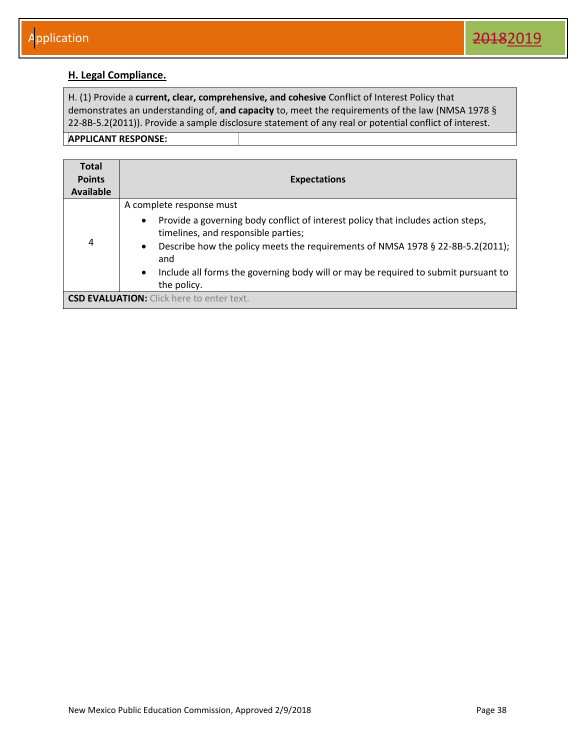## H. Legal Compliance.

| H. (1) Provide a **current, clear, comprehensive, and cohesive** Conflict of Interest Policy that demonstrates an understanding of, **and capacity** to, meet the requirements of the law (NMSA 1978 § 22-8B-5.2(2011)). Provide a sample disclosure statement of any real or potential conflict of interest. | |
|---|---|
| **APPLICANT RESPONSE:** | |

| Total Points Available | Expectations |
|---|---|
| 4 | A complete response must<br>• Provide a governing body conflict of interest policy that includes action steps, timelines, and responsible parties;<br>• Describe how the policy meets the requirements of NMSA 1978 § 22-8B-5.2(2011); and<br>• Include all forms the governing body will or may be required to submit pursuant to the policy. |
| **CSD EVALUATION:** Click here to enter text. | |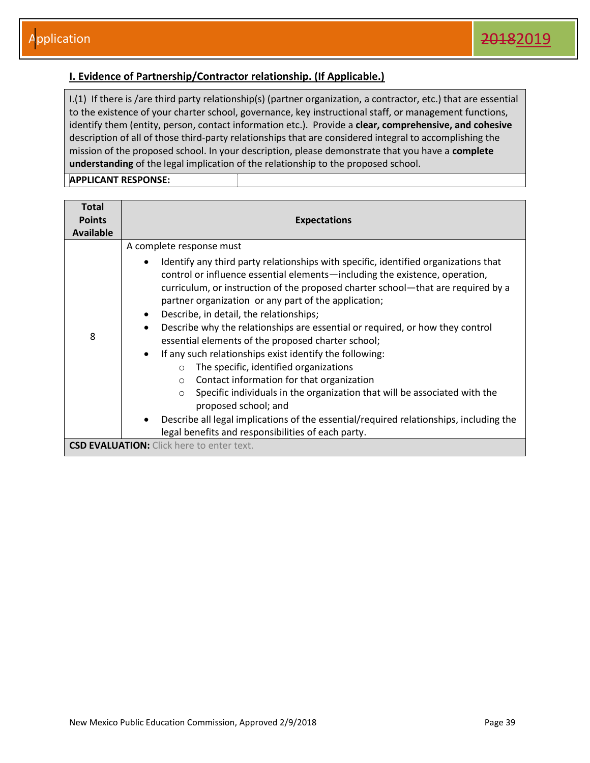## I. Evidence of Partnership/Contractor relationship. (If Applicable.)

| I.(1) If there is /are third party relationship(s) (partner organization, a contractor, etc.) that are essential to the existence of your charter school, governance, key instructional staff, or management functions, identify them (entity, person, contact information etc.). Provide a **clear, comprehensive, and cohesive** description of all of those third-party relationships that are considered integral to accomplishing the mission of the proposed school. In your description, please demonstrate that you have a **complete understanding** of the legal implication of the relationship to the proposed school. |
|---|
| **APPLICANT RESPONSE:** |

| Total Points Available | Expectations |
|---|---|
| 8 | A complete response must<br>• Identify any third party relationships with specific, identified organizations that control or influence essential elements—including the existence, operation, curriculum, or instruction of the proposed charter school—that are required by a partner organization or any part of the application;<br>• Describe, in detail, the relationships;<br>• Describe why the relationships are essential or required, or how they control essential elements of the proposed charter school;<br>• If any such relationships exist identify the following:<br>  ○ The specific, identified organizations<br>  ○ Contact information for that organization<br>  ○ Specific individuals in the organization that will be associated with the proposed school; and<br>• Describe all legal implications of the essential/required relationships, including the legal benefits and responsibilities of each party. |
| **CSD EVALUATION:** Click here to enter text. | |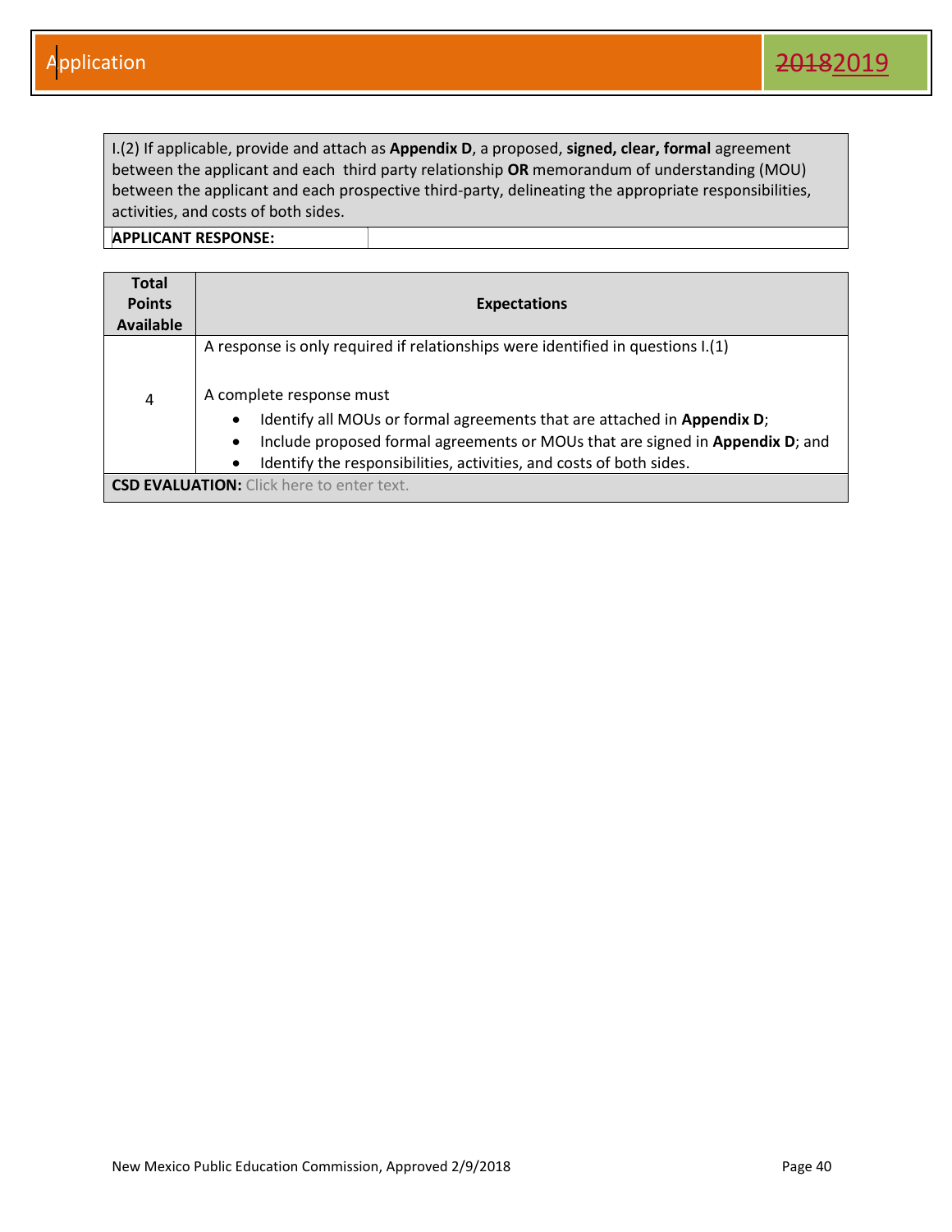I.(2) If applicable, provide and attach as **Appendix D**, a proposed, **signed, clear, formal** agreement between the applicant and each third party relationship **OR** memorandum of understanding (MOU) between the applicant and each prospective third-party, delineating the appropriate responsibilities, activities, and costs of both sides.

**APPLICANT RESPONSE:**

| Total Points Available | Expectations |
|---|---|
| 4 | A response is only required if relationships were identified in questions I.(1)<br><br>A complete response must<br>• Identify all MOUs or formal agreements that are attached in **Appendix D**;<br>• Include proposed formal agreements or MOUs that are signed in **Appendix D**; and<br>• Identify the responsibilities, activities, and costs of both sides. |

**CSD EVALUATION:** Click here to enter text.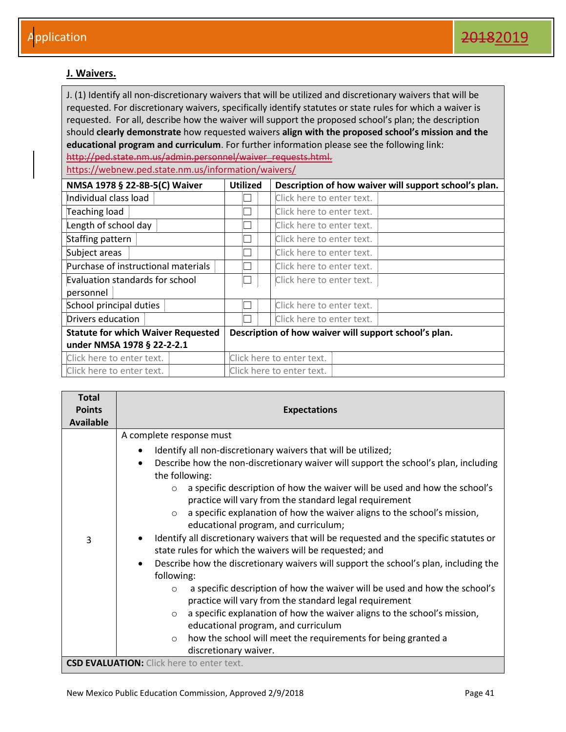## J. Waivers.

J. (1) Identify all non-discretionary waivers that will be utilized and discretionary waivers that will be requested. For discretionary waivers, specifically identify statutes or state rules for which a waiver is requested. For all, describe how the waiver will support the proposed school's plan; the description should **clearly demonstrate** how requested waivers **align with the proposed school's mission and the educational program and curriculum**. For further information please see the following link: ~~http://ped.state.nm.us/admin.personnel/waiver_requests.html.~~ https://webnew.ped.state.nm.us/information/waivers/

| NMSA 1978 § 22-8B-5(C) Waiver | Utilized | Description of how waiver will support school's plan. |
|---|---|---|
| Individual class load | ☐ | Click here to enter text. |
| Teaching load | ☐ | Click here to enter text. |
| Length of school day | ☐ | Click here to enter text. |
| Staffing pattern | ☐ | Click here to enter text. |
| Subject areas | ☐ | Click here to enter text. |
| Purchase of instructional materials | ☐ | Click here to enter text. |
| Evaluation standards for school personnel | ☐ | Click here to enter text. |
| School principal duties | ☐ | Click here to enter text. |
| Drivers education | ☐ | Click here to enter text. |
| **Statute for which Waiver Requested under NMSA 1978 § 22-2-2.1** | **Description of how waiver will support school's plan.** | |
| Click here to enter text. | Click here to enter text. | |
| Click here to enter text. | Click here to enter text. | |

| Total Points Available | Expectations |
|---|---|
| 3 | A complete response must<br>• Identify all non-discretionary waivers that will be utilized;<br>• Describe how the non-discretionary waiver will support the school's plan, including the following:<br>  ○ a specific description of how the waiver will be used and how the school's practice will vary from the standard legal requirement<br>  ○ a specific explanation of how the waiver aligns to the school's mission, educational program, and curriculum;<br>• Identify all discretionary waivers that will be requested and the specific statutes or state rules for which the waivers will be requested; and<br>• Describe how the discretionary waivers will support the school's plan, including the following:<br>  ○ a specific description of how the waiver will be used and how the school's practice will vary from the standard legal requirement<br>  ○ a specific explanation of how the waiver aligns to the school's mission, educational program, and curriculum<br>  ○ how the school will meet the requirements for being granted a discretionary waiver. |
| **CSD EVALUATION:** Click here to enter text. | |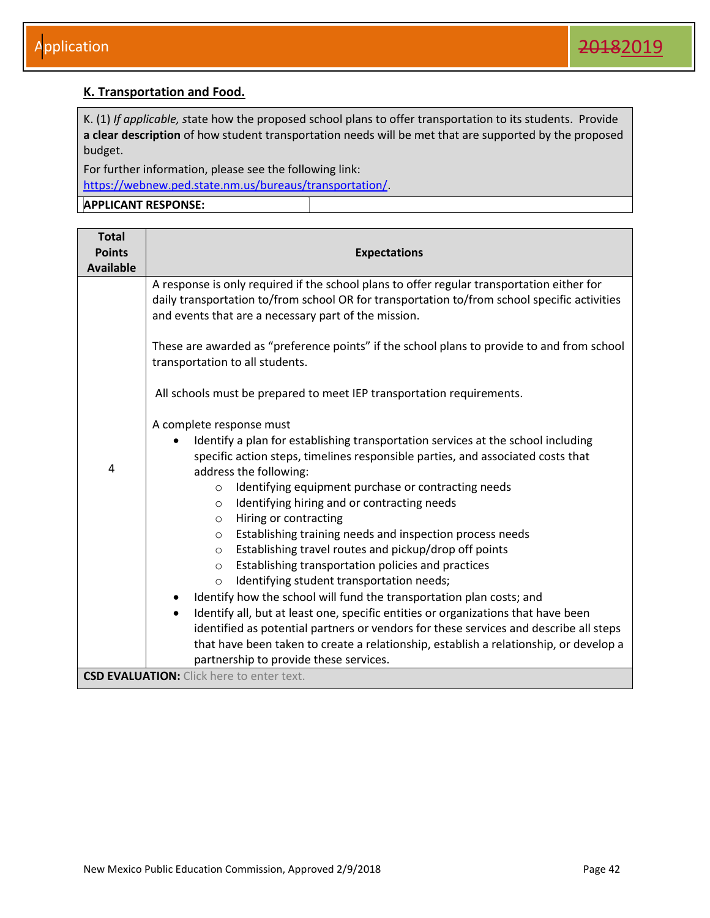## K. Transportation and Food.

| K. (1) *If applicable, s*tate how the proposed school plans to offer transportation to its students. Provide **a clear description** of how student transportation needs will be met that are supported by the proposed budget. For further information, please see the following link: https://webnew.ped.state.nm.us/bureaus/transportation/. | |
|---|---|
| **APPLICANT RESPONSE:** | |

| Total Points Available | Expectations |
|---|---|
| 4 | A response is only required if the school plans to offer regular transportation either for daily transportation to/from school OR for transportation to/from school specific activities and events that are a necessary part of the mission.<br><br>These are awarded as "preference points" if the school plans to provide to and from school transportation to all students.<br><br>All schools must be prepared to meet IEP transportation requirements.<br><br>A complete response must<br>• Identify a plan for establishing transportation services at the school including specific action steps, timelines responsible parties, and associated costs that address the following:<br>  ○ Identifying equipment purchase or contracting needs<br>  ○ Identifying hiring and or contracting needs<br>  ○ Hiring or contracting<br>  ○ Establishing training needs and inspection process needs<br>  ○ Establishing travel routes and pickup/drop off points<br>  ○ Establishing transportation policies and practices<br>  ○ Identifying student transportation needs;<br>• Identify how the school will fund the transportation plan costs; and<br>• Identify all, but at least one, specific entities or organizations that have been identified as potential partners or vendors for these services and describe all steps that have been taken to create a relationship, establish a relationship, or develop a partnership to provide these services. |
| **CSD EVALUATION:** Click here to enter text. | |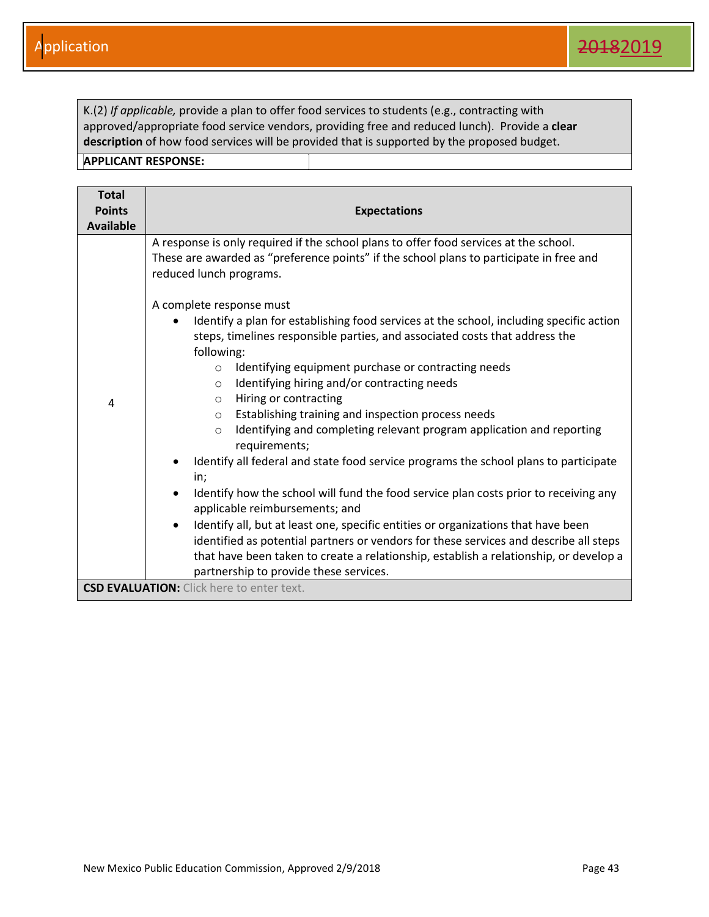| K.(2) *If applicable,* provide a plan to offer food services to students (e.g., contracting with approved/appropriate food service vendors, providing free and reduced lunch). Provide a **clear description** of how food services will be provided that is supported by the proposed budget. |
| --- |
| **APPLICANT RESPONSE:** |

| Total Points Available | Expectations |
| --- | --- |
| 4 | A response is only required if the school plans to offer food services at the school. These are awarded as "preference points" if the school plans to participate in free and reduced lunch programs.<br><br>A complete response must<br>• Identify a plan for establishing food services at the school, including specific action steps, timelines responsible parties, and associated costs that address the following:<br>&nbsp;&nbsp;&nbsp;&nbsp;○ Identifying equipment purchase or contracting needs<br>&nbsp;&nbsp;&nbsp;&nbsp;○ Identifying hiring and/or contracting needs<br>&nbsp;&nbsp;&nbsp;&nbsp;○ Hiring or contracting<br>&nbsp;&nbsp;&nbsp;&nbsp;○ Establishing training and inspection process needs<br>&nbsp;&nbsp;&nbsp;&nbsp;○ Identifying and completing relevant program application and reporting requirements;<br>• Identify all federal and state food service programs the school plans to participate in;<br>• Identify how the school will fund the food service plan costs prior to receiving any applicable reimbursements; and<br>• Identify all, but at least one, specific entities or organizations that have been identified as potential partners or vendors for these services and describe all steps that have been taken to create a relationship, establish a relationship, or develop a partnership to provide these services. |
| **CSD EVALUATION:** Click here to enter text. | |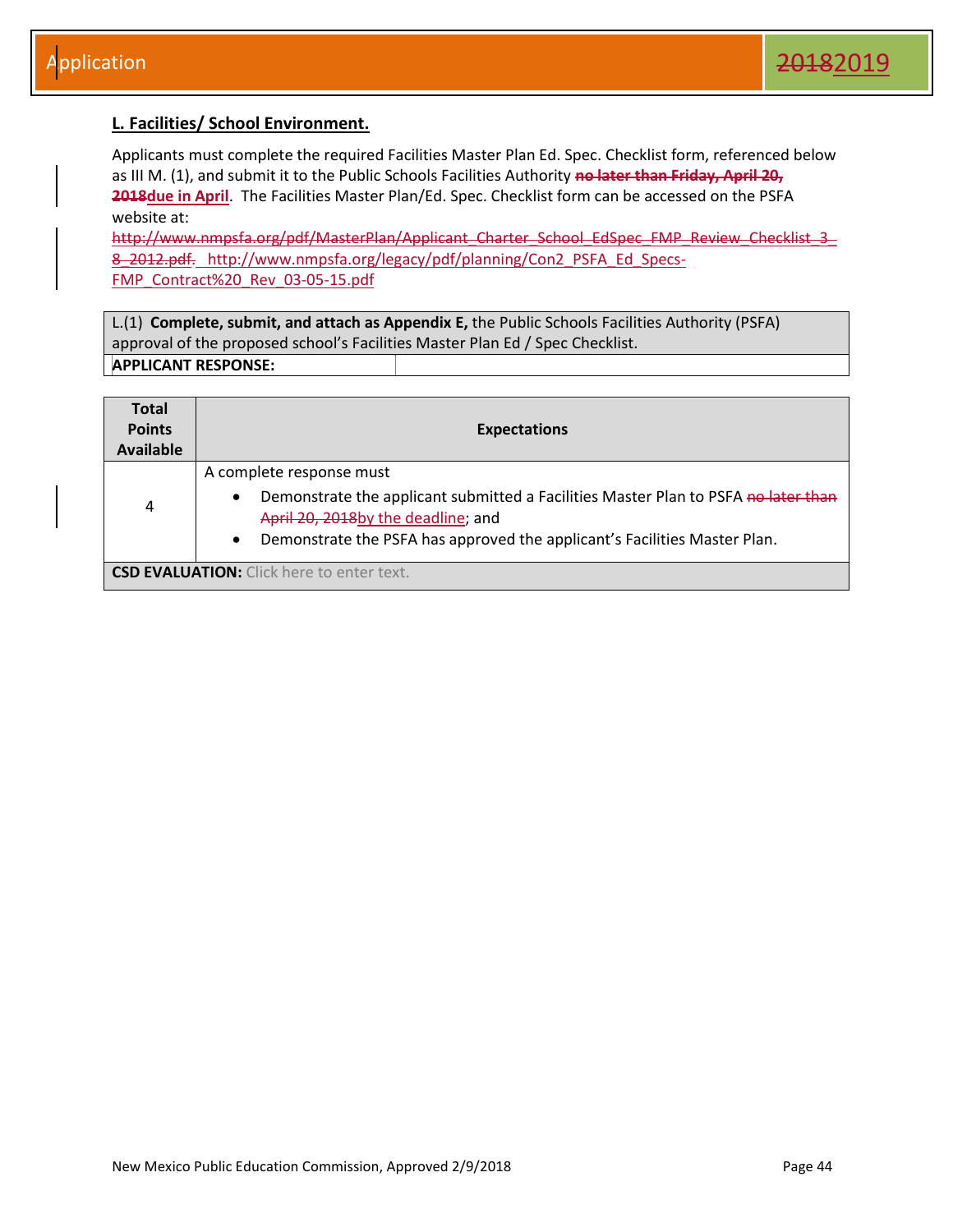## L. Facilities/ School Environment.

Applicants must complete the required Facilities Master Plan Ed. Spec. Checklist form, referenced below as III M. (1), and submit it to the Public Schools Facilities Authority ~~**no later than Friday, April 20, 2018**~~**due in April**. The Facilities Master Plan/Ed. Spec. Checklist form can be accessed on the PSFA website at: ~~http://www.nmpsfa.org/pdf/MasterPlan/Applicant_Charter_School_EdSpec_FMP_Review_Checklist_3_8_2012.pdf.~~ http://www.nmpsfa.org/legacy/pdf/planning/Con2_PSFA_Ed_Specs-FMP_Contract%20_Rev_03-05-15.pdf

| L.(1) **Complete, submit, and attach as Appendix E,** the Public Schools Facilities Authority (PSFA) approval of the proposed school's Facilities Master Plan Ed / Spec Checklist. | |
|---|---|
| **APPLICANT RESPONSE:** | |

| Total Points Available | Expectations |
|---|---|
| 4 | A complete response must<br>• Demonstrate the applicant submitted a Facilities Master Plan to PSFA ~~no later than April 20, 2018~~by the deadline; and<br>• Demonstrate the PSFA has approved the applicant's Facilities Master Plan. |
| **CSD EVALUATION:** Click here to enter text. | |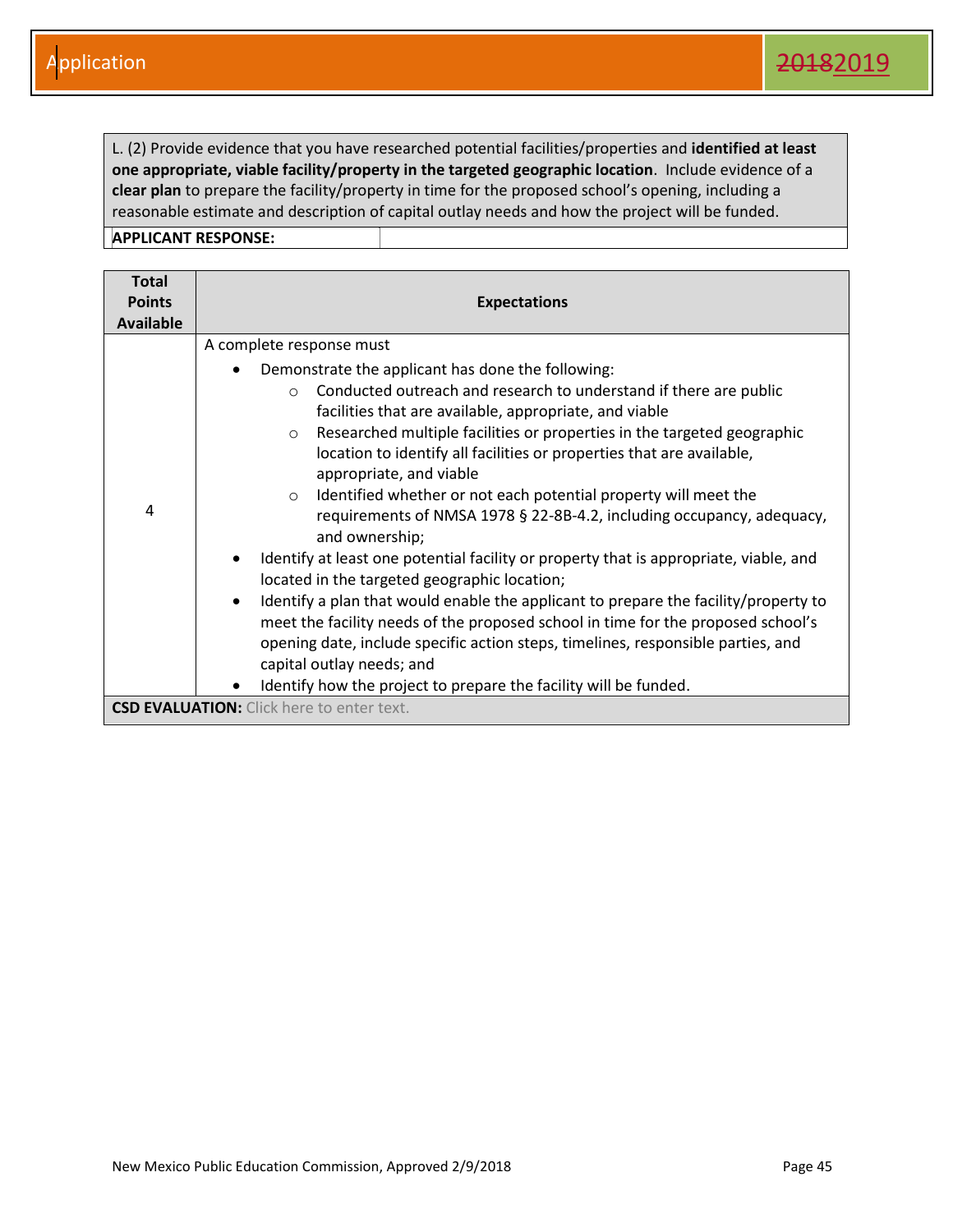L. (2) Provide evidence that you have researched potential facilities/properties and **identified at least one appropriate, viable facility/property in the targeted geographic location**. Include evidence of a **clear plan** to prepare the facility/property in time for the proposed school's opening, including a reasonable estimate and description of capital outlay needs and how the project will be funded.

**APPLICANT RESPONSE:**

| Total Points Available | Expectations |
|---|---|
| 4 | A complete response must<br>• Demonstrate the applicant has done the following:<br>  ○ Conducted outreach and research to understand if there are public facilities that are available, appropriate, and viable<br>  ○ Researched multiple facilities or properties in the targeted geographic location to identify all facilities or properties that are available, appropriate, and viable<br>  ○ Identified whether or not each potential property will meet the requirements of NMSA 1978 § 22-8B-4.2, including occupancy, adequacy, and ownership;<br>• Identify at least one potential facility or property that is appropriate, viable, and located in the targeted geographic location;<br>• Identify a plan that would enable the applicant to prepare the facility/property to meet the facility needs of the proposed school in time for the proposed school's opening date, include specific action steps, timelines, responsible parties, and capital outlay needs; and<br>• Identify how the project to prepare the facility will be funded. |

**CSD EVALUATION:** Click here to enter text.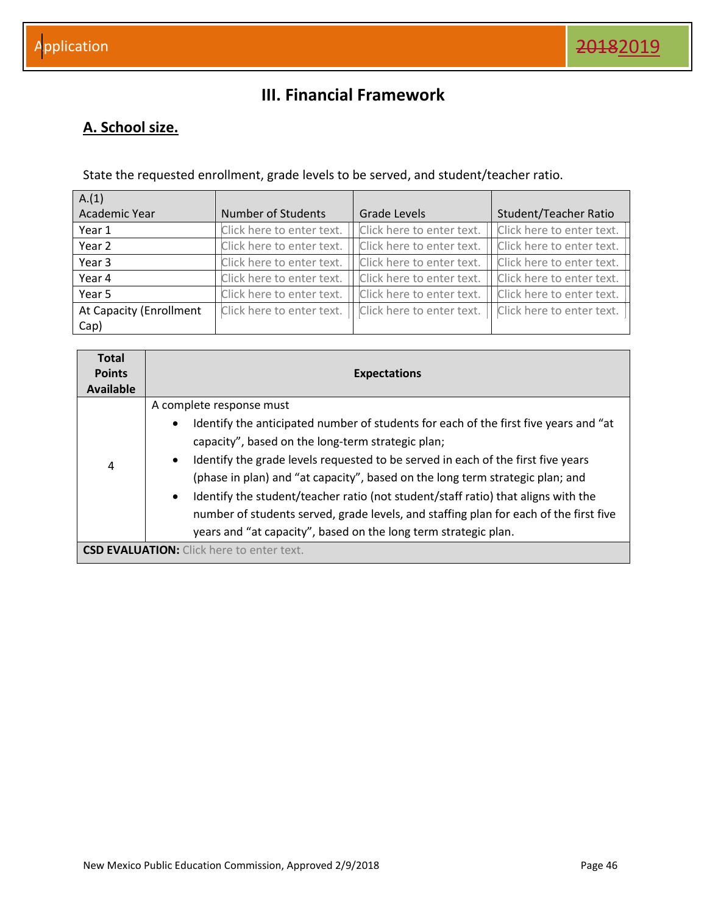# III. Financial Framework

## A. School size.

State the requested enrollment, grade levels to be served, and student/teacher ratio.

| A.(1) Academic Year | Number of Students | Grade Levels | Student/Teacher Ratio |
|---|---|---|---|
| Year 1 | Click here to enter text. | Click here to enter text. | Click here to enter text. |
| Year 2 | Click here to enter text. | Click here to enter text. | Click here to enter text. |
| Year 3 | Click here to enter text. | Click here to enter text. | Click here to enter text. |
| Year 4 | Click here to enter text. | Click here to enter text. | Click here to enter text. |
| Year 5 | Click here to enter text. | Click here to enter text. | Click here to enter text. |
| At Capacity (Enrollment Cap) | Click here to enter text. | Click here to enter text. | Click here to enter text. |

| Total Points Available | Expectations |
|---|---|
| 4 | A complete response must<br>• Identify the anticipated number of students for each of the first five years and "at capacity", based on the long-term strategic plan;<br>• Identify the grade levels requested to be served in each of the first five years (phase in plan) and "at capacity", based on the long term strategic plan; and<br>• Identify the student/teacher ratio (not student/staff ratio) that aligns with the number of students served, grade levels, and staffing plan for each of the first five years and "at capacity", based on the long term strategic plan. |
| **CSD EVALUATION:** Click here to enter text. | |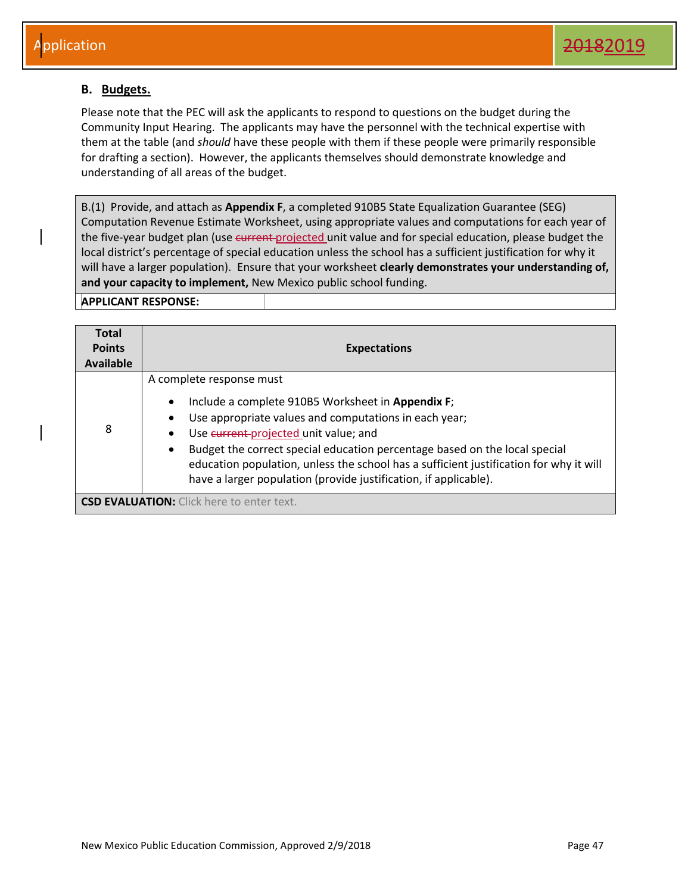## B. Budgets.

Please note that the PEC will ask the applicants to respond to questions on the budget during the Community Input Hearing. The applicants may have the personnel with the technical expertise with them at the table (and *should* have these people with them if these people were primarily responsible for drafting a section). However, the applicants themselves should demonstrate knowledge and understanding of all areas of the budget.

| B.(1) Provide, and attach as **Appendix F**, a completed 910B5 State Equalization Guarantee (SEG) Computation Revenue Estimate Worksheet, using appropriate values and computations for each year of the five-year budget plan (use ~~current~~ projected unit value and for special education, please budget the local district's percentage of special education unless the school has a sufficient justification for why it will have a larger population). Ensure that your worksheet **clearly demonstrates your understanding of, and your capacity to implement,** New Mexico public school funding. | |
|---|---|
| **APPLICANT RESPONSE:** | |

| Total Points Available | Expectations |
|---|---|
| 8 | A complete response must<br>• Include a complete 910B5 Worksheet in **Appendix F**;<br>• Use appropriate values and computations in each year;<br>• Use ~~current~~ projected unit value; and<br>• Budget the correct special education percentage based on the local special education population, unless the school has a sufficient justification for why it will have a larger population (provide justification, if applicable). |
| **CSD EVALUATION:** Click here to enter text. | |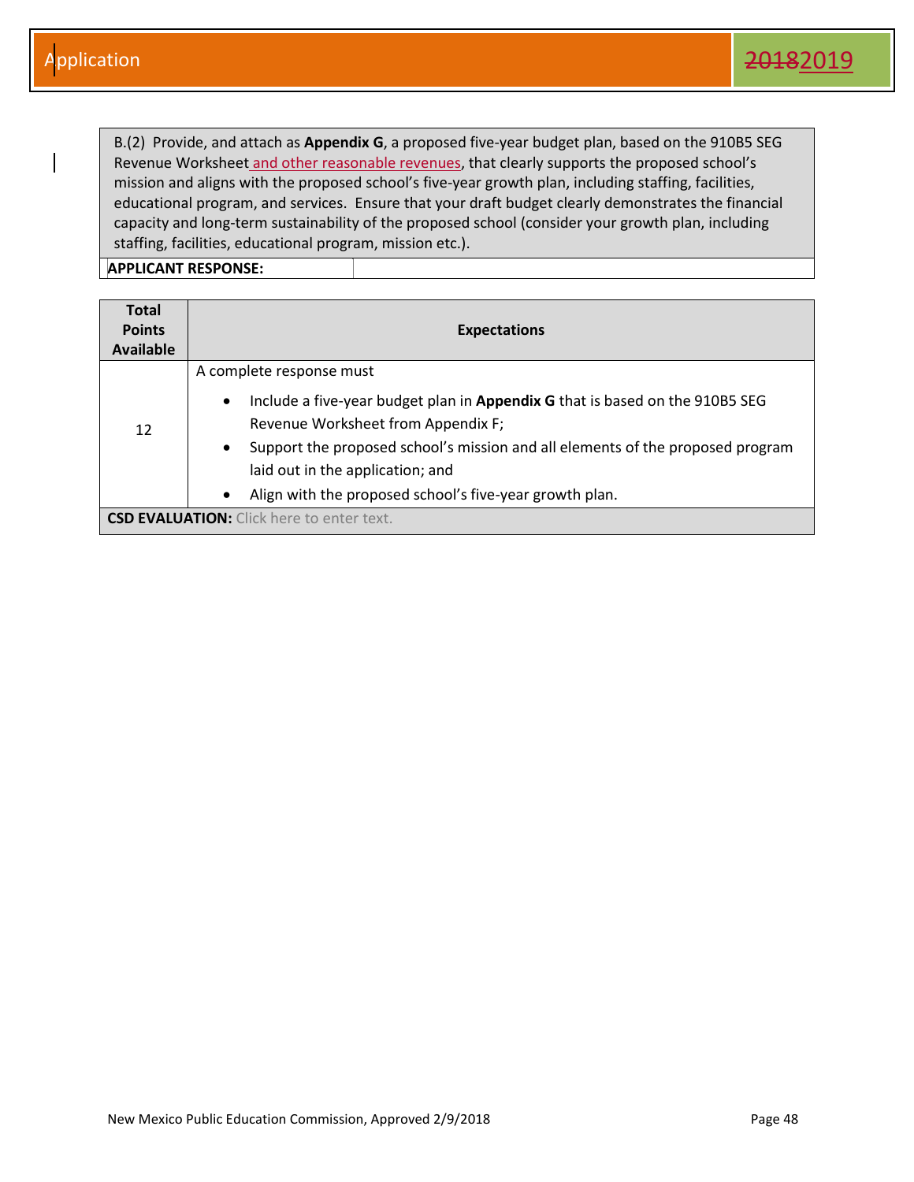B.(2) Provide, and attach as **Appendix G**, a proposed five-year budget plan, based on the 910B5 SEG Revenue Worksheet and other reasonable revenues, that clearly supports the proposed school's mission and aligns with the proposed school's five-year growth plan, including staffing, facilities, educational program, and services. Ensure that your draft budget clearly demonstrates the financial capacity and long-term sustainability of the proposed school (consider your growth plan, including staffing, facilities, educational program, mission etc.).

**APPLICANT RESPONSE:**

| Total Points Available | Expectations |
|---|---|
| 12 | A complete response must<br>• Include a five-year budget plan in **Appendix G** that is based on the 910B5 SEG Revenue Worksheet from Appendix F;<br>• Support the proposed school's mission and all elements of the proposed program laid out in the application; and<br>• Align with the proposed school's five-year growth plan. |

**CSD EVALUATION:** Click here to enter text.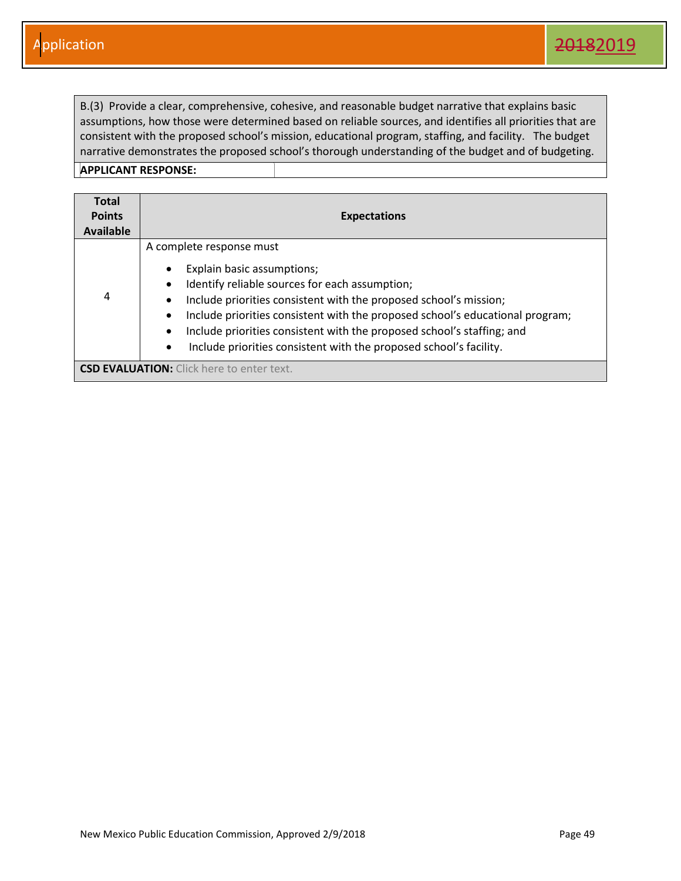| B.(3) Provide a clear, comprehensive, cohesive, and reasonable budget narrative that explains basic assumptions, how those were determined based on reliable sources, and identifies all priorities that are consistent with the proposed school's mission, educational program, staffing, and facility. The budget narrative demonstrates the proposed school's thorough understanding of the budget and of budgeting. | |
|---|---|
| **APPLICANT RESPONSE:** | |

| Total Points Available | Expectations |
|---|---|
| 4 | A complete response must<br>• Explain basic assumptions;<br>• Identify reliable sources for each assumption;<br>• Include priorities consistent with the proposed school's mission;<br>• Include priorities consistent with the proposed school's educational program;<br>• Include priorities consistent with the proposed school's staffing; and<br>• Include priorities consistent with the proposed school's facility. |
| **CSD EVALUATION:** Click here to enter text. | |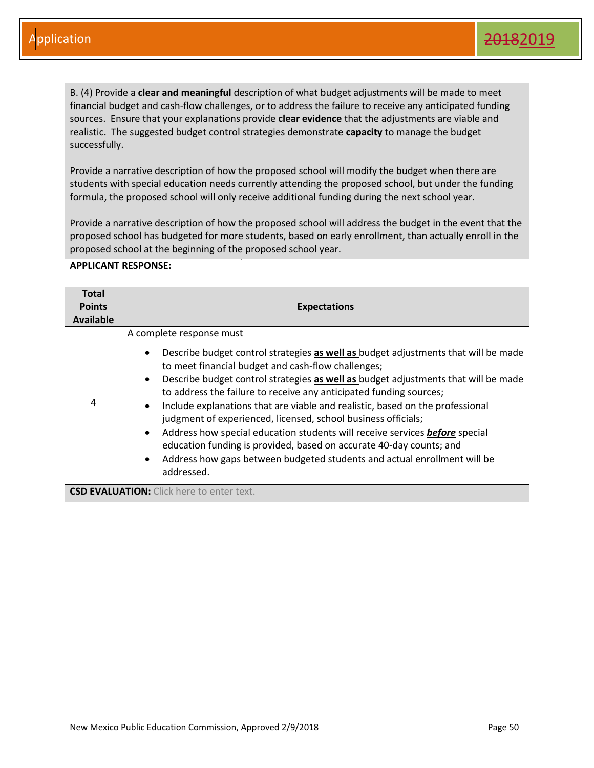B. (4) Provide a **clear and meaningful** description of what budget adjustments will be made to meet financial budget and cash-flow challenges, or to address the failure to receive any anticipated funding sources. Ensure that your explanations provide **clear evidence** that the adjustments are viable and realistic. The suggested budget control strategies demonstrate **capacity** to manage the budget successfully.

Provide a narrative description of how the proposed school will modify the budget when there are students with special education needs currently attending the proposed school, but under the funding formula, the proposed school will only receive additional funding during the next school year.

Provide a narrative description of how the proposed school will address the budget in the event that the proposed school has budgeted for more students, based on early enrollment, than actually enroll in the proposed school at the beginning of the proposed school year.

**APPLICANT RESPONSE:**

| Total Points Available | Expectations |
|---|---|
| 4 | A complete response must<br>• Describe budget control strategies **as well as** budget adjustments that will be made to meet financial budget and cash-flow challenges;<br>• Describe budget control strategies **as well as** budget adjustments that will be made to address the failure to receive any anticipated funding sources;<br>• Include explanations that are viable and realistic, based on the professional judgment of experienced, licensed, school business officials;<br>• Address how special education students will receive services ***before*** special education funding is provided, based on accurate 40-day counts; and<br>• Address how gaps between budgeted students and actual enrollment will be addressed. |

**CSD EVALUATION:** Click here to enter text.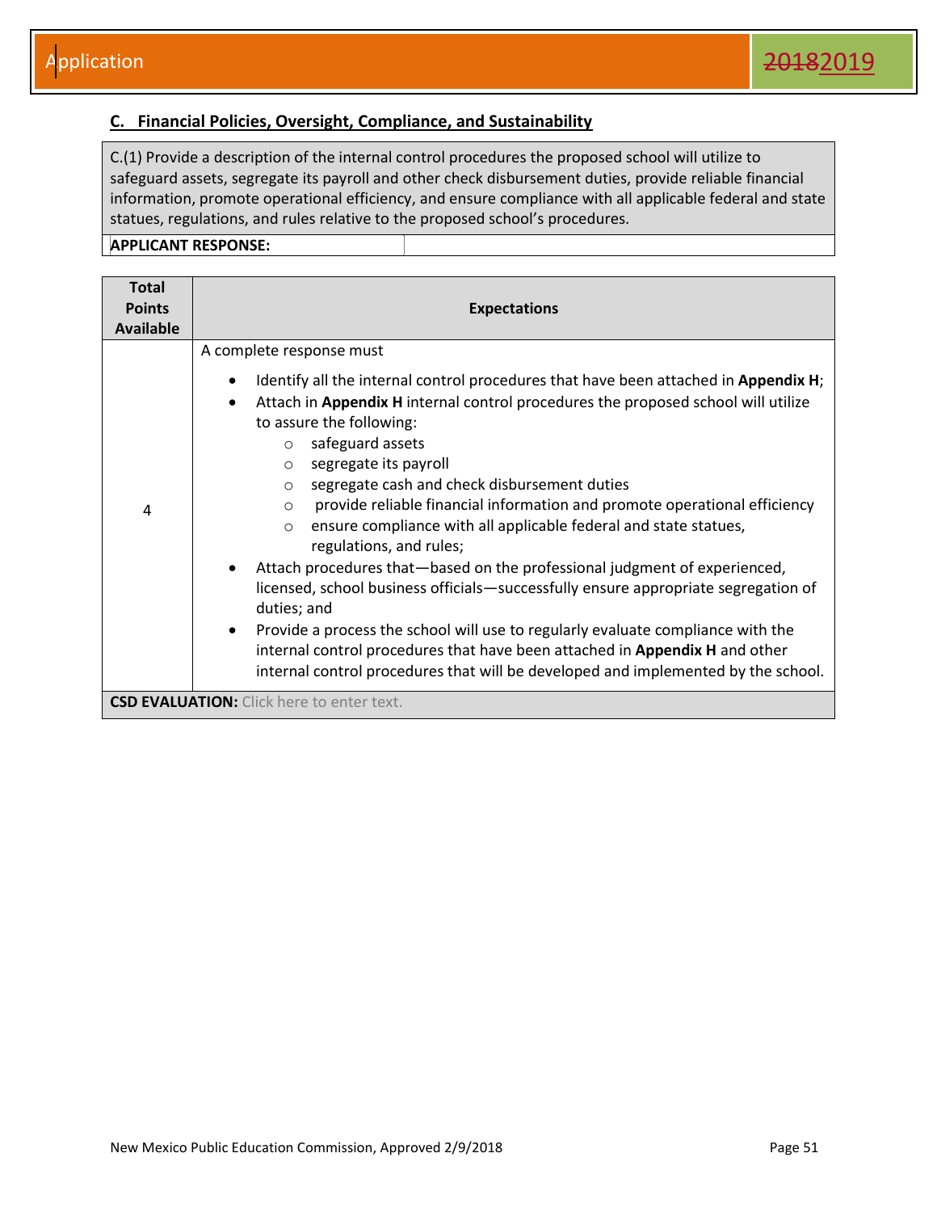## C. Financial Policies, Oversight, Compliance, and Sustainability

| C.(1) Provide a description of the internal control procedures the proposed school will utilize to safeguard assets, segregate its payroll and other check disbursement duties, provide reliable financial information, promote operational efficiency, and ensure compliance with all applicable federal and state statues, regulations, and rules relative to the proposed school's procedures. |
|---|
| **APPLICANT RESPONSE:** |

| Total Points Available | Expectations |
|---|---|
| 4 | A complete response must<br>• Identify all the internal control procedures that have been attached in **Appendix H**;<br>• Attach in **Appendix H** internal control procedures the proposed school will utilize to assure the following:<br>  ○ safeguard assets<br>  ○ segregate its payroll<br>  ○ segregate cash and check disbursement duties<br>  ○ provide reliable financial information and promote operational efficiency<br>  ○ ensure compliance with all applicable federal and state statues, regulations, and rules;<br>• Attach procedures that—based on the professional judgment of experienced, licensed, school business officials—successfully ensure appropriate segregation of duties; and<br>• Provide a process the school will use to regularly evaluate compliance with the internal control procedures that have been attached in **Appendix H** and other internal control procedures that will be developed and implemented by the school. |
| **CSD EVALUATION:** Click here to enter text. | |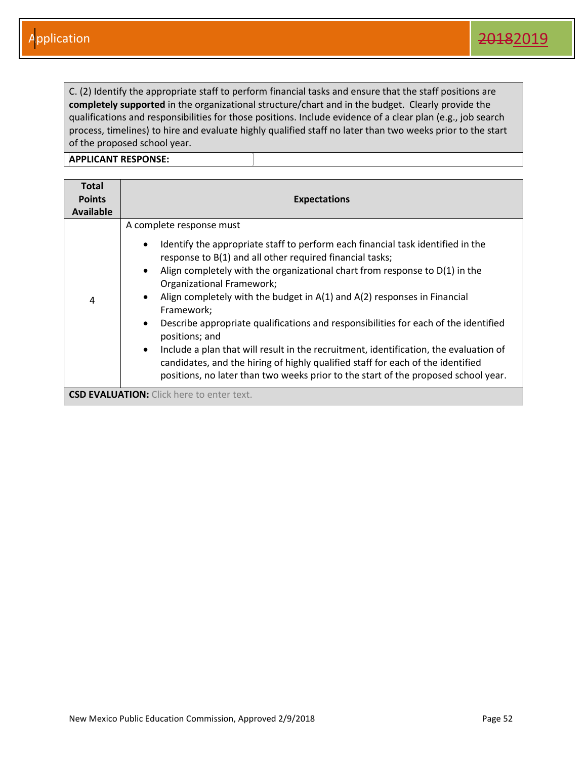C. (2) Identify the appropriate staff to perform financial tasks and ensure that the staff positions are **completely supported** in the organizational structure/chart and in the budget. Clearly provide the qualifications and responsibilities for those positions. Include evidence of a clear plan (e.g., job search process, timelines) to hire and evaluate highly qualified staff no later than two weeks prior to the start of the proposed school year.

**APPLICANT RESPONSE:**

| Total Points Available | Expectations |
|---|---|
| 4 | A complete response must<br>• Identify the appropriate staff to perform each financial task identified in the response to B(1) and all other required financial tasks;<br>• Align completely with the organizational chart from response to D(1) in the Organizational Framework;<br>• Align completely with the budget in A(1) and A(2) responses in Financial Framework;<br>• Describe appropriate qualifications and responsibilities for each of the identified positions; and<br>• Include a plan that will result in the recruitment, identification, the evaluation of candidates, and the hiring of highly qualified staff for each of the identified positions, no later than two weeks prior to the start of the proposed school year. |

**CSD EVALUATION:** Click here to enter text.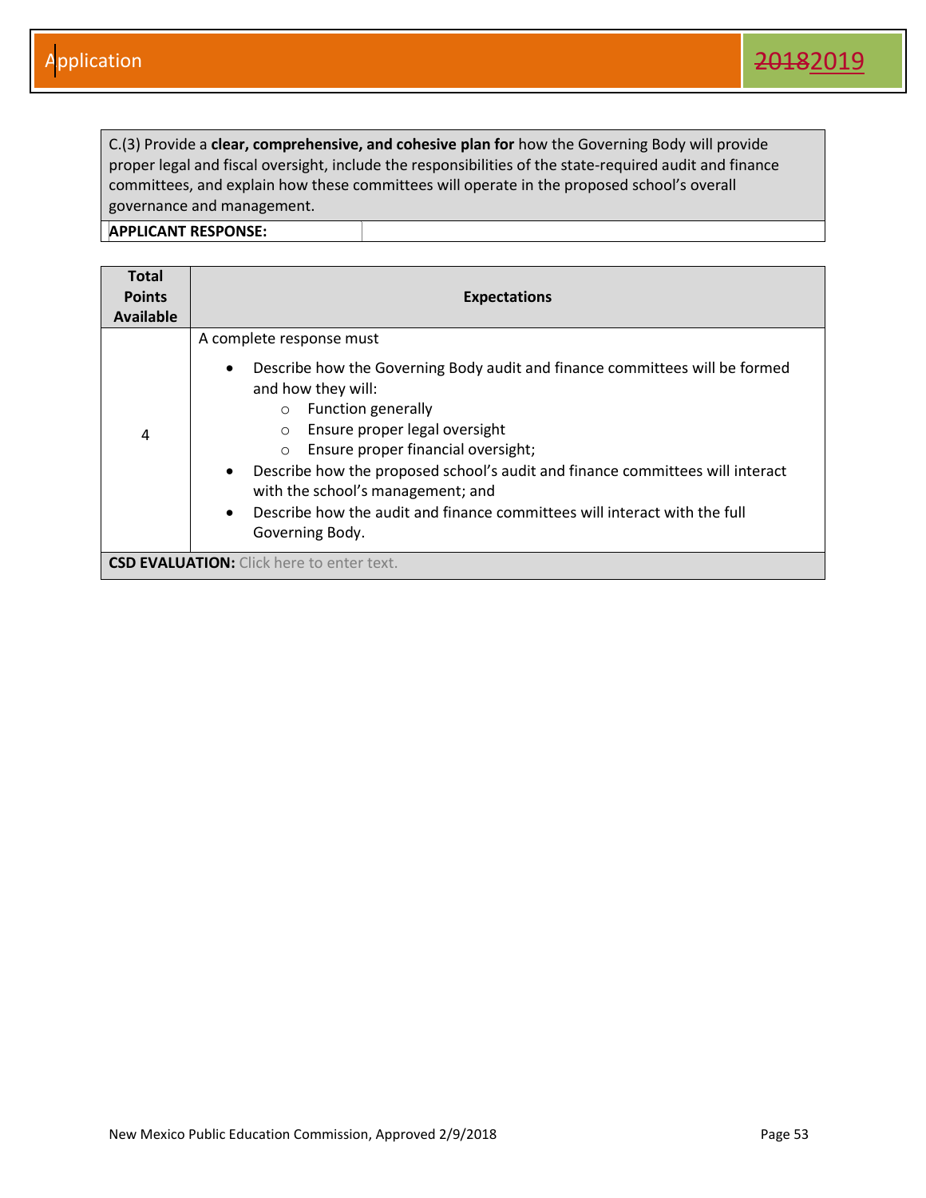C.(3) Provide a **clear, comprehensive, and cohesive plan for** how the Governing Body will provide proper legal and fiscal oversight, include the responsibilities of the state-required audit and finance committees, and explain how these committees will operate in the proposed school's overall governance and management.

**APPLICANT RESPONSE:**

| Total Points Available | Expectations |
|---|---|
| 4 | A complete response must<br>• Describe how the Governing Body audit and finance committees will be formed and how they will:<br>  ○ Function generally<br>  ○ Ensure proper legal oversight<br>  ○ Ensure proper financial oversight;<br>• Describe how the proposed school's audit and finance committees will interact with the school's management; and<br>• Describe how the audit and finance committees will interact with the full Governing Body. |

**CSD EVALUATION:** Click here to enter text.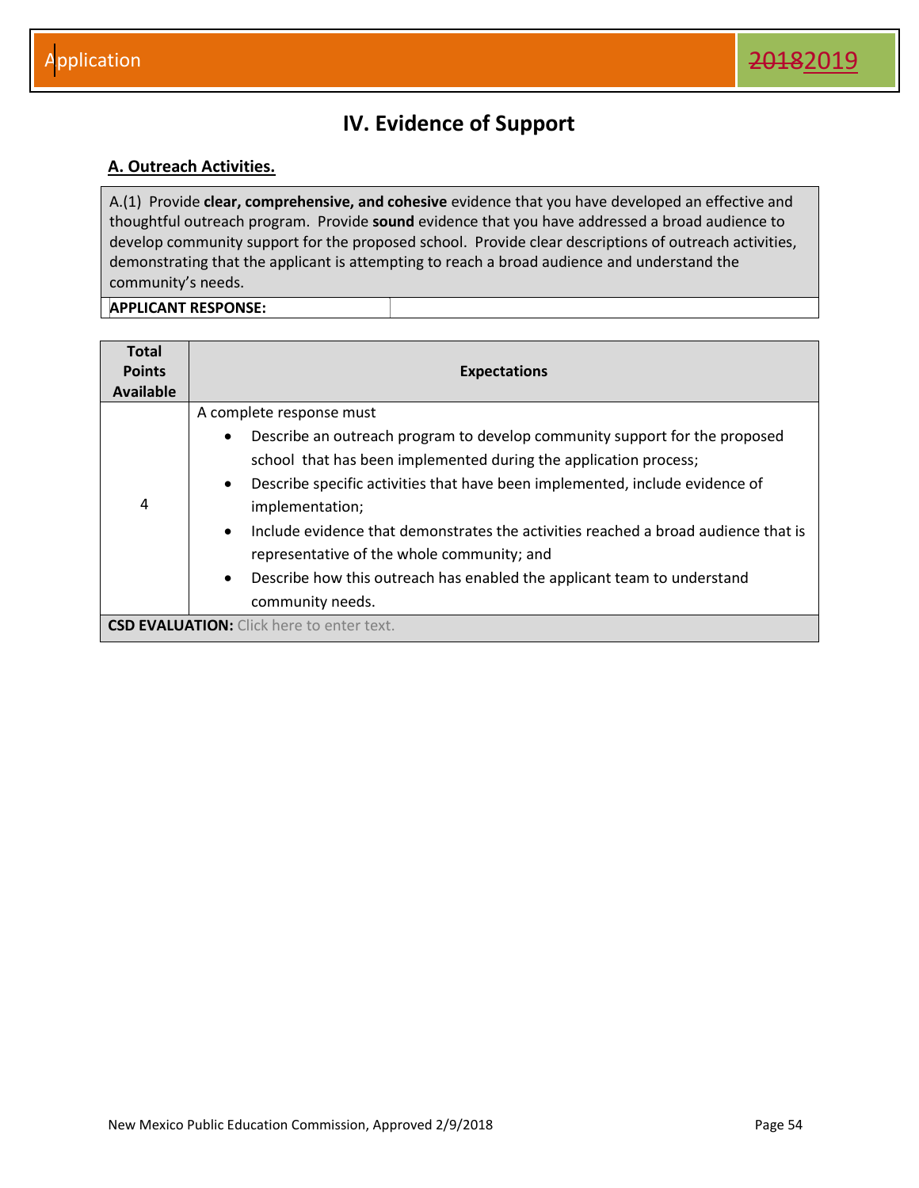# IV. Evidence of Support

## A. Outreach Activities.

| A.(1) Provide **clear, comprehensive, and cohesive** evidence that you have developed an effective and thoughtful outreach program. Provide **sound** evidence that you have addressed a broad audience to develop community support for the proposed school. Provide clear descriptions of outreach activities, demonstrating that the applicant is attempting to reach a broad audience and understand the community's needs. | |
|---|---|
| **APPLICANT RESPONSE:** | |

| Total Points Available | Expectations |
|---|---|
| 4 | A complete response must<br>• Describe an outreach program to develop community support for the proposed school that has been implemented during the application process;<br>• Describe specific activities that have been implemented, include evidence of implementation;<br>• Include evidence that demonstrates the activities reached a broad audience that is representative of the whole community; and<br>• Describe how this outreach has enabled the applicant team to understand community needs. |
| **CSD EVALUATION:** Click here to enter text. | |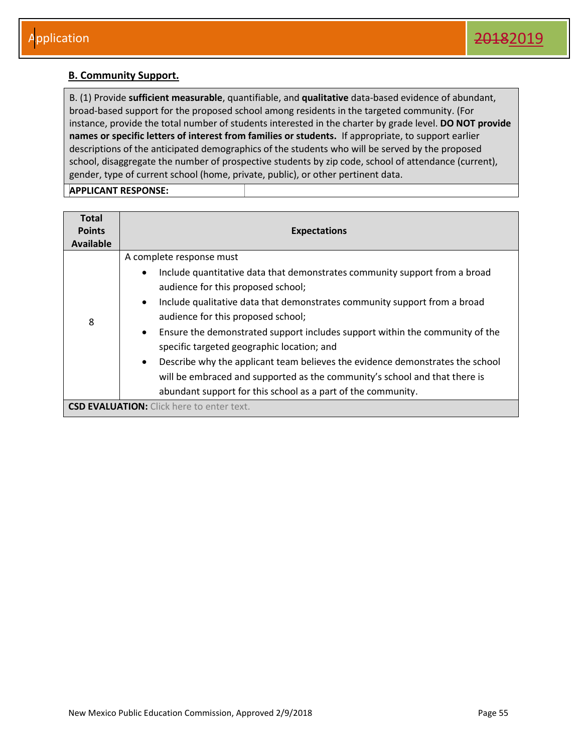## B. Community Support.

B. (1) Provide **sufficient measurable**, quantifiable, and **qualitative** data-based evidence of abundant, broad-based support for the proposed school among residents in the targeted community. (For instance, provide the total number of students interested in the charter by grade level. **DO NOT provide names or specific letters of interest from families or students.** If appropriate, to support earlier descriptions of the anticipated demographics of the students who will be served by the proposed school, disaggregate the number of prospective students by zip code, school of attendance (current), gender, type of current school (home, private, public), or other pertinent data.

**APPLICANT RESPONSE:**

| Total Points Available | Expectations |
|---|---|
| 8 | A complete response must<br>• Include quantitative data that demonstrates community support from a broad audience for this proposed school;<br>• Include qualitative data that demonstrates community support from a broad audience for this proposed school;<br>• Ensure the demonstrated support includes support within the community of the specific targeted geographic location; and<br>• Describe why the applicant team believes the evidence demonstrates the school will be embraced and supported as the community's school and that there is abundant support for this school as a part of the community. |
| **CSD EVALUATION:** Click here to enter text. | |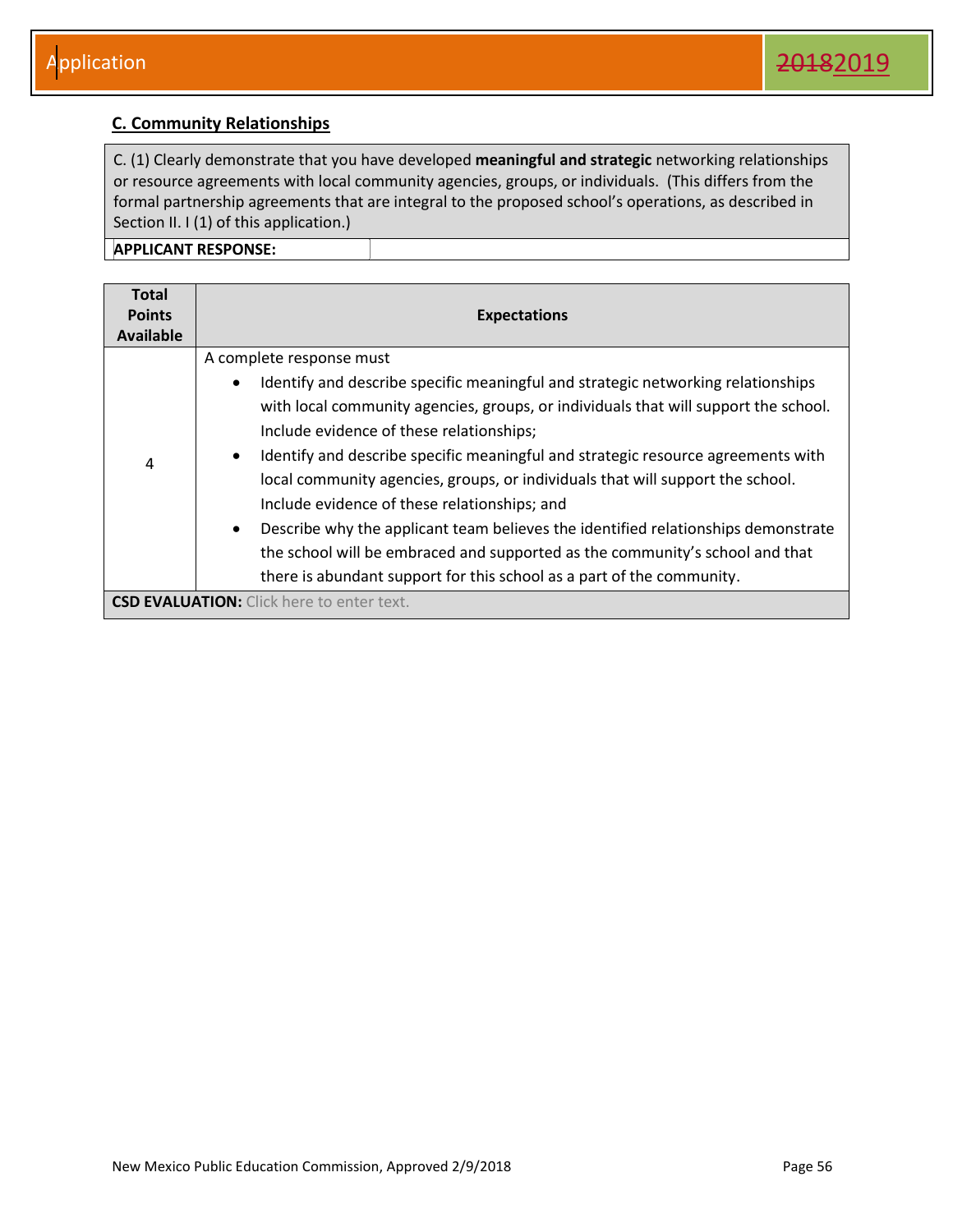## C. Community Relationships

| C. (1) Clearly demonstrate that you have developed **meaningful and strategic** networking relationships or resource agreements with local community agencies, groups, or individuals. (This differs from the formal partnership agreements that are integral to the proposed school's operations, as described in Section II. I (1) of this application.) | |
|---|---|
| **APPLICANT RESPONSE:** | |

| Total Points Available | Expectations |
|---|---|
| 4 | A complete response must<br>• Identify and describe specific meaningful and strategic networking relationships with local community agencies, groups, or individuals that will support the school. Include evidence of these relationships;<br>• Identify and describe specific meaningful and strategic resource agreements with local community agencies, groups, or individuals that will support the school. Include evidence of these relationships; and<br>• Describe why the applicant team believes the identified relationships demonstrate the school will be embraced and supported as the community's school and that there is abundant support for this school as a part of the community. |
| **CSD EVALUATION:** Click here to enter text. | |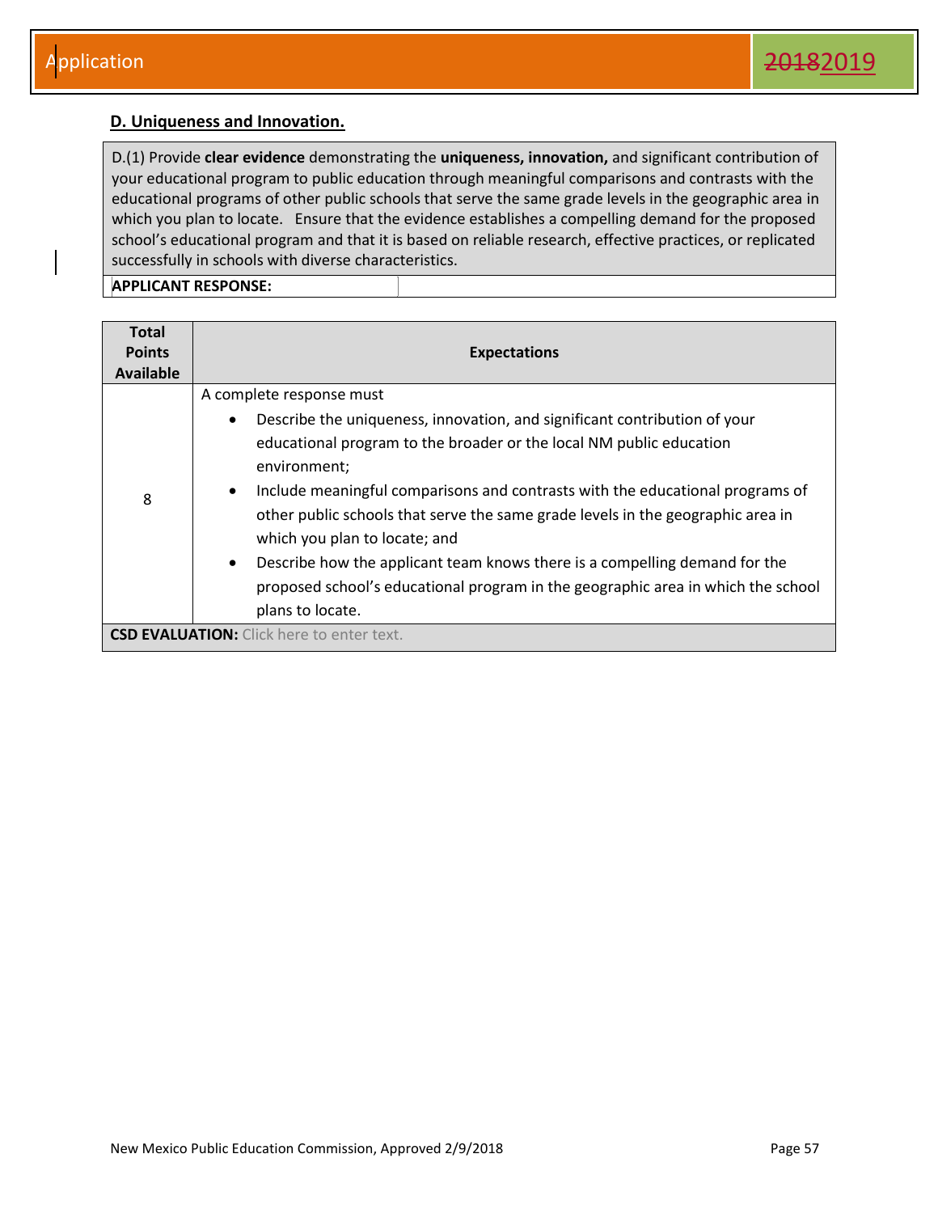## D. Uniqueness and Innovation.

| D.(1) Provide **clear evidence** demonstrating the **uniqueness, innovation,** and significant contribution of your educational program to public education through meaningful comparisons and contrasts with the educational programs of other public schools that serve the same grade levels in the geographic area in which you plan to locate. Ensure that the evidence establishes a compelling demand for the proposed school's educational program and that it is based on reliable research, effective practices, or replicated successfully in schools with diverse characteristics. |
|---|
| **APPLICANT RESPONSE:** |

| Total Points Available | Expectations |
|---|---|
| 8 | A complete response must<br>• Describe the uniqueness, innovation, and significant contribution of your educational program to the broader or the local NM public education environment;<br>• Include meaningful comparisons and contrasts with the educational programs of other public schools that serve the same grade levels in the geographic area in which you plan to locate; and<br>• Describe how the applicant team knows there is a compelling demand for the proposed school's educational program in the geographic area in which the school plans to locate. |
| **CSD EVALUATION:** Click here to enter text. | |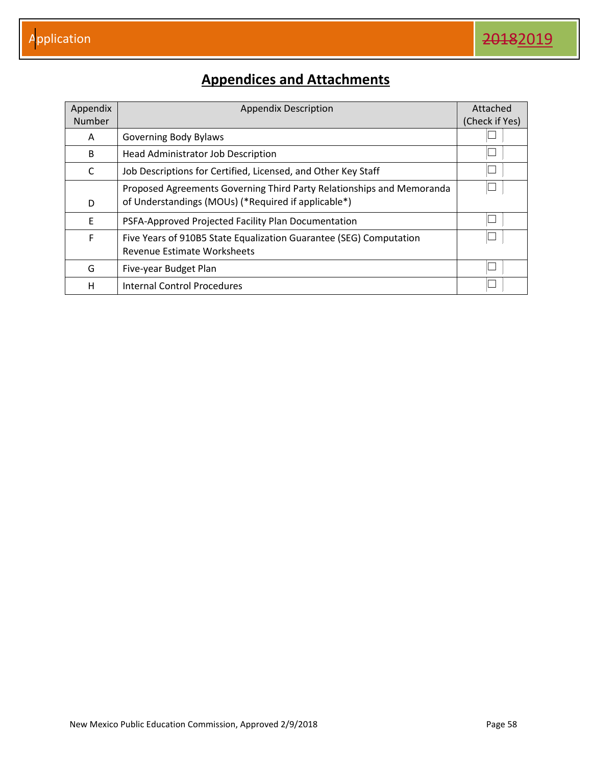## Appendices and Attachments

| Appendix Number | Appendix Description | Attached (Check if Yes) |
|---|---|---|
| A | Governing Body Bylaws | ☐ |
| B | Head Administrator Job Description | ☐ |
| C | Job Descriptions for Certified, Licensed, and Other Key Staff | ☐ |
| D | Proposed Agreements Governing Third Party Relationships and Memoranda of Understandings (MOUs) (*Required if applicable*) | ☐ |
| E | PSFA-Approved Projected Facility Plan Documentation | ☐ |
| F | Five Years of 910B5 State Equalization Guarantee (SEG) Computation Revenue Estimate Worksheets | ☐ |
| G | Five-year Budget Plan | ☐ |
| H | Internal Control Procedures | ☐ |